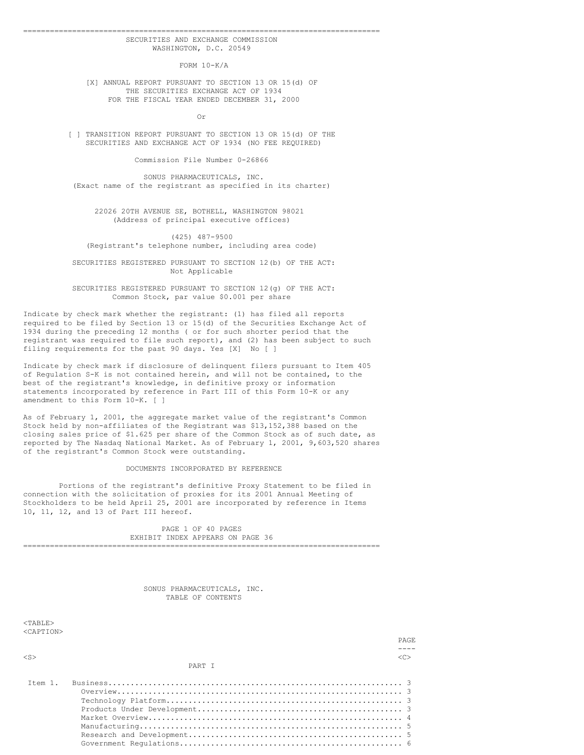SECURITIES AND EXCHANGE COMMISSION
WASHINGTON, D.C. 20549

FORM 10-K/A

[X] ANNUAL REPORT PURSUANT TO SECTION 13 OR 15(d) OF THE SECURITIES EXCHANGE ACT OF 1934
FOR THE FISCAL YEAR ENDED DECEMBER 31, 2000

Or

[ ] TRANSITION REPORT PURSUANT TO SECTION 13 OR 15(d) OF THE SECURITIES AND EXCHANGE ACT OF 1934 (NO FEE REQUIRED)

Commission File Number 0-26866

SONUS PHARMACEUTICALS, INC.
(Exact name of the registrant as specified in its charter)

22026 20TH AVENUE SE, BOTHELL, WASHINGTON 98021
(Address of principal executive offices)

(425) 487-9500
(Registrant's telephone number, including area code)

SECURITIES REGISTERED PURSUANT TO SECTION 12(b) OF THE ACT:
Not Applicable

SECURITIES REGISTERED PURSUANT TO SECTION 12(g) OF THE ACT:
Common Stock, par value $0.001 per share

Indicate by check mark whether the registrant: (1) has filed all reports required to be filed by Section 13 or 15(d) of the Securities Exchange Act of 1934 during the preceding 12 months ( or for such shorter period that the registrant was required to file such report), and (2) has been subject to such filing requirements for the past 90 days. Yes [X] No [ ]

Indicate by check mark if disclosure of delinquent filers pursuant to Item 405 of Regulation S-K is not contained herein, and will not be contained, to the best of the registrant's knowledge, in definitive proxy or information statements incorporated by reference in Part III of this Form 10-K or any amendment to this Form 10-K. [ ]

As of February 1, 2001, the aggregate market value of the registrant's Common Stock held by non-affiliates of the Registrant was $13,152,388 based on the closing sales price of $1.625 per share of the Common Stock as of such date, as reported by The Nasdaq National Market. As of February 1, 2001, 9,603,520 shares of the registrant's Common Stock were outstanding.

DOCUMENTS INCORPORATED BY REFERENCE

Portions of the registrant's definitive Proxy Statement to be filed in connection with the solicitation of proxies for its 2001 Annual Meeting of Stockholders to be held April 25, 2001 are incorporated by reference in Items 10, 11, 12, and 13 of Part III hereof.

PAGE 1 OF 40 PAGES
EXHIBIT INDEX APPEARS ON PAGE 36

SONUS PHARMACEUTICALS, INC.
TABLE OF CONTENTS

| | | PAGE |
|---|---|---|
| | **PART I** | |
| Item 1. | Business | 3 |
| | Overview | 3 |
| | Technology Platform | 3 |
| | Products Under Development | 3 |
| | Market Overview | 4 |
| | Manufacturing | 5 |
| | Research and Development | 5 |
| | Government Regulations | 6 |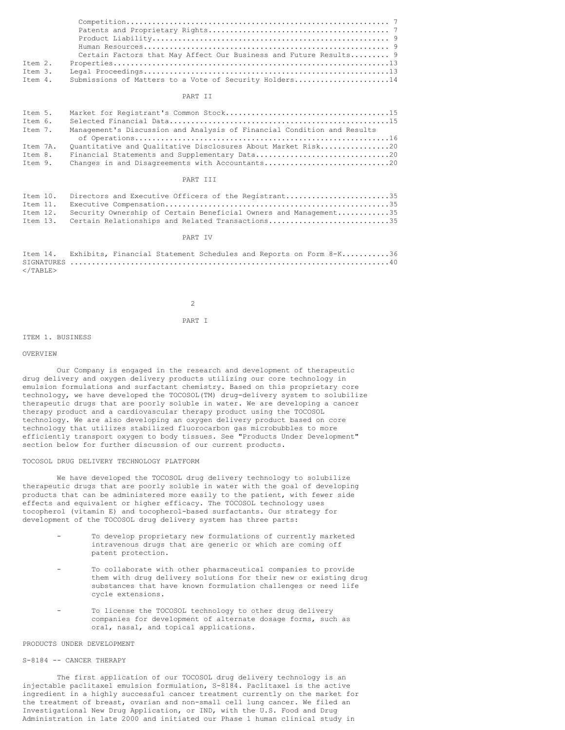| | | |
|---|---|---|
| | Competition | 7 |
| | Patents and Proprietary Rights | 7 |
| | Product Liability | 9 |
| | Human Resources | 9 |
| | Certain Factors that May Affect Our Business and Future Results | 9 |
| Item 2. | Properties | 13 |
| Item 3. | Legal Proceedings | 13 |
| Item 4. | Submissions of Matters to a Vote of Security Holders | 14 |

PART II

| | | |
|---|---|---|
| Item 5. | Market for Registrant's Common Stock | 15 |
| Item 6. | Selected Financial Data | 15 |
| Item 7. | Management's Discussion and Analysis of Financial Condition and Results of Operations | 16 |
| Item 7A. | Quantitative and Qualitative Disclosures About Market Risk | 20 |
| Item 8. | Financial Statements and Supplementary Data | 20 |
| Item 9. | Changes in and Disagreements with Accountants | 20 |

PART III

| | | |
|---|---|---|
| Item 10. | Directors and Executive Officers of the Registrant | 35 |
| Item 11. | Executive Compensation | 35 |
| Item 12. | Security Ownership of Certain Beneficial Owners and Management | 35 |
| Item 13. | Certain Relationships and Related Transactions | 35 |

PART IV

| | | |
|---|---|---|
| Item 14. | Exhibits, Financial Statement Schedules and Reports on Form 8-K | 36 |
| SIGNATURES | | 40 |

# PART I

## ITEM 1. BUSINESS

### OVERVIEW

Our Company is engaged in the research and development of therapeutic drug delivery and oxygen delivery products utilizing our core technology in emulsion formulations and surfactant chemistry. Based on this proprietary core technology, we have developed the TOCOSOL(TM) drug-delivery system to solubilize therapeutic drugs that are poorly soluble in water. We are developing a cancer therapy product and a cardiovascular therapy product using the TOCOSOL technology. We are also developing an oxygen delivery product based on core technology that utilizes stabilized fluorocarbon gas microbubbles to more efficiently transport oxygen to body tissues. See "Products Under Development" section below for further discussion of our current products.

### TOCOSOL DRUG DELIVERY TECHNOLOGY PLATFORM

We have developed the TOCOSOL drug delivery technology to solubilize therapeutic drugs that are poorly soluble in water with the goal of developing products that can be administered more easily to the patient, with fewer side effects and equivalent or higher efficacy. The TOCOSOL technology uses tocopherol (vitamin E) and tocopherol-based surfactants. Our strategy for development of the TOCOSOL drug delivery system has three parts:

- To develop proprietary new formulations of currently marketed intravenous drugs that are generic or which are coming off patent protection.
- To collaborate with other pharmaceutical companies to provide them with drug delivery solutions for their new or existing drug substances that have known formulation challenges or need life cycle extensions.
- To license the TOCOSOL technology to other drug delivery companies for development of alternate dosage forms, such as oral, nasal, and topical applications.

### PRODUCTS UNDER DEVELOPMENT

#### S-8184 -- CANCER THERAPY

The first application of our TOCOSOL drug delivery technology is an injectable paclitaxel emulsion formulation, S-8184. Paclitaxel is the active ingredient in a highly successful cancer treatment currently on the market for the treatment of breast, ovarian and non-small cell lung cancer. We filed an Investigational New Drug Application, or IND, with the U.S. Food and Drug Administration in late 2000 and initiated our Phase 1 human clinical study in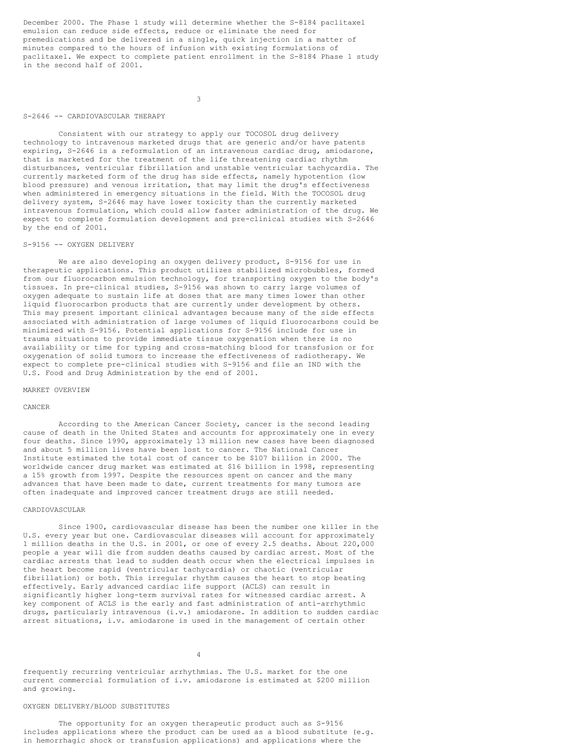December 2000. The Phase 1 study will determine whether the S-8184 paclitaxel emulsion can reduce side effects, reduce or eliminate the need for premedications and be delivered in a single, quick injection in a matter of minutes compared to the hours of infusion with existing formulations of paclitaxel. We expect to complete patient enrollment in the S-8184 Phase 1 study in the second half of 2001.

### S-2646 -- CARDIOVASCULAR THERAPY

Consistent with our strategy to apply our TOCOSOL drug delivery technology to intravenous marketed drugs that are generic and/or have patents expiring, S-2646 is a reformulation of an intravenous cardiac drug, amiodarone, that is marketed for the treatment of the life threatening cardiac rhythm disturbances, ventricular fibrillation and unstable ventricular tachycardia. The currently marketed form of the drug has side effects, namely hypotention (low blood pressure) and venous irritation, that may limit the drug's effectiveness when administered in emergency situations in the field. With the TOCOSOL drug delivery system, S-2646 may have lower toxicity than the currently marketed intravenous formulation, which could allow faster administration of the drug. We expect to complete formulation development and pre-clinical studies with S-2646 by the end of 2001.

### S-9156 -- OXYGEN DELIVERY

We are also developing an oxygen delivery product, S-9156 for use in therapeutic applications. This product utilizes stabilized microbubbles, formed from our fluorocarbon emulsion technology, for transporting oxygen to the body's tissues. In pre-clinical studies, S-9156 was shown to carry large volumes of oxygen adequate to sustain life at doses that are many times lower than other liquid fluorocarbon products that are currently under development by others. This may present important clinical advantages because many of the side effects associated with administration of large volumes of liquid fluorocarbons could be minimized with S-9156. Potential applications for S-9156 include for use in trauma situations to provide immediate tissue oxygenation when there is no availability or time for typing and cross-matching blood for transfusion or for oxygenation of solid tumors to increase the effectiveness of radiotherapy. We expect to complete pre-clinical studies with S-9156 and file an IND with the U.S. Food and Drug Administration by the end of 2001.

## MARKET OVERVIEW

### CANCER

According to the American Cancer Society, cancer is the second leading cause of death in the United States and accounts for approximately one in every four deaths. Since 1990, approximately 13 million new cases have been diagnosed and about 5 million lives have been lost to cancer. The National Cancer Institute estimated the total cost of cancer to be $107 billion in 2000. The worldwide cancer drug market was estimated at $16 billion in 1998, representing a 15% growth from 1997. Despite the resources spent on cancer and the many advances that have been made to date, current treatments for many tumors are often inadequate and improved cancer treatment drugs are still needed.

### CARDIOVASCULAR

Since 1900, cardiovascular disease has been the number one killer in the U.S. every year but one. Cardiovascular diseases will account for approximately 1 million deaths in the U.S. in 2001, or one of every 2.5 deaths. About 220,000 people a year will die from sudden deaths caused by cardiac arrest. Most of the cardiac arrests that lead to sudden death occur when the electrical impulses in the heart become rapid (ventricular tachycardia) or chaotic (ventricular fibrillation) or both. This irregular rhythm causes the heart to stop beating effectively. Early advanced cardiac life support (ACLS) can result in significantly higher long-term survival rates for witnessed cardiac arrest. A key component of ACLS is the early and fast administration of anti-arrhythmic drugs, particularly intravenous (i.v.) amiodarone. In addition to sudden cardiac arrest situations, i.v. amiodarone is used in the management of certain other frequently recurring ventricular arrhythmias. The U.S. market for the one current commercial formulation of i.v. amiodarone is estimated at $200 million and growing.

### OXYGEN DELIVERY/BLOOD SUBSTITUTES

The opportunity for an oxygen therapeutic product such as S-9156 includes applications where the product can be used as a blood substitute (e.g. in hemorrhagic shock or transfusion applications) and applications where the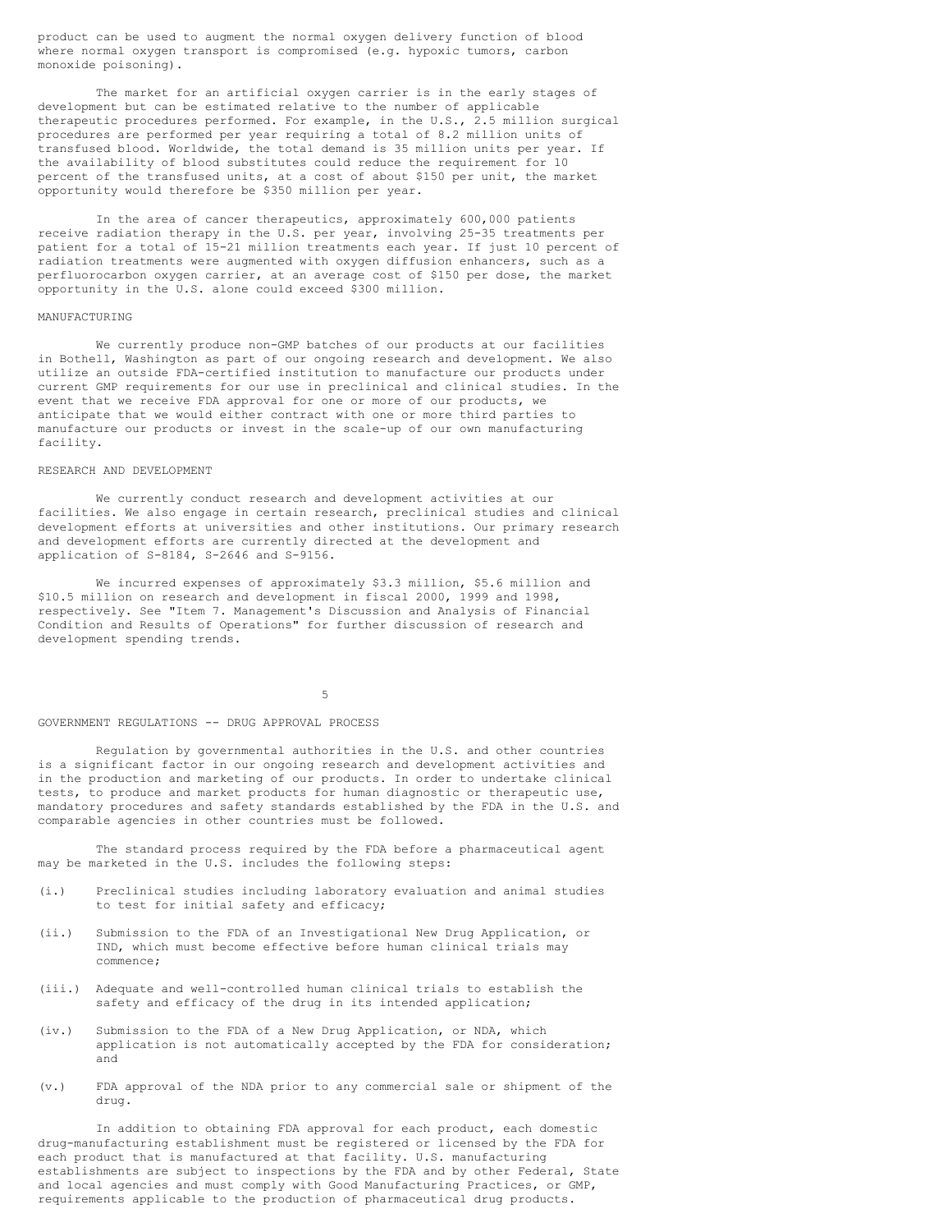product can be used to augment the normal oxygen delivery function of blood where normal oxygen transport is compromised (e.g. hypoxic tumors, carbon monoxide poisoning).

The market for an artificial oxygen carrier is in the early stages of development but can be estimated relative to the number of applicable therapeutic procedures performed. For example, in the U.S., 2.5 million surgical procedures are performed per year requiring a total of 8.2 million units of transfused blood. Worldwide, the total demand is 35 million units per year. If the availability of blood substitutes could reduce the requirement for 10 percent of the transfused units, at a cost of about $150 per unit, the market opportunity would therefore be $350 million per year.

In the area of cancer therapeutics, approximately 600,000 patients receive radiation therapy in the U.S. per year, involving 25-35 treatments per patient for a total of 15-21 million treatments each year. If just 10 percent of radiation treatments were augmented with oxygen diffusion enhancers, such as a perfluorocarbon oxygen carrier, at an average cost of $150 per dose, the market opportunity in the U.S. alone could exceed $300 million.

## MANUFACTURING

We currently produce non-GMP batches of our products at our facilities in Bothell, Washington as part of our ongoing research and development. We also utilize an outside FDA-certified institution to manufacture our products under current GMP requirements for our use in preclinical and clinical studies. In the event that we receive FDA approval for one or more of our products, we anticipate that we would either contract with one or more third parties to manufacture our products or invest in the scale-up of our own manufacturing facility.

## RESEARCH AND DEVELOPMENT

We currently conduct research and development activities at our facilities. We also engage in certain research, preclinical studies and clinical development efforts at universities and other institutions. Our primary research and development efforts are currently directed at the development and application of S-8184, S-2646 and S-9156.

We incurred expenses of approximately $3.3 million, $5.6 million and $10.5 million on research and development in fiscal 2000, 1999 and 1998, respectively. See "Item 7. Management's Discussion and Analysis of Financial Condition and Results of Operations" for further discussion of research and development spending trends.

## GOVERNMENT REGULATIONS -- DRUG APPROVAL PROCESS

Regulation by governmental authorities in the U.S. and other countries is a significant factor in our ongoing research and development activities and in the production and marketing of our products. In order to undertake clinical tests, to produce and market products for human diagnostic or therapeutic use, mandatory procedures and safety standards established by the FDA in the U.S. and comparable agencies in other countries must be followed.

The standard process required by the FDA before a pharmaceutical agent may be marketed in the U.S. includes the following steps:

(i.) Preclinical studies including laboratory evaluation and animal studies to test for initial safety and efficacy;

(ii.) Submission to the FDA of an Investigational New Drug Application, or IND, which must become effective before human clinical trials may commence;

(iii.) Adequate and well-controlled human clinical trials to establish the safety and efficacy of the drug in its intended application;

(iv.) Submission to the FDA of a New Drug Application, or NDA, which application is not automatically accepted by the FDA for consideration; and

(v.) FDA approval of the NDA prior to any commercial sale or shipment of the drug.

In addition to obtaining FDA approval for each product, each domestic drug-manufacturing establishment must be registered or licensed by the FDA for each product that is manufactured at that facility. U.S. manufacturing establishments are subject to inspections by the FDA and by other Federal, State and local agencies and must comply with Good Manufacturing Practices, or GMP, requirements applicable to the production of pharmaceutical drug products.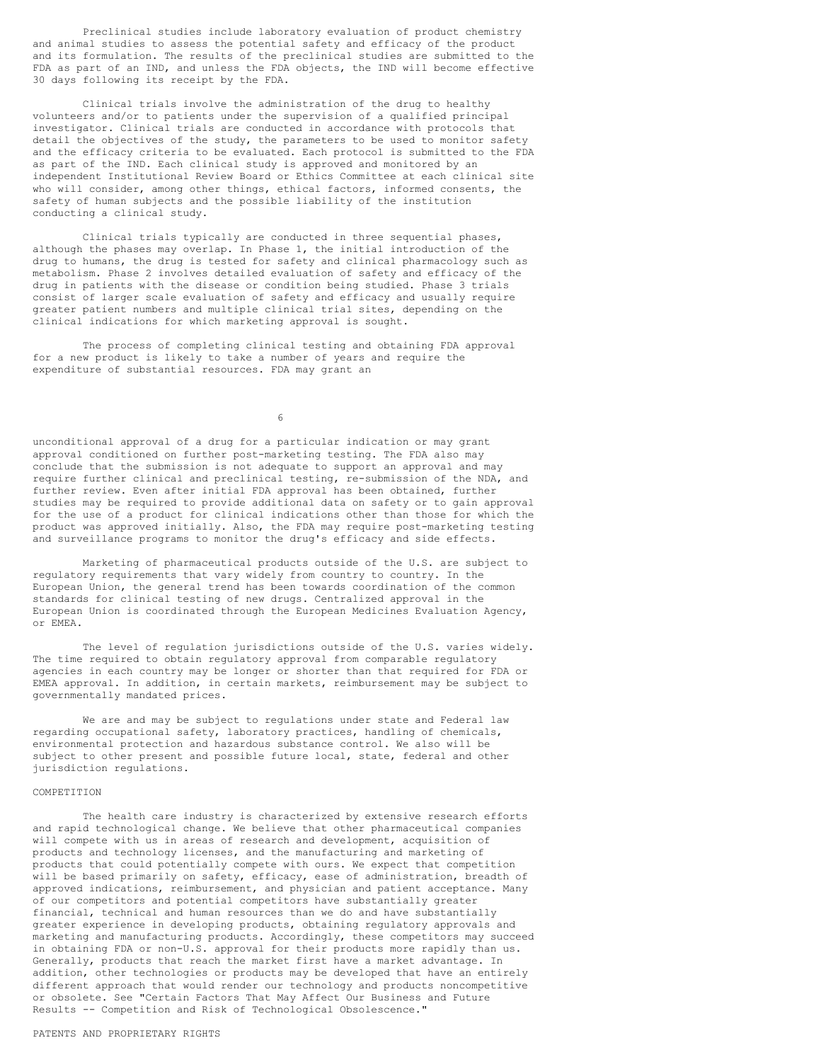Preclinical studies include laboratory evaluation of product chemistry and animal studies to assess the potential safety and efficacy of the product and its formulation. The results of the preclinical studies are submitted to the FDA as part of an IND, and unless the FDA objects, the IND will become effective 30 days following its receipt by the FDA.

Clinical trials involve the administration of the drug to healthy volunteers and/or to patients under the supervision of a qualified principal investigator. Clinical trials are conducted in accordance with protocols that detail the objectives of the study, the parameters to be used to monitor safety and the efficacy criteria to be evaluated. Each protocol is submitted to the FDA as part of the IND. Each clinical study is approved and monitored by an independent Institutional Review Board or Ethics Committee at each clinical site who will consider, among other things, ethical factors, informed consents, the safety of human subjects and the possible liability of the institution conducting a clinical study.

Clinical trials typically are conducted in three sequential phases, although the phases may overlap. In Phase 1, the initial introduction of the drug to humans, the drug is tested for safety and clinical pharmacology such as metabolism. Phase 2 involves detailed evaluation of safety and efficacy of the drug in patients with the disease or condition being studied. Phase 3 trials consist of larger scale evaluation of safety and efficacy and usually require greater patient numbers and multiple clinical trial sites, depending on the clinical indications for which marketing approval is sought.

The process of completing clinical testing and obtaining FDA approval for a new product is likely to take a number of years and require the expenditure of substantial resources. FDA may grant an unconditional approval of a drug for a particular indication or may grant approval conditioned on further post-marketing testing. The FDA also may conclude that the submission is not adequate to support an approval and may require further clinical and preclinical testing, re-submission of the NDA, and further review. Even after initial FDA approval has been obtained, further studies may be required to provide additional data on safety or to gain approval for the use of a product for clinical indications other than those for which the product was approved initially. Also, the FDA may require post-marketing testing and surveillance programs to monitor the drug's efficacy and side effects.

Marketing of pharmaceutical products outside of the U.S. are subject to regulatory requirements that vary widely from country to country. In the European Union, the general trend has been towards coordination of the common standards for clinical testing of new drugs. Centralized approval in the European Union is coordinated through the European Medicines Evaluation Agency, or EMEA.

The level of regulation jurisdictions outside of the U.S. varies widely. The time required to obtain regulatory approval from comparable regulatory agencies in each country may be longer or shorter than that required for FDA or EMEA approval. In addition, in certain markets, reimbursement may be subject to governmentally mandated prices.

We are and may be subject to regulations under state and Federal law regarding occupational safety, laboratory practices, handling of chemicals, environmental protection and hazardous substance control. We also will be subject to other present and possible future local, state, federal and other jurisdiction regulations.

## COMPETITION

The health care industry is characterized by extensive research efforts and rapid technological change. We believe that other pharmaceutical companies will compete with us in areas of research and development, acquisition of products and technology licenses, and the manufacturing and marketing of products that could potentially compete with ours. We expect that competition will be based primarily on safety, efficacy, ease of administration, breadth of approved indications, reimbursement, and physician and patient acceptance. Many of our competitors and potential competitors have substantially greater financial, technical and human resources than we do and have substantially greater experience in developing products, obtaining regulatory approvals and marketing and manufacturing products. Accordingly, these competitors may succeed in obtaining FDA or non-U.S. approval for their products more rapidly than us. Generally, products that reach the market first have a market advantage. In addition, other technologies or products may be developed that have an entirely different approach that would render our technology and products noncompetitive or obsolete. See "Certain Factors That May Affect Our Business and Future Results -- Competition and Risk of Technological Obsolescence."

## PATENTS AND PROPRIETARY RIGHTS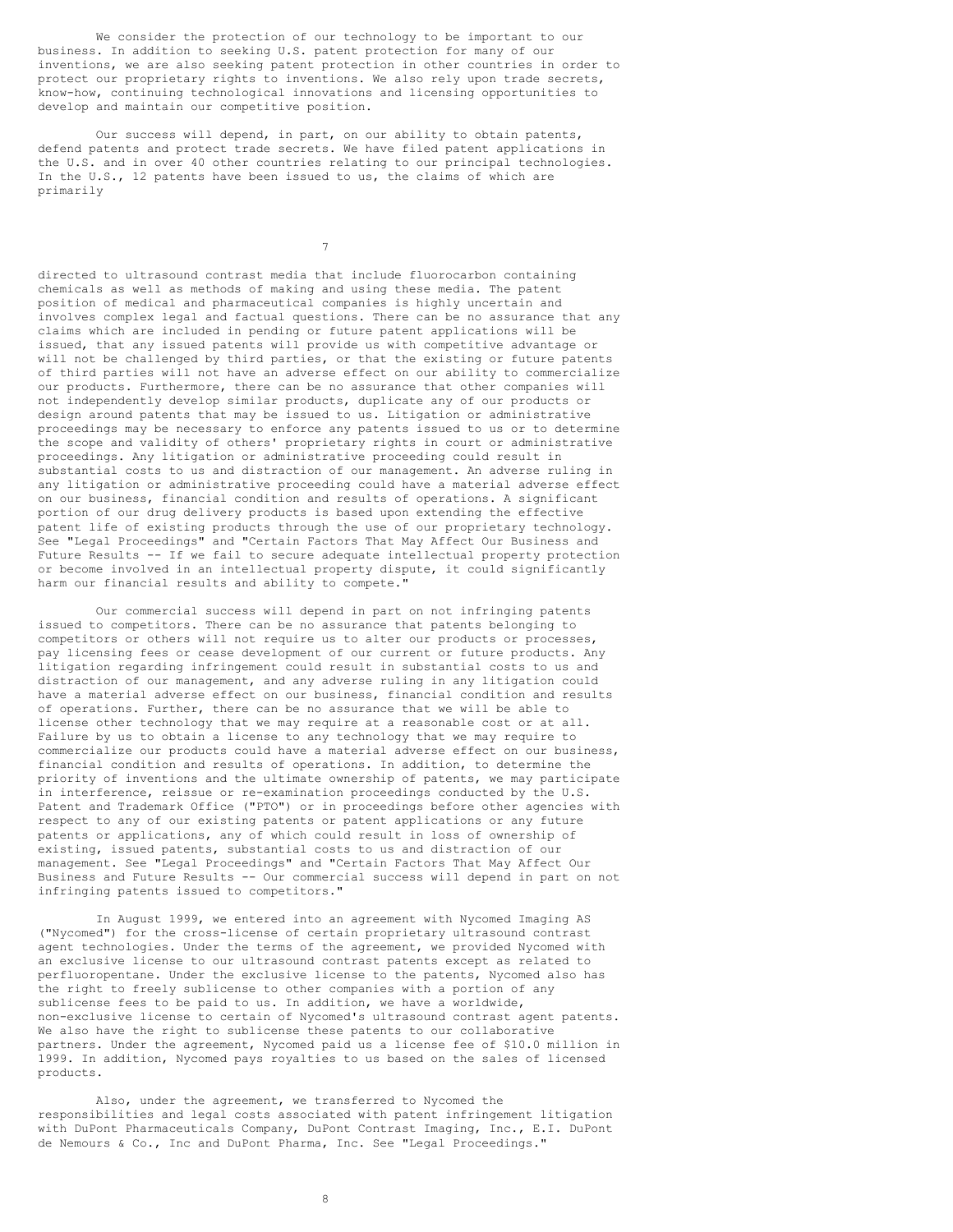We consider the protection of our technology to be important to our business. In addition to seeking U.S. patent protection for many of our inventions, we are also seeking patent protection in other countries in order to protect our proprietary rights to inventions. We also rely upon trade secrets, know-how, continuing technological innovations and licensing opportunities to develop and maintain our competitive position.

Our success will depend, in part, on our ability to obtain patents, defend patents and protect trade secrets. We have filed patent applications in the U.S. and in over 40 other countries relating to our principal technologies. In the U.S., 12 patents have been issued to us, the claims of which are primarily directed to ultrasound contrast media that include fluorocarbon containing chemicals as well as methods of making and using these media. The patent position of medical and pharmaceutical companies is highly uncertain and involves complex legal and factual questions. There can be no assurance that any claims which are included in pending or future patent applications will be issued, that any issued patents will provide us with competitive advantage or will not be challenged by third parties, or that the existing or future patents of third parties will not have an adverse effect on our ability to commercialize our products. Furthermore, there can be no assurance that other companies will not independently develop similar products, duplicate any of our products or design around patents that may be issued to us. Litigation or administrative proceedings may be necessary to enforce any patents issued to us or to determine the scope and validity of others' proprietary rights in court or administrative proceedings. Any litigation or administrative proceeding could result in substantial costs to us and distraction of our management. An adverse ruling in any litigation or administrative proceeding could have a material adverse effect on our business, financial condition and results of operations. A significant portion of our drug delivery products is based upon extending the effective patent life of existing products through the use of our proprietary technology. See "Legal Proceedings" and "Certain Factors That May Affect Our Business and Future Results -- If we fail to secure adequate intellectual property protection or become involved in an intellectual property dispute, it could significantly harm our financial results and ability to compete."

Our commercial success will depend in part on not infringing patents issued to competitors. There can be no assurance that patents belonging to competitors or others will not require us to alter our products or processes, pay licensing fees or cease development of our current or future products. Any litigation regarding infringement could result in substantial costs to us and distraction of our management, and any adverse ruling in any litigation could have a material adverse effect on our business, financial condition and results of operations. Further, there can be no assurance that we will be able to license other technology that we may require at a reasonable cost or at all. Failure by us to obtain a license to any technology that we may require to commercialize our products could have a material adverse effect on our business, financial condition and results of operations. In addition, to determine the priority of inventions and the ultimate ownership of patents, we may participate in interference, reissue or re-examination proceedings conducted by the U.S. Patent and Trademark Office ("PTO") or in proceedings before other agencies with respect to any of our existing patents or patent applications or any future patents or applications, any of which could result in loss of ownership of existing, issued patents, substantial costs to us and distraction of our management. See "Legal Proceedings" and "Certain Factors That May Affect Our Business and Future Results -- Our commercial success will depend in part on not infringing patents issued to competitors."

In August 1999, we entered into an agreement with Nycomed Imaging AS ("Nycomed") for the cross-license of certain proprietary ultrasound contrast agent technologies. Under the terms of the agreement, we provided Nycomed with an exclusive license to our ultrasound contrast patents except as related to perfluoropentane. Under the exclusive license to the patents, Nycomed also has the right to freely sublicense to other companies with a portion of any sublicense fees to be paid to us. In addition, we have a worldwide, non-exclusive license to certain of Nycomed's ultrasound contrast agent patents. We also have the right to sublicense these patents to our collaborative partners. Under the agreement, Nycomed paid us a license fee of $10.0 million in 1999. In addition, Nycomed pays royalties to us based on the sales of licensed products.

Also, under the agreement, we transferred to Nycomed the responsibilities and legal costs associated with patent infringement litigation with DuPont Pharmaceuticals Company, DuPont Contrast Imaging, Inc., E.I. DuPont de Nemours & Co., Inc and DuPont Pharma, Inc. See "Legal Proceedings."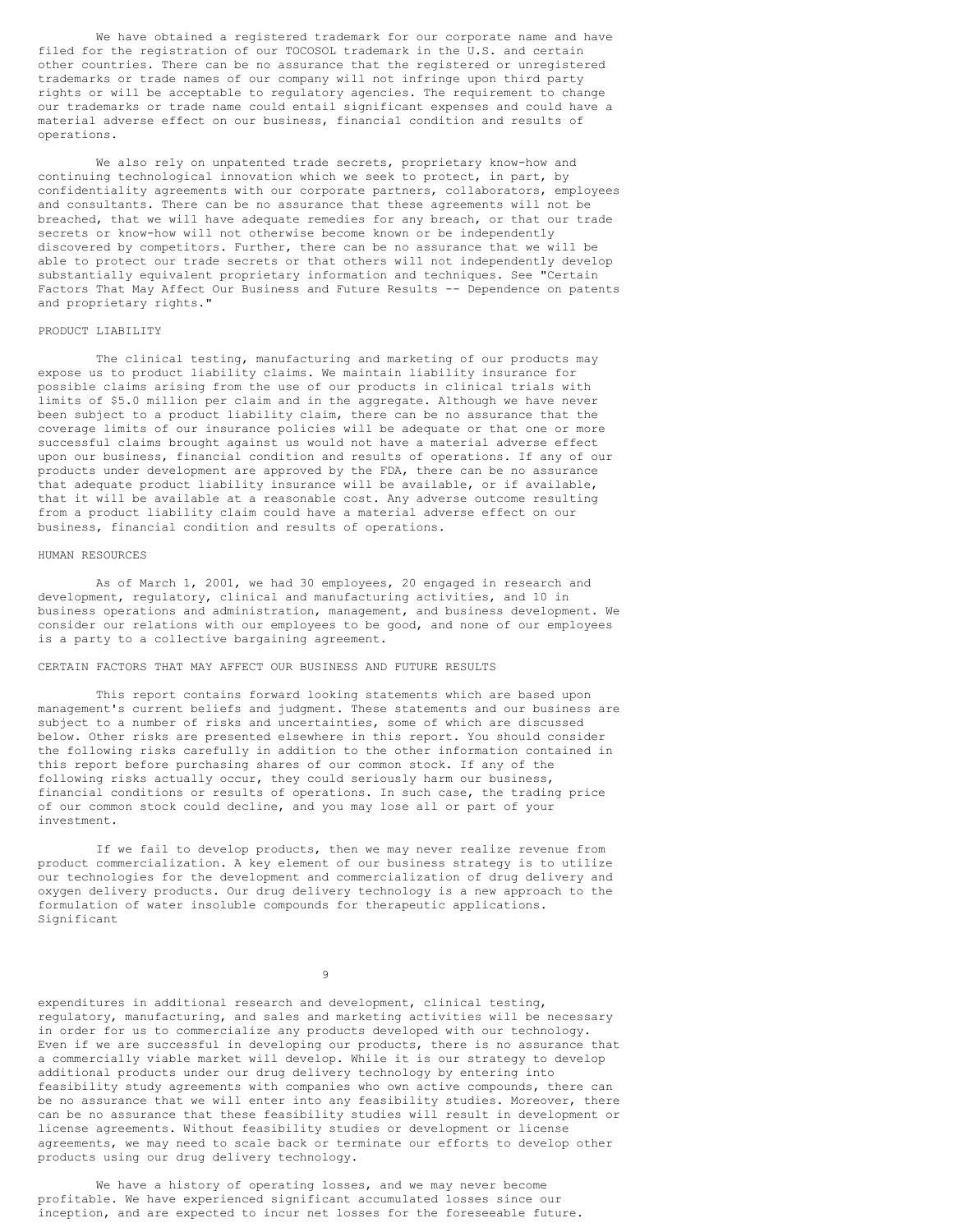We have obtained a registered trademark for our corporate name and have filed for the registration of our TOCOSOL trademark in the U.S. and certain other countries. There can be no assurance that the registered or unregistered trademarks or trade names of our company will not infringe upon third party rights or will be acceptable to regulatory agencies. The requirement to change our trademarks or trade name could entail significant expenses and could have a material adverse effect on our business, financial condition and results of operations.

We also rely on unpatented trade secrets, proprietary know-how and continuing technological innovation which we seek to protect, in part, by confidentiality agreements with our corporate partners, collaborators, employees and consultants. There can be no assurance that these agreements will not be breached, that we will have adequate remedies for any breach, or that our trade secrets or know-how will not otherwise become known or be independently discovered by competitors. Further, there can be no assurance that we will be able to protect our trade secrets or that others will not independently develop substantially equivalent proprietary information and techniques. See "Certain Factors That May Affect Our Business and Future Results -- Dependence on patents and proprietary rights."

## PRODUCT LIABILITY

The clinical testing, manufacturing and marketing of our products may expose us to product liability claims. We maintain liability insurance for possible claims arising from the use of our products in clinical trials with limits of $5.0 million per claim and in the aggregate. Although we have never been subject to a product liability claim, there can be no assurance that the coverage limits of our insurance policies will be adequate or that one or more successful claims brought against us would not have a material adverse effect upon our business, financial condition and results of operations. If any of our products under development are approved by the FDA, there can be no assurance that adequate product liability insurance will be available, or if available, that it will be available at a reasonable cost. Any adverse outcome resulting from a product liability claim could have a material adverse effect on our business, financial condition and results of operations.

## HUMAN RESOURCES

As of March 1, 2001, we had 30 employees, 20 engaged in research and development, regulatory, clinical and manufacturing activities, and 10 in business operations and administration, management, and business development. We consider our relations with our employees to be good, and none of our employees is a party to a collective bargaining agreement.

## CERTAIN FACTORS THAT MAY AFFECT OUR BUSINESS AND FUTURE RESULTS

This report contains forward looking statements which are based upon management's current beliefs and judgment. These statements and our business are subject to a number of risks and uncertainties, some of which are discussed below. Other risks are presented elsewhere in this report. You should consider the following risks carefully in addition to the other information contained in this report before purchasing shares of our common stock. If any of the following risks actually occur, they could seriously harm our business, financial conditions or results of operations. In such case, the trading price of our common stock could decline, and you may lose all or part of your investment.

If we fail to develop products, then we may never realize revenue from product commercialization. A key element of our business strategy is to utilize our technologies for the development and commercialization of drug delivery and oxygen delivery products. Our drug delivery technology is a new approach to the formulation of water insoluble compounds for therapeutic applications. Significant expenditures in additional research and development, clinical testing, regulatory, manufacturing, and sales and marketing activities will be necessary in order for us to commercialize any products developed with our technology. Even if we are successful in developing our products, there is no assurance that a commercially viable market will develop. While it is our strategy to develop additional products under our drug delivery technology by entering into feasibility study agreements with companies who own active compounds, there can be no assurance that we will enter into any feasibility studies. Moreover, there can be no assurance that these feasibility studies will result in development or license agreements. Without feasibility studies or development or license agreements, we may need to scale back or terminate our efforts to develop other products using our drug delivery technology.

We have a history of operating losses, and we may never become profitable. We have experienced significant accumulated losses since our inception, and are expected to incur net losses for the foreseeable future.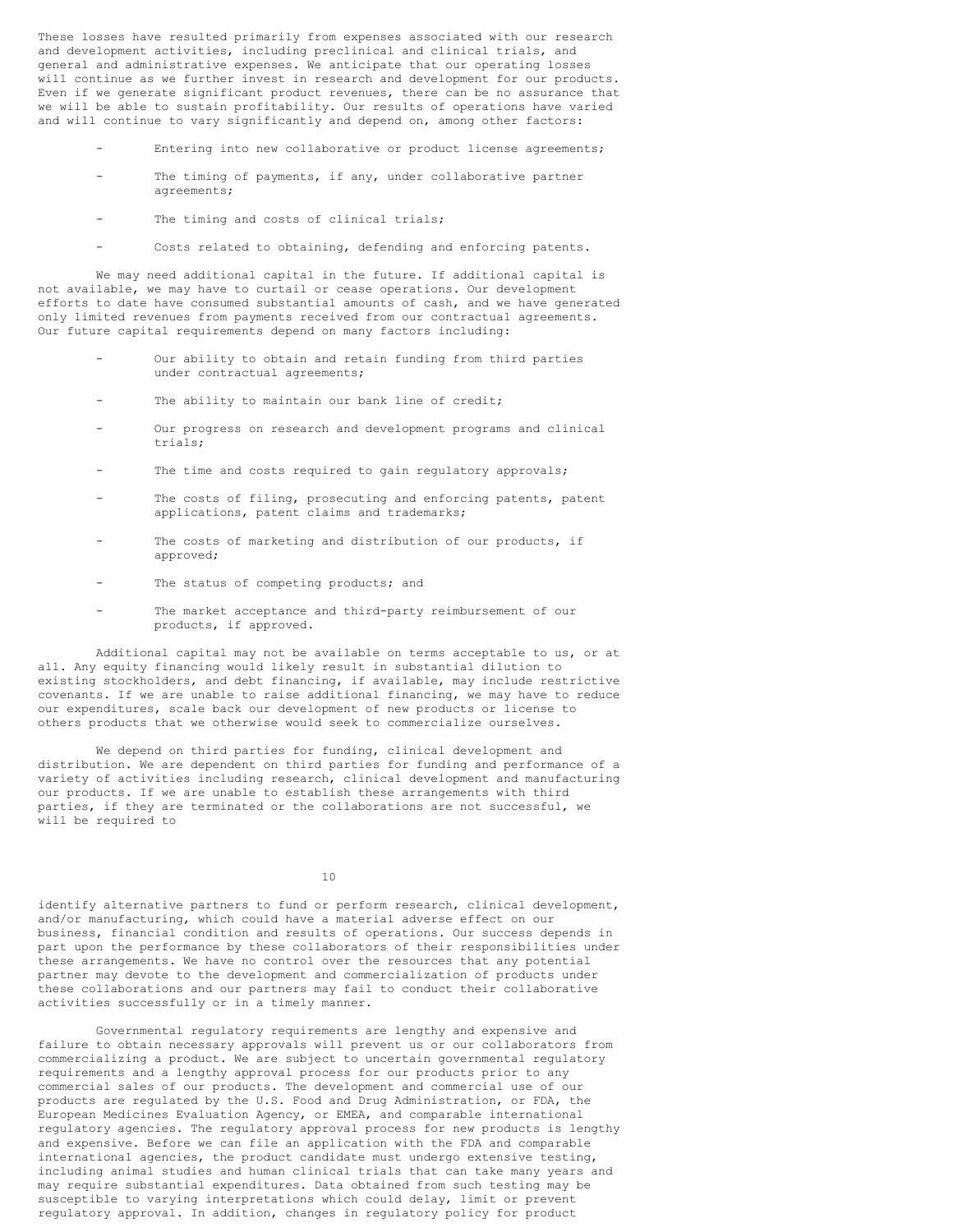These losses have resulted primarily from expenses associated with our research and development activities, including preclinical and clinical trials, and general and administrative expenses. We anticipate that our operating losses will continue as we further invest in research and development for our products. Even if we generate significant product revenues, there can be no assurance that we will be able to sustain profitability. Our results of operations have varied and will continue to vary significantly and depend on, among other factors:

- Entering into new collaborative or product license agreements;
- The timing of payments, if any, under collaborative partner agreements;
- The timing and costs of clinical trials;
- Costs related to obtaining, defending and enforcing patents.

We may need additional capital in the future. If additional capital is not available, we may have to curtail or cease operations. Our development efforts to date have consumed substantial amounts of cash, and we have generated only limited revenues from payments received from our contractual agreements. Our future capital requirements depend on many factors including:

- Our ability to obtain and retain funding from third parties under contractual agreements;
- The ability to maintain our bank line of credit;
- Our progress on research and development programs and clinical trials;
- The time and costs required to gain regulatory approvals;
- The costs of filing, prosecuting and enforcing patents, patent applications, patent claims and trademarks;
- The costs of marketing and distribution of our products, if approved;
- The status of competing products; and
- The market acceptance and third-party reimbursement of our products, if approved.

Additional capital may not be available on terms acceptable to us, or at all. Any equity financing would likely result in substantial dilution to existing stockholders, and debt financing, if available, may include restrictive covenants. If we are unable to raise additional financing, we may have to reduce our expenditures, scale back our development of new products or license to others products that we otherwise would seek to commercialize ourselves.

We depend on third parties for funding, clinical development and distribution. We are dependent on third parties for funding and performance of a variety of activities including research, clinical development and manufacturing our products. If we are unable to establish these arrangements with third parties, if they are terminated or the collaborations are not successful, we will be required to identify alternative partners to fund or perform research, clinical development, and/or manufacturing, which could have a material adverse effect on our business, financial condition and results of operations. Our success depends in part upon the performance by these collaborators of their responsibilities under these arrangements. We have no control over the resources that any potential partner may devote to the development and commercialization of products under these collaborations and our partners may fail to conduct their collaborative activities successfully or in a timely manner.

Governmental regulatory requirements are lengthy and expensive and failure to obtain necessary approvals will prevent us or our collaborators from commercializing a product. We are subject to uncertain governmental regulatory requirements and a lengthy approval process for our products prior to any commercial sales of our products. The development and commercial use of our products are regulated by the U.S. Food and Drug Administration, or FDA, the European Medicines Evaluation Agency, or EMEA, and comparable international regulatory agencies. The regulatory approval process for new products is lengthy and expensive. Before we can file an application with the FDA and comparable international agencies, the product candidate must undergo extensive testing, including animal studies and human clinical trials that can take many years and may require substantial expenditures. Data obtained from such testing may be susceptible to varying interpretations which could delay, limit or prevent regulatory approval. In addition, changes in regulatory policy for product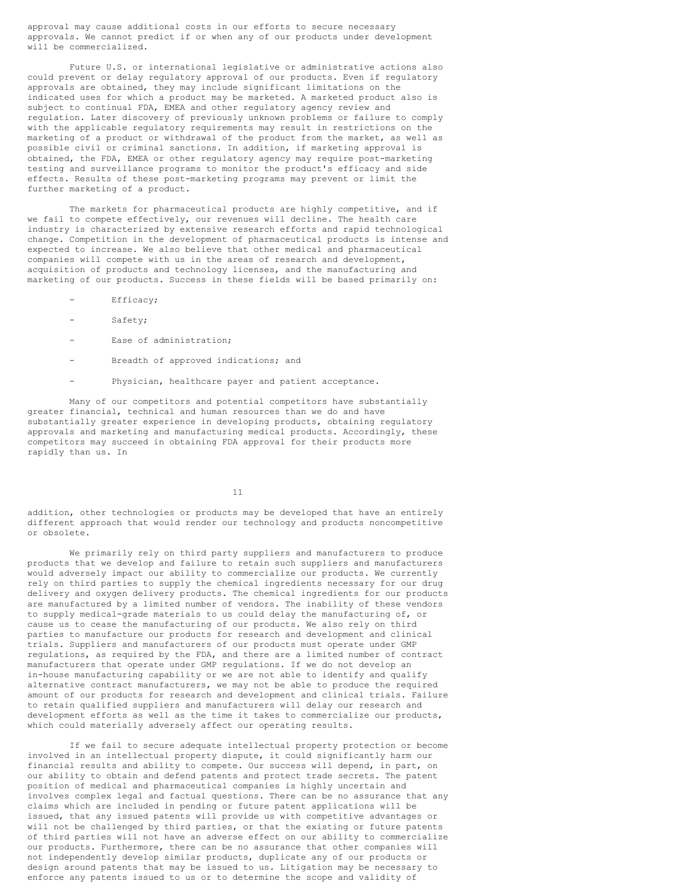approval may cause additional costs in our efforts to secure necessary approvals. We cannot predict if or when any of our products under development will be commercialized.

Future U.S. or international legislative or administrative actions also could prevent or delay regulatory approval of our products. Even if regulatory approvals are obtained, they may include significant limitations on the indicated uses for which a product may be marketed. A marketed product also is subject to continual FDA, EMEA and other regulatory agency review and regulation. Later discovery of previously unknown problems or failure to comply with the applicable regulatory requirements may result in restrictions on the marketing of a product or withdrawal of the product from the market, as well as possible civil or criminal sanctions. In addition, if marketing approval is obtained, the FDA, EMEA or other regulatory agency may require post-marketing testing and surveillance programs to monitor the product's efficacy and side effects. Results of these post-marketing programs may prevent or limit the further marketing of a product.

The markets for pharmaceutical products are highly competitive, and if we fail to compete effectively, our revenues will decline. The health care industry is characterized by extensive research efforts and rapid technological change. Competition in the development of pharmaceutical products is intense and expected to increase. We also believe that other medical and pharmaceutical companies will compete with us in the areas of research and development, acquisition of products and technology licenses, and the manufacturing and marketing of our products. Success in these fields will be based primarily on:

- Efficacy;
- Safety;
- Ease of administration;
- Breadth of approved indications; and
- Physician, healthcare payer and patient acceptance.

Many of our competitors and potential competitors have substantially greater financial, technical and human resources than we do and have substantially greater experience in developing products, obtaining regulatory approvals and marketing and manufacturing medical products. Accordingly, these competitors may succeed in obtaining FDA approval for their products more rapidly than us. In addition, other technologies or products may be developed that have an entirely different approach that would render our technology and products noncompetitive or obsolete.

We primarily rely on third party suppliers and manufacturers to produce products that we develop and failure to retain such suppliers and manufacturers would adversely impact our ability to commercialize our products. We currently rely on third parties to supply the chemical ingredients necessary for our drug delivery and oxygen delivery products. The chemical ingredients for our products are manufactured by a limited number of vendors. The inability of these vendors to supply medical-grade materials to us could delay the manufacturing of, or cause us to cease the manufacturing of our products. We also rely on third parties to manufacture our products for research and development and clinical trials. Suppliers and manufacturers of our products must operate under GMP regulations, as required by the FDA, and there are a limited number of contract manufacturers that operate under GMP regulations. If we do not develop an in-house manufacturing capability or we are not able to identify and qualify alternative contract manufacturers, we may not be able to produce the required amount of our products for research and development and clinical trials. Failure to retain qualified suppliers and manufacturers will delay our research and development efforts as well as the time it takes to commercialize our products, which could materially adversely affect our operating results.

If we fail to secure adequate intellectual property protection or become involved in an intellectual property dispute, it could significantly harm our financial results and ability to compete. Our success will depend, in part, on our ability to obtain and defend patents and protect trade secrets. The patent position of medical and pharmaceutical companies is highly uncertain and involves complex legal and factual questions. There can be no assurance that any claims which are included in pending or future patent applications will be issued, that any issued patents will provide us with competitive advantages or will not be challenged by third parties, or that the existing or future patents of third parties will not have an adverse effect on our ability to commercialize our products. Furthermore, there can be no assurance that other companies will not independently develop similar products, duplicate any of our products or design around patents that may be issued to us. Litigation may be necessary to enforce any patents issued to us or to determine the scope and validity of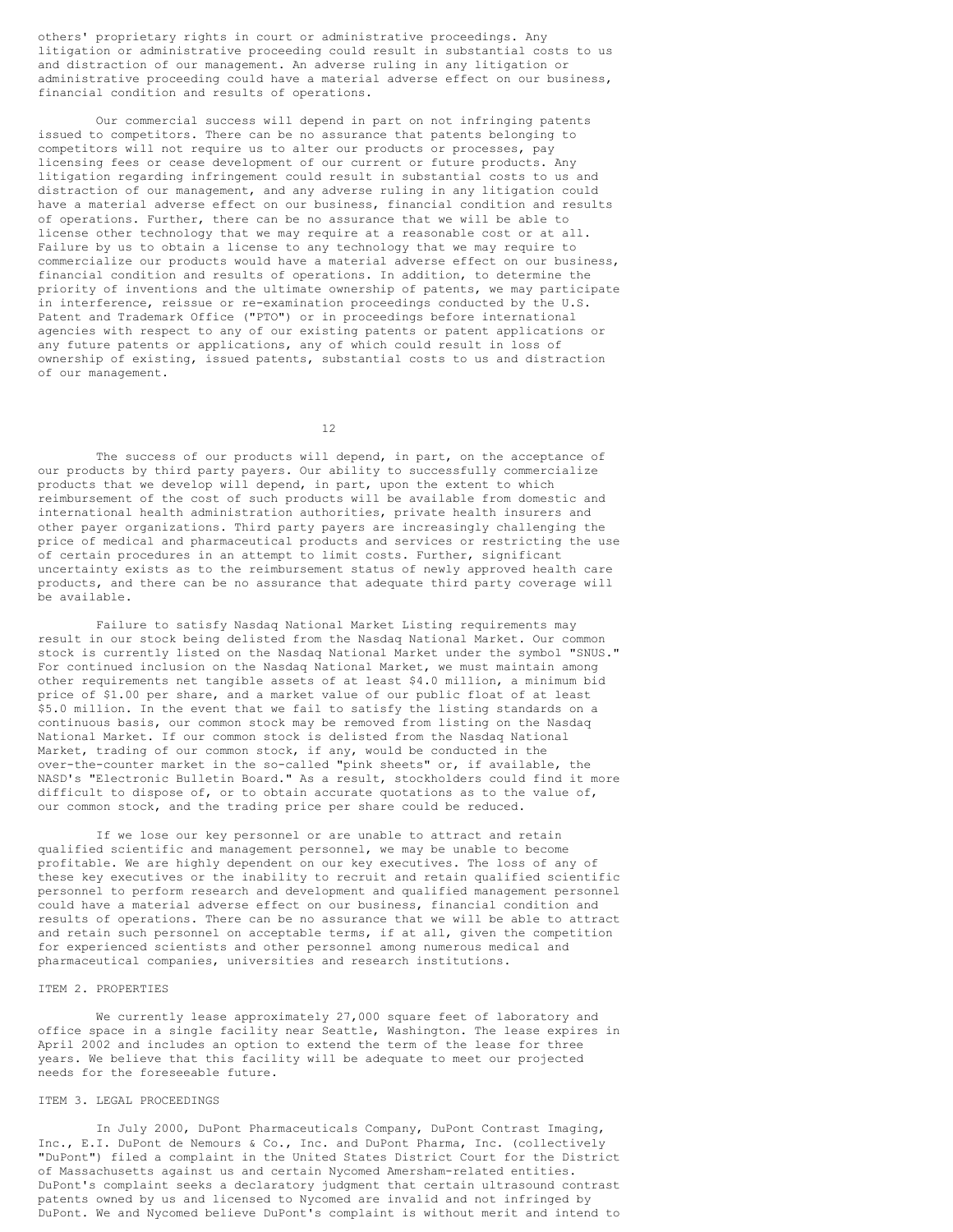others' proprietary rights in court or administrative proceedings. Any litigation or administrative proceeding could result in substantial costs to us and distraction of our management. An adverse ruling in any litigation or administrative proceeding could have a material adverse effect on our business, financial condition and results of operations.

Our commercial success will depend in part on not infringing patents issued to competitors. There can be no assurance that patents belonging to competitors will not require us to alter our products or processes, pay licensing fees or cease development of our current or future products. Any litigation regarding infringement could result in substantial costs to us and distraction of our management, and any adverse ruling in any litigation could have a material adverse effect on our business, financial condition and results of operations. Further, there can be no assurance that we will be able to license other technology that we may require at a reasonable cost or at all. Failure by us to obtain a license to any technology that we may require to commercialize our products would have a material adverse effect on our business, financial condition and results of operations. In addition, to determine the priority of inventions and the ultimate ownership of patents, we may participate in interference, reissue or re-examination proceedings conducted by the U.S. Patent and Trademark Office ("PTO") or in proceedings before international agencies with respect to any of our existing patents or patent applications or any future patents or applications, any of which could result in loss of ownership of existing, issued patents, substantial costs to us and distraction of our management.

The success of our products will depend, in part, on the acceptance of our products by third party payers. Our ability to successfully commercialize products that we develop will depend, in part, upon the extent to which reimbursement of the cost of such products will be available from domestic and international health administration authorities, private health insurers and other payer organizations. Third party payers are increasingly challenging the price of medical and pharmaceutical products and services or restricting the use of certain procedures in an attempt to limit costs. Further, significant uncertainty exists as to the reimbursement status of newly approved health care products, and there can be no assurance that adequate third party coverage will be available.

Failure to satisfy Nasdaq National Market Listing requirements may result in our stock being delisted from the Nasdaq National Market. Our common stock is currently listed on the Nasdaq National Market under the symbol "SNUS." For continued inclusion on the Nasdaq National Market, we must maintain among other requirements net tangible assets of at least $4.0 million, a minimum bid price of $1.00 per share, and a market value of our public float of at least $5.0 million. In the event that we fail to satisfy the listing standards on a continuous basis, our common stock may be removed from listing on the Nasdaq National Market. If our common stock is delisted from the Nasdaq National Market, trading of our common stock, if any, would be conducted in the over-the-counter market in the so-called "pink sheets" or, if available, the NASD's "Electronic Bulletin Board." As a result, stockholders could find it more difficult to dispose of, or to obtain accurate quotations as to the value of, our common stock, and the trading price per share could be reduced.

If we lose our key personnel or are unable to attract and retain qualified scientific and management personnel, we may be unable to become profitable. We are highly dependent on our key executives. The loss of any of these key executives or the inability to recruit and retain qualified scientific personnel to perform research and development and qualified management personnel could have a material adverse effect on our business, financial condition and results of operations. There can be no assurance that we will be able to attract and retain such personnel on acceptable terms, if at all, given the competition for experienced scientists and other personnel among numerous medical and pharmaceutical companies, universities and research institutions.

## ITEM 2. PROPERTIES

We currently lease approximately 27,000 square feet of laboratory and office space in a single facility near Seattle, Washington. The lease expires in April 2002 and includes an option to extend the term of the lease for three years. We believe that this facility will be adequate to meet our projected needs for the foreseeable future.

## ITEM 3. LEGAL PROCEEDINGS

In July 2000, DuPont Pharmaceuticals Company, DuPont Contrast Imaging, Inc., E.I. DuPont de Nemours & Co., Inc. and DuPont Pharma, Inc. (collectively "DuPont") filed a complaint in the United States District Court for the District of Massachusetts against us and certain Nycomed Amersham-related entities. DuPont's complaint seeks a declaratory judgment that certain ultrasound contrast patents owned by us and licensed to Nycomed are invalid and not infringed by DuPont. We and Nycomed believe DuPont's complaint is without merit and intend to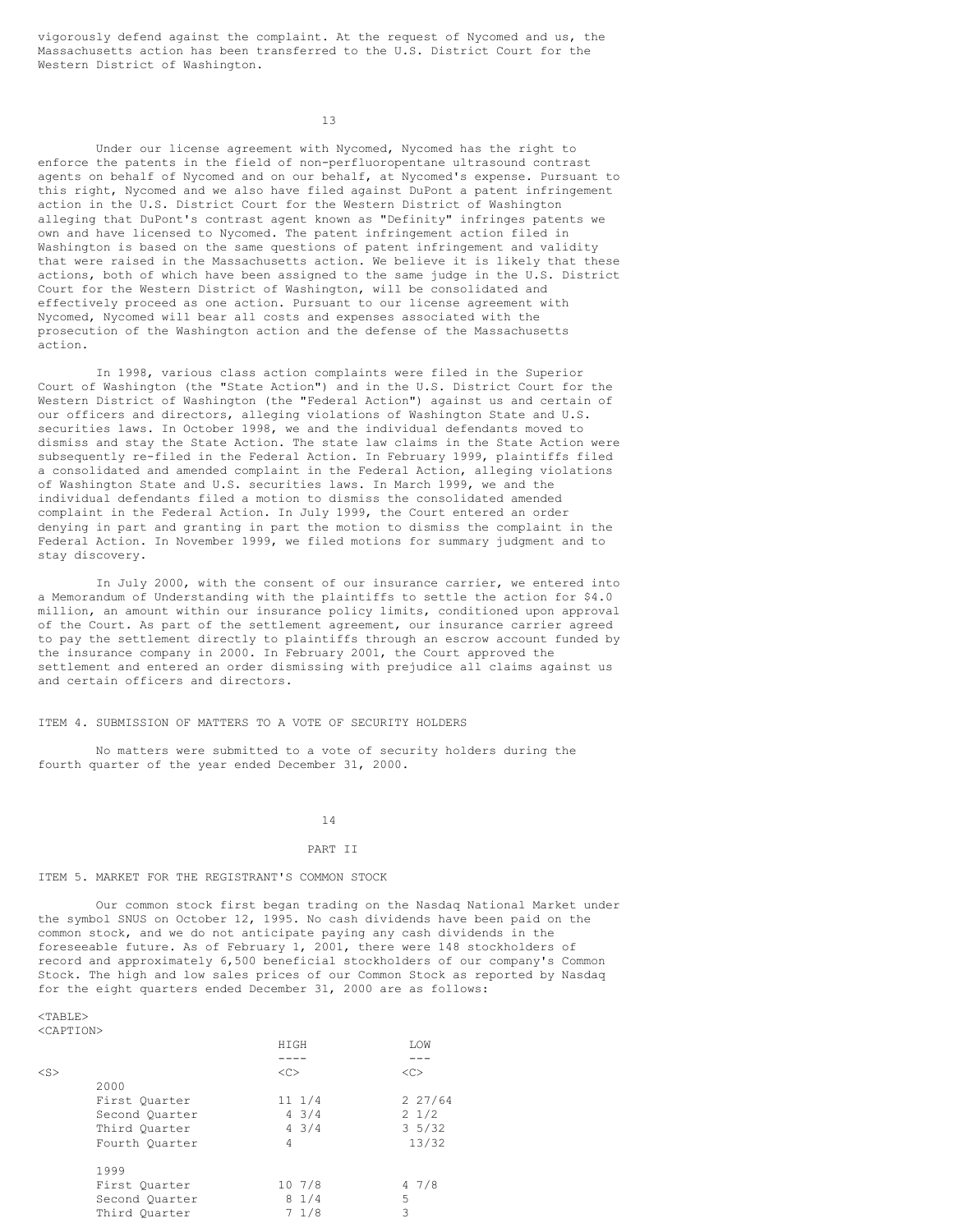vigorously defend against the complaint. At the request of Nycomed and us, the Massachusetts action has been transferred to the U.S. District Court for the Western District of Washington.

Under our license agreement with Nycomed, Nycomed has the right to enforce the patents in the field of non-perfluoropentane ultrasound contrast agents on behalf of Nycomed and on our behalf, at Nycomed's expense. Pursuant to this right, Nycomed and we also have filed against DuPont a patent infringement action in the U.S. District Court for the Western District of Washington alleging that DuPont's contrast agent known as "Definity" infringes patents we own and have licensed to Nycomed. The patent infringement action filed in Washington is based on the same questions of patent infringement and validity that were raised in the Massachusetts action. We believe it is likely that these actions, both of which have been assigned to the same judge in the U.S. District Court for the Western District of Washington, will be consolidated and effectively proceed as one action. Pursuant to our license agreement with Nycomed, Nycomed will bear all costs and expenses associated with the prosecution of the Washington action and the defense of the Massachusetts action.

In 1998, various class action complaints were filed in the Superior Court of Washington (the "State Action") and in the U.S. District Court for the Western District of Washington (the "Federal Action") against us and certain of our officers and directors, alleging violations of Washington State and U.S. securities laws. In October 1998, we and the individual defendants moved to dismiss and stay the State Action. The state law claims in the State Action were subsequently re-filed in the Federal Action. In February 1999, plaintiffs filed a consolidated and amended complaint in the Federal Action, alleging violations of Washington State and U.S. securities laws. In March 1999, we and the individual defendants filed a motion to dismiss the consolidated amended complaint in the Federal Action. In July 1999, the Court entered an order denying in part and granting in part the motion to dismiss the complaint in the Federal Action. In November 1999, we filed motions for summary judgment and to stay discovery.

In July 2000, with the consent of our insurance carrier, we entered into a Memorandum of Understanding with the plaintiffs to settle the action for $4.0 million, an amount within our insurance policy limits, conditioned upon approval of the Court. As part of the settlement agreement, our insurance carrier agreed to pay the settlement directly to plaintiffs through an escrow account funded by the insurance company in 2000. In February 2001, the Court approved the settlement and entered an order dismissing with prejudice all claims against us and certain officers and directors.

## ITEM 4. SUBMISSION OF MATTERS TO A VOTE OF SECURITY HOLDERS

No matters were submitted to a vote of security holders during the fourth quarter of the year ended December 31, 2000.

# PART II

## ITEM 5. MARKET FOR THE REGISTRANT'S COMMON STOCK

Our common stock first began trading on the Nasdaq National Market under the symbol SNUS on October 12, 1995. No cash dividends have been paid on the common stock, and we do not anticipate paying any cash dividends in the foreseeable future. As of February 1, 2001, there were 148 stockholders of record and approximately 6,500 beneficial stockholders of our company's Common Stock. The high and low sales prices of our Common Stock as reported by Nasdaq for the eight quarters ended December 31, 2000 are as follows:

| | HIGH | LOW |
|---|---|---|
| 2000 | | |
| First Quarter | 11 1/4 | 2 27/64 |
| Second Quarter | 4 3/4 | 2 1/2 |
| Third Quarter | 4 3/4 | 3 5/32 |
| Fourth Quarter | 4 | 13/32 |
| 1999 | | |
| First Quarter | 10 7/8 | 4 7/8 |
| Second Quarter | 8 1/4 | 5 |
| Third Quarter | 7 1/8 | 3 |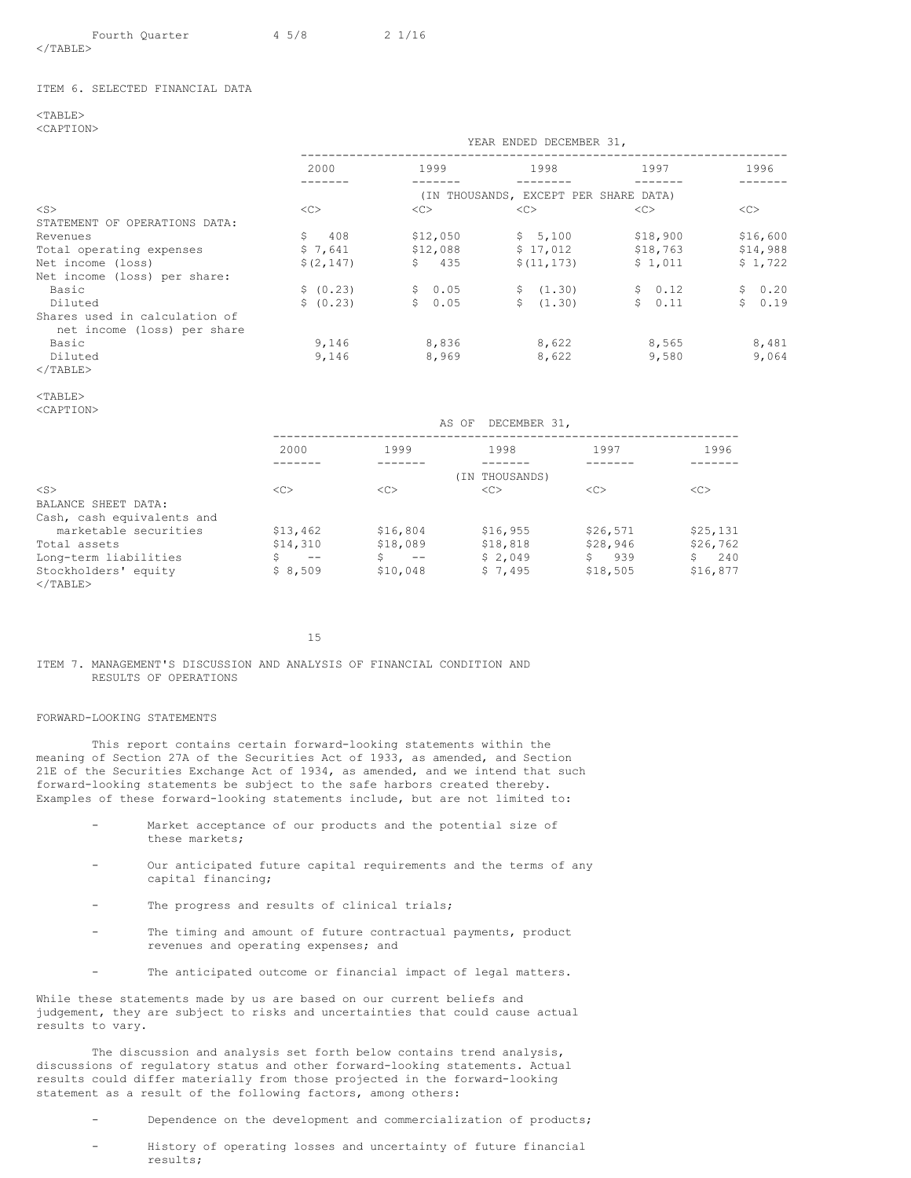| | | |
|---|---|---|
| Fourth Quarter | 4 5/8 | 2 1/16 |

## ITEM 6. SELECTED FINANCIAL DATA

| | YEAR ENDED DECEMBER 31, | | | | |
|---|---|---|---|---|---|
| | 2000 | 1999 | 1998 | 1997 | 1996 |
| | (IN THOUSANDS, EXCEPT PER SHARE DATA) | | | | |
| STATEMENT OF OPERATIONS DATA: | | | | | |
| Revenues | $ 408 | $12,050 | $ 5,100 | $18,900 | $16,600 |
| Total operating expenses | $ 7,641 | $12,088 | $ 17,012 | $18,763 | $14,988 |
| Net income (loss) | $(2,147) | $ 435 | $(11,173) | $ 1,011 | $ 1,722 |
| Net income (loss) per share: | | | | | |
| Basic | $ (0.23) | $ 0.05 | $ (1.30) | $ 0.12 | $ 0.20 |
| Diluted | $ (0.23) | $ 0.05 | $ (1.30) | $ 0.11 | $ 0.19 |
| Shares used in calculation of net income (loss) per share | | | | | |
| Basic | 9,146 | 8,836 | 8,622 | 8,565 | 8,481 |
| Diluted | 9,146 | 8,969 | 8,622 | 9,580 | 9,064 |

| | AS OF DECEMBER 31, | | | | |
|---|---|---|---|---|---|
| | 2000 | 1999 | 1998 | 1997 | 1996 |
| | (IN THOUSANDS) | | | | |
| BALANCE SHEET DATA: | | | | | |
| Cash, cash equivalents and marketable securities | $13,462 | $16,804 | $16,955 | $26,571 | $25,131 |
| Total assets | $14,310 | $18,089 | $18,818 | $28,946 | $26,762 |
| Long-term liabilities | $ -- | $ -- | $ 2,049 | $ 939 | $ 240 |
| Stockholders' equity | $ 8,509 | $10,048 | $ 7,495 | $18,505 | $16,877 |

## ITEM 7. MANAGEMENT'S DISCUSSION AND ANALYSIS OF FINANCIAL CONDITION AND RESULTS OF OPERATIONS

### FORWARD-LOOKING STATEMENTS

This report contains certain forward-looking statements within the meaning of Section 27A of the Securities Act of 1933, as amended, and Section 21E of the Securities Exchange Act of 1934, as amended, and we intend that such forward-looking statements be subject to the safe harbors created thereby. Examples of these forward-looking statements include, but are not limited to:

- Market acceptance of our products and the potential size of these markets;
- Our anticipated future capital requirements and the terms of any capital financing;
- The progress and results of clinical trials;
- The timing and amount of future contractual payments, product revenues and operating expenses; and
- The anticipated outcome or financial impact of legal matters.

While these statements made by us are based on our current beliefs and judgement, they are subject to risks and uncertainties that could cause actual results to vary.

The discussion and analysis set forth below contains trend analysis, discussions of regulatory status and other forward-looking statements. Actual results could differ materially from those projected in the forward-looking statement as a result of the following factors, among others:

- Dependence on the development and commercialization of products;
- History of operating losses and uncertainty of future financial results;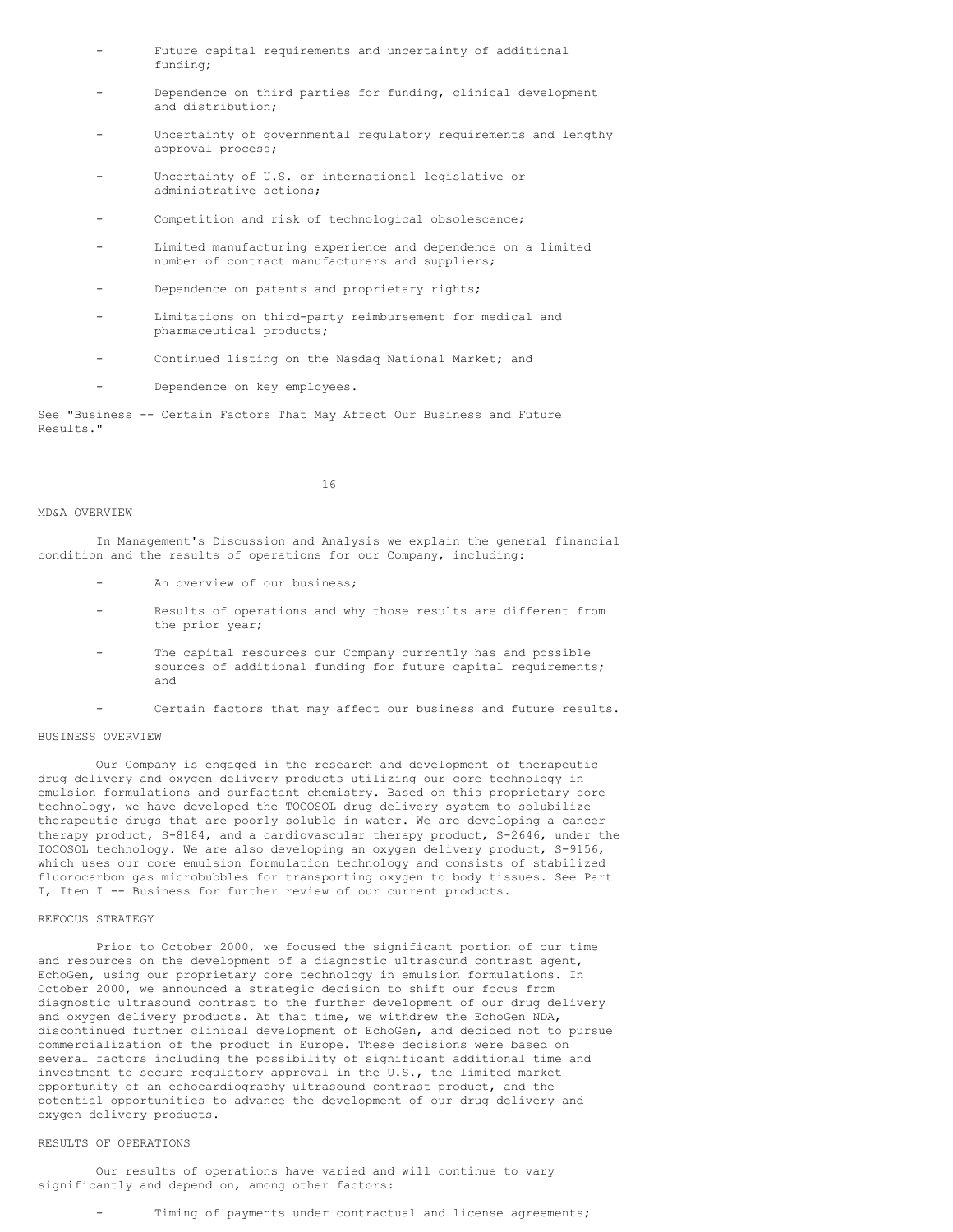- Future capital requirements and uncertainty of additional funding;
- Dependence on third parties for funding, clinical development and distribution;
- Uncertainty of governmental regulatory requirements and lengthy approval process;
- Uncertainty of U.S. or international legislative or administrative actions;
- Competition and risk of technological obsolescence;
- Limited manufacturing experience and dependence on a limited number of contract manufacturers and suppliers;
- Dependence on patents and proprietary rights;
- Limitations on third-party reimbursement for medical and pharmaceutical products;
- Continued listing on the Nasdaq National Market; and
- Dependence on key employees.

See "Business -- Certain Factors That May Affect Our Business and Future Results."

## MD&A OVERVIEW

In Management's Discussion and Analysis we explain the general financial condition and the results of operations for our Company, including:

- An overview of our business;
- Results of operations and why those results are different from the prior year;
- The capital resources our Company currently has and possible sources of additional funding for future capital requirements; and
- Certain factors that may affect our business and future results.

## BUSINESS OVERVIEW

Our Company is engaged in the research and development of therapeutic drug delivery and oxygen delivery products utilizing our core technology in emulsion formulations and surfactant chemistry. Based on this proprietary core technology, we have developed the TOCOSOL drug delivery system to solubilize therapeutic drugs that are poorly soluble in water. We are developing a cancer therapy product, S-8184, and a cardiovascular therapy product, S-2646, under the TOCOSOL technology. We are also developing an oxygen delivery product, S-9156, which uses our core emulsion formulation technology and consists of stabilized fluorocarbon gas microbubbles for transporting oxygen to body tissues. See Part I, Item I -- Business for further review of our current products.

## REFOCUS STRATEGY

Prior to October 2000, we focused the significant portion of our time and resources on the development of a diagnostic ultrasound contrast agent, EchoGen, using our proprietary core technology in emulsion formulations. In October 2000, we announced a strategic decision to shift our focus from diagnostic ultrasound contrast to the further development of our drug delivery and oxygen delivery products. At that time, we withdrew the EchoGen NDA, discontinued further clinical development of EchoGen, and decided not to pursue commercialization of the product in Europe. These decisions were based on several factors including the possibility of significant additional time and investment to secure regulatory approval in the U.S., the limited market opportunity of an echocardiography ultrasound contrast product, and the potential opportunities to advance the development of our drug delivery and oxygen delivery products.

## RESULTS OF OPERATIONS

Our results of operations have varied and will continue to vary significantly and depend on, among other factors:

- Timing of payments under contractual and license agreements;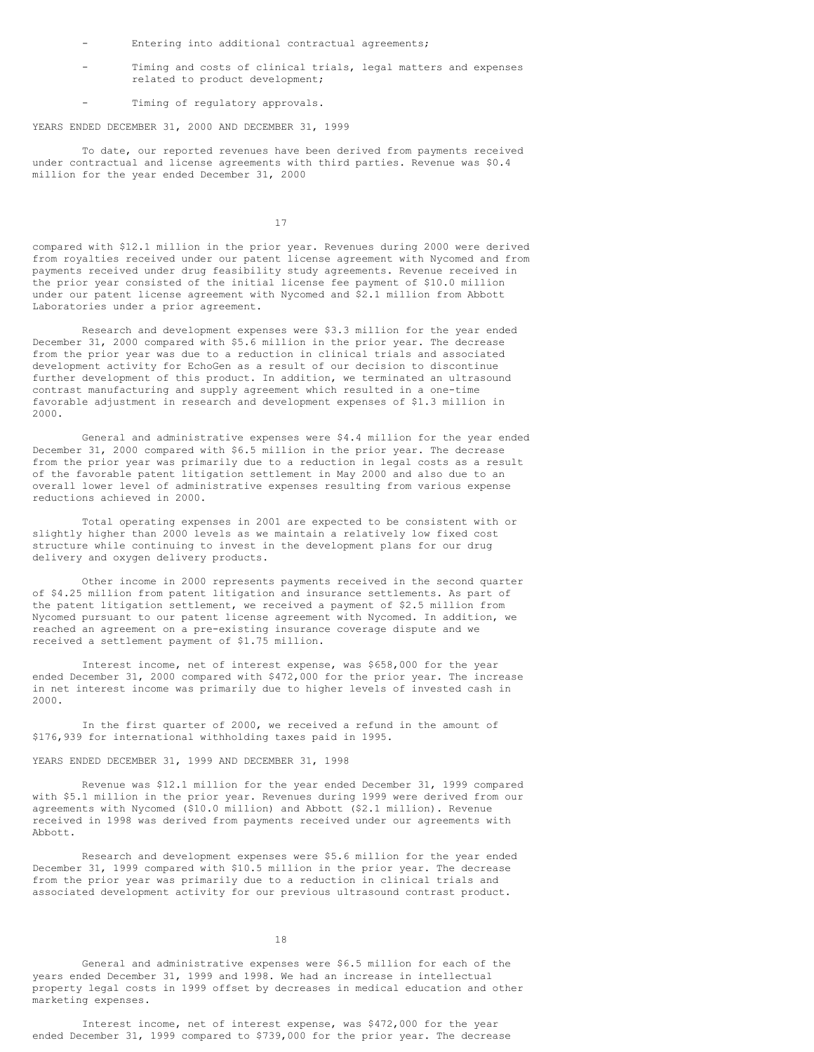- Entering into additional contractual agreements;

- Timing and costs of clinical trials, legal matters and expenses related to product development;

- Timing of regulatory approvals.

YEARS ENDED DECEMBER 31, 2000 AND DECEMBER 31, 1999

To date, our reported revenues have been derived from payments received under contractual and license agreements with third parties. Revenue was $0.4 million for the year ended December 31, 2000 compared with $12.1 million in the prior year. Revenues during 2000 were derived from royalties received under our patent license agreement with Nycomed and from payments received under drug feasibility study agreements. Revenue received in the prior year consisted of the initial license fee payment of $10.0 million under our patent license agreement with Nycomed and $2.1 million from Abbott Laboratories under a prior agreement.

Research and development expenses were $3.3 million for the year ended December 31, 2000 compared with $5.6 million in the prior year. The decrease from the prior year was due to a reduction in clinical trials and associated development activity for EchoGen as a result of our decision to discontinue further development of this product. In addition, we terminated an ultrasound contrast manufacturing and supply agreement which resulted in a one-time favorable adjustment in research and development expenses of $1.3 million in 2000.

General and administrative expenses were $4.4 million for the year ended December 31, 2000 compared with $6.5 million in the prior year. The decrease from the prior year was primarily due to a reduction in legal costs as a result of the favorable patent litigation settlement in May 2000 and also due to an overall lower level of administrative expenses resulting from various expense reductions achieved in 2000.

Total operating expenses in 2001 are expected to be consistent with or slightly higher than 2000 levels as we maintain a relatively low fixed cost structure while continuing to invest in the development plans for our drug delivery and oxygen delivery products.

Other income in 2000 represents payments received in the second quarter of $4.25 million from patent litigation and insurance settlements. As part of the patent litigation settlement, we received a payment of $2.5 million from Nycomed pursuant to our patent license agreement with Nycomed. In addition, we reached an agreement on a pre-existing insurance coverage dispute and we received a settlement payment of $1.75 million.

Interest income, net of interest expense, was $658,000 for the year ended December 31, 2000 compared with $472,000 for the prior year. The increase in net interest income was primarily due to higher levels of invested cash in 2000.

In the first quarter of 2000, we received a refund in the amount of $176,939 for international withholding taxes paid in 1995.

YEARS ENDED DECEMBER 31, 1999 AND DECEMBER 31, 1998

Revenue was $12.1 million for the year ended December 31, 1999 compared with $5.1 million in the prior year. Revenues during 1999 were derived from our agreements with Nycomed ($10.0 million) and Abbott ($2.1 million). Revenue received in 1998 was derived from payments received under our agreements with Abbott.

Research and development expenses were $5.6 million for the year ended December 31, 1999 compared with $10.5 million in the prior year. The decrease from the prior year was primarily due to a reduction in clinical trials and associated development activity for our previous ultrasound contrast product.

General and administrative expenses were $6.5 million for each of the years ended December 31, 1999 and 1998. We had an increase in intellectual property legal costs in 1999 offset by decreases in medical education and other marketing expenses.

Interest income, net of interest expense, was $472,000 for the year ended December 31, 1999 compared to $739,000 for the prior year. The decrease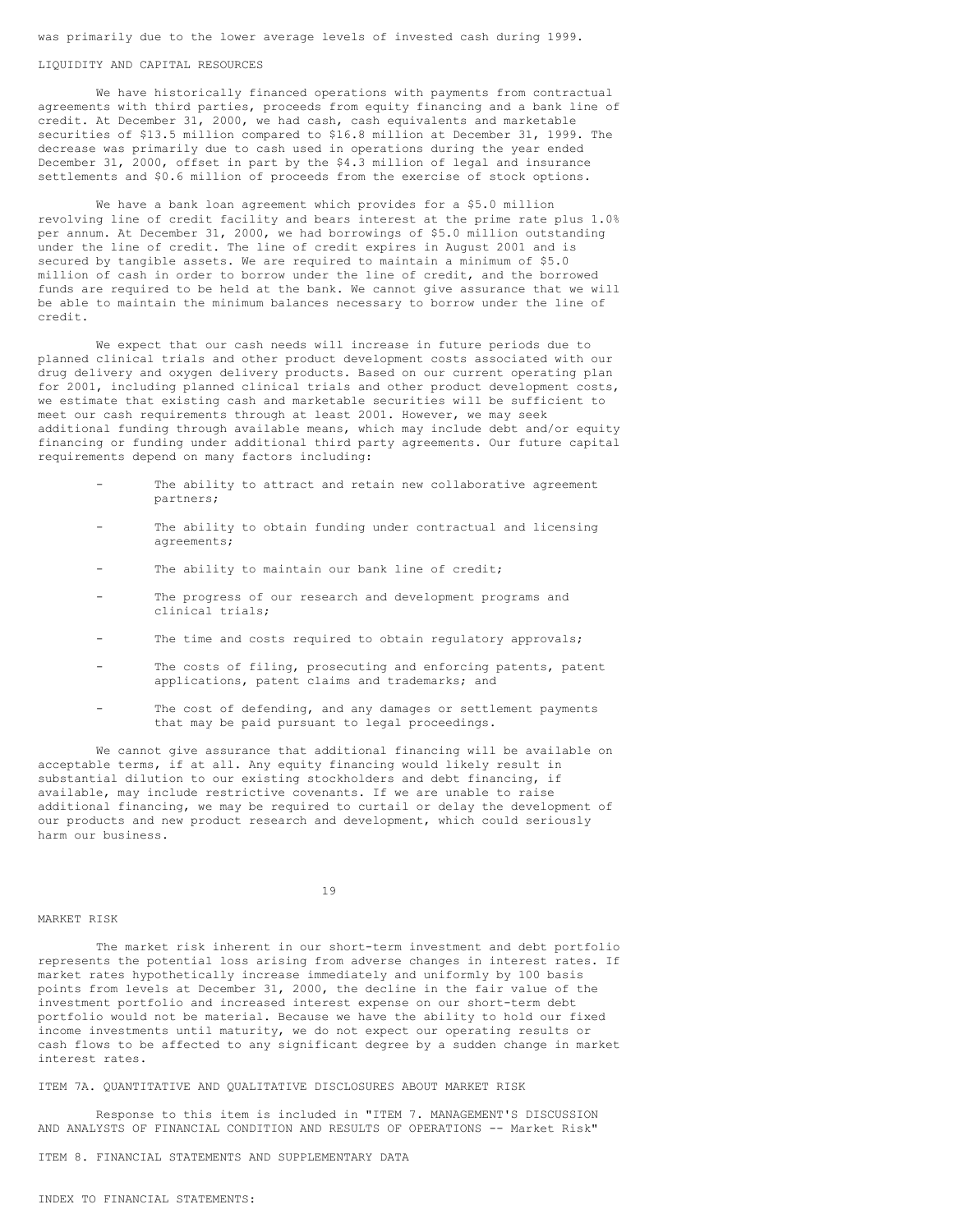was primarily due to the lower average levels of invested cash during 1999.

## LIQUIDITY AND CAPITAL RESOURCES

We have historically financed operations with payments from contractual agreements with third parties, proceeds from equity financing and a bank line of credit. At December 31, 2000, we had cash, cash equivalents and marketable securities of $13.5 million compared to $16.8 million at December 31, 1999. The decrease was primarily due to cash used in operations during the year ended December 31, 2000, offset in part by the $4.3 million of legal and insurance settlements and $0.6 million of proceeds from the exercise of stock options.

We have a bank loan agreement which provides for a $5.0 million revolving line of credit facility and bears interest at the prime rate plus 1.0% per annum. At December 31, 2000, we had borrowings of $5.0 million outstanding under the line of credit. The line of credit expires in August 2001 and is secured by tangible assets. We are required to maintain a minimum of $5.0 million of cash in order to borrow under the line of credit, and the borrowed funds are required to be held at the bank. We cannot give assurance that we will be able to maintain the minimum balances necessary to borrow under the line of credit.

We expect that our cash needs will increase in future periods due to planned clinical trials and other product development costs associated with our drug delivery and oxygen delivery products. Based on our current operating plan for 2001, including planned clinical trials and other product development costs, we estimate that existing cash and marketable securities will be sufficient to meet our cash requirements through at least 2001. However, we may seek additional funding through available means, which may include debt and/or equity financing or funding under additional third party agreements. Our future capital requirements depend on many factors including:

- The ability to attract and retain new collaborative agreement partners;
- The ability to obtain funding under contractual and licensing agreements;
- The ability to maintain our bank line of credit;
- The progress of our research and development programs and clinical trials;
- The time and costs required to obtain regulatory approvals;
- The costs of filing, prosecuting and enforcing patents, patent applications, patent claims and trademarks; and
- The cost of defending, and any damages or settlement payments that may be paid pursuant to legal proceedings.

We cannot give assurance that additional financing will be available on acceptable terms, if at all. Any equity financing would likely result in substantial dilution to our existing stockholders and debt financing, if available, may include restrictive covenants. If we are unable to raise additional financing, we may be required to curtail or delay the development of our products and new product research and development, which could seriously harm our business.

## MARKET RISK

The market risk inherent in our short-term investment and debt portfolio represents the potential loss arising from adverse changes in interest rates. If market rates hypothetically increase immediately and uniformly by 100 basis points from levels at December 31, 2000, the decline in the fair value of the investment portfolio and increased interest expense on our short-term debt portfolio would not be material. Because we have the ability to hold our fixed income investments until maturity, we do not expect our operating results or cash flows to be affected to any significant degree by a sudden change in market interest rates.

## ITEM 7A. QUANTITATIVE AND QUALITATIVE DISCLOSURES ABOUT MARKET RISK

Response to this item is included in "ITEM 7. MANAGEMENT'S DISCUSSION AND ANALYSTS OF FINANCIAL CONDITION AND RESULTS OF OPERATIONS -- Market Risk"

## ITEM 8. FINANCIAL STATEMENTS AND SUPPLEMENTARY DATA

INDEX TO FINANCIAL STATEMENTS: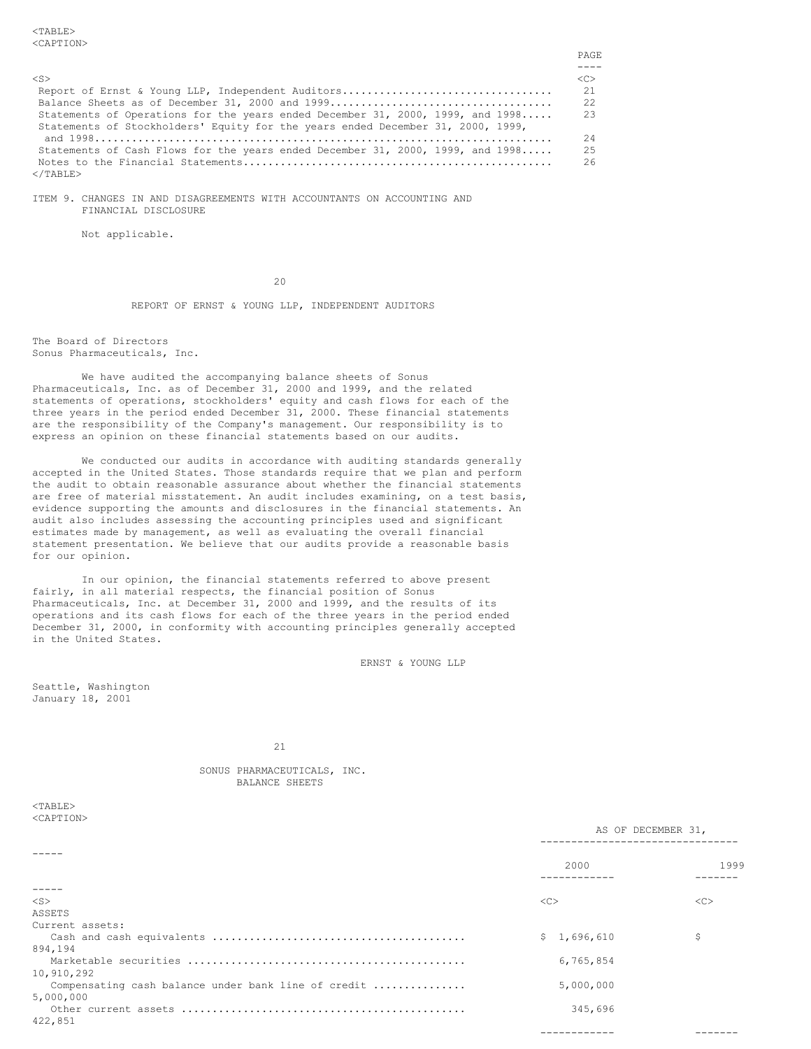| | PAGE |
|---|---|
| Report of Ernst & Young LLP, Independent Auditors | 21 |
| Balance Sheets as of December 31, 2000 and 1999 | 22 |
| Statements of Operations for the years ended December 31, 2000, 1999, and 1998 | 23 |
| Statements of Stockholders' Equity for the years ended December 31, 2000, 1999, and 1998 | 24 |
| Statements of Cash Flows for the years ended December 31, 2000, 1999, and 1998 | 25 |
| Notes to the Financial Statements | 26 |

## ITEM 9. CHANGES IN AND DISAGREEMENTS WITH ACCOUNTANTS ON ACCOUNTING AND FINANCIAL DISCLOSURE

Not applicable.

## REPORT OF ERNST & YOUNG LLP, INDEPENDENT AUDITORS

The Board of Directors
Sonus Pharmaceuticals, Inc.

We have audited the accompanying balance sheets of Sonus Pharmaceuticals, Inc. as of December 31, 2000 and 1999, and the related statements of operations, stockholders' equity and cash flows for each of the three years in the period ended December 31, 2000. These financial statements are the responsibility of the Company's management. Our responsibility is to express an opinion on these financial statements based on our audits.

We conducted our audits in accordance with auditing standards generally accepted in the United States. Those standards require that we plan and perform the audit to obtain reasonable assurance about whether the financial statements are free of material misstatement. An audit includes examining, on a test basis, evidence supporting the amounts and disclosures in the financial statements. An audit also includes assessing the accounting principles used and significant estimates made by management, as well as evaluating the overall financial statement presentation. We believe that our audits provide a reasonable basis for our opinion.

In our opinion, the financial statements referred to above present fairly, in all material respects, the financial position of Sonus Pharmaceuticals, Inc. at December 31, 2000 and 1999, and the results of its operations and its cash flows for each of the three years in the period ended December 31, 2000, in conformity with accounting principles generally accepted in the United States.

ERNST & YOUNG LLP

Seattle, Washington
January 18, 2001

## SONUS PHARMACEUTICALS, INC.
### BALANCE SHEETS

| | AS OF DECEMBER 31, | |
|---|---|---|
| | 2000 | 1999 |
| ASSETS | | |
| Current assets: | | |
| Cash and cash equivalents | $ 1,696,610 | $ 894,194 |
| Marketable securities | 6,765,854 | 10,910,292 |
| Compensating cash balance under bank line of credit | 5,000,000 | 5,000,000 |
| Other current assets | 345,696 | 422,851 |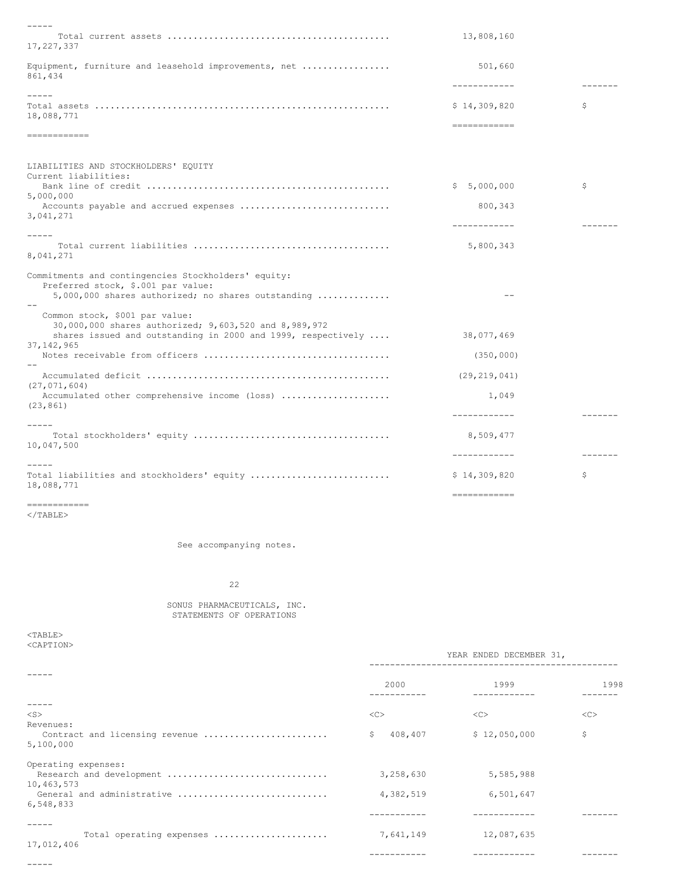| | 2000 | 1999 |
|---|---|---|
| Total current assets | 13,808,160 | 17,227,337 |
| Equipment, furniture and leasehold improvements, net | 501,660 | 861,434 |
| Total assets | $ 14,309,820 | $ 18,088,771 |
| **LIABILITIES AND STOCKHOLDERS' EQUITY** | | |
| Current liabilities: | | |
| Bank line of credit | $ 5,000,000 | $ 5,000,000 |
| Accounts payable and accrued expenses | 800,343 | 3,041,271 |
| Total current liabilities | 5,800,343 | 8,041,271 |
| Commitments and contingencies Stockholders' equity: | | |
| Preferred stock, $.001 par value: 5,000,000 shares authorized; no shares outstanding | -- | -- |
| Common stock, $001 par value: 30,000,000 shares authorized; 9,603,520 and 8,989,972 shares issued and outstanding in 2000 and 1999, respectively | 38,077,469 | 37,142,965 |
| Notes receivable from officers | (350,000) | -- |
| Accumulated deficit | (29,219,041) | (27,071,604) |
| Accumulated other comprehensive income (loss) | 1,049 | (23,861) |
| Total stockholders' equity | 8,509,477 | 10,047,500 |
| Total liabilities and stockholders' equity | $ 14,309,820 | $ 18,088,771 |

See accompanying notes.

SONUS PHARMACEUTICALS, INC.
STATEMENTS OF OPERATIONS

| | YEAR ENDED DECEMBER 31, | | |
|---|---|---|---|
| | 2000 | 1999 | 1998 |
| Revenues: | | | |
| Contract and licensing revenue | $ 408,407 | $ 12,050,000 | $ 5,100,000 |
| Operating expenses: | | | |
| Research and development | 3,258,630 | 5,585,988 | 10,463,573 |
| General and administrative | 4,382,519 | 6,501,647 | 6,548,833 |
| Total operating expenses | 7,641,149 | 12,087,635 | 17,012,406 |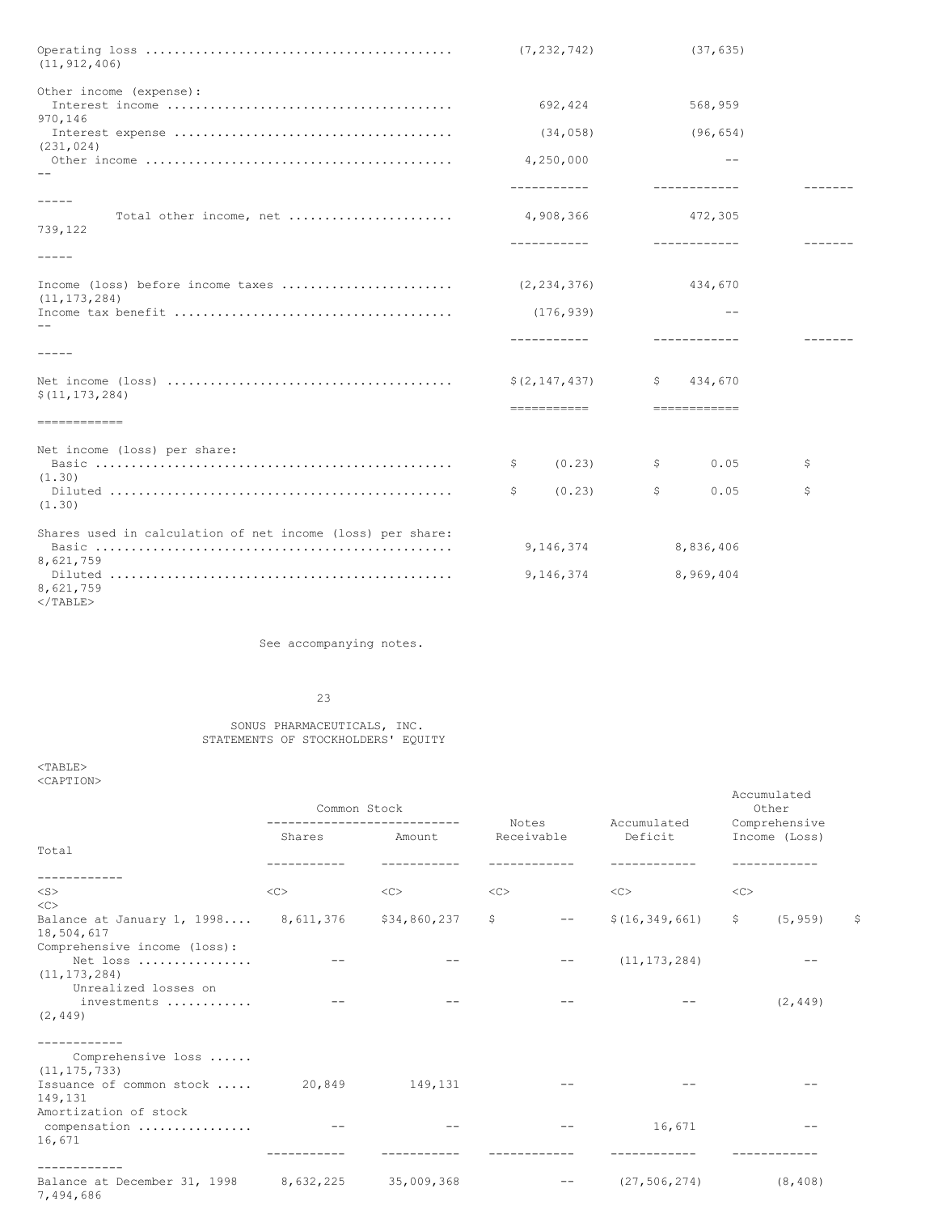| | | | |
|---|---|---|---|
| Operating loss | (7,232,742) | (37,635) | (11,912,406) |
| Other income (expense): | | | |
| Interest income | 692,424 | 568,959 | 970,146 |
| Interest expense | (34,058) | (96,654) | (231,024) |
| Other income | 4,250,000 | -- | -- |
| Total other income, net | 4,908,366 | 472,305 | 739,122 |
| Income (loss) before income taxes | (2,234,376) | 434,670 | (11,173,284) |
| Income tax benefit | (176,939) | -- | -- |
| Net income (loss) | $(2,147,437) | $ 434,670 | $(11,173,284) |
| Net income (loss) per share: | | | |
| Basic | $ (0.23) | $ 0.05 | $ (1.30) |
| Diluted | $ (0.23) | $ 0.05 | $ (1.30) |
| Shares used in calculation of net income (loss) per share: | | | |
| Basic | 9,146,374 | 8,836,406 | 8,621,759 |
| Diluted | 9,146,374 | 8,969,404 | 8,621,759 |

See accompanying notes.

SONUS PHARMACEUTICALS, INC.
STATEMENTS OF STOCKHOLDERS' EQUITY

| | Common Stock | | Notes Receivable | Accumulated Deficit | Accumulated Other Comprehensive Income (Loss) | Total |
|---|---|---|---|---|---|---|
| | Shares | Amount | | | | |
| Balance at January 1, 1998 | 8,611,376 | $34,860,237 | $ -- | $(16,349,661) | $ (5,959) | $ 18,504,617 |
| Comprehensive income (loss): | | | | | | |
| Net loss | -- | -- | -- | (11,173,284) | -- | (11,173,284) |
| Unrealized losses on investments | -- | -- | -- | -- | (2,449) | (2,449) |
| Comprehensive loss | | | | | | (11,175,733) |
| Issuance of common stock | 20,849 | 149,131 | -- | -- | -- | 149,131 |
| Amortization of stock compensation | -- | -- | -- | 16,671 | -- | 16,671 |
| Balance at December 31, 1998 | 8,632,225 | 35,009,368 | -- | (27,506,274) | (8,408) | 7,494,686 |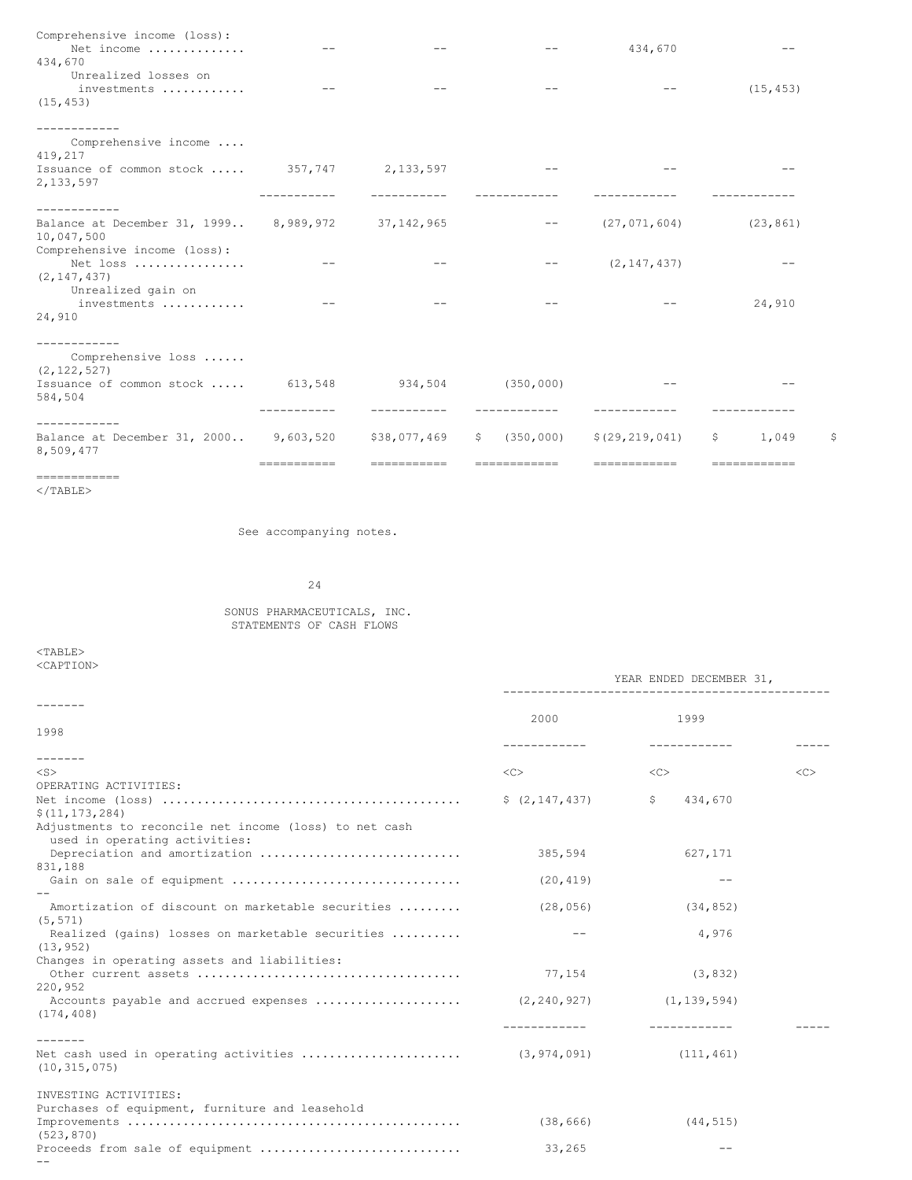| | Common Stock Shares | Common Stock Amount | | Accumulated Deficit | Accumulated Other Comprehensive Income (Loss) | Total |
|---|---|---|---|---|---|---|
| Comprehensive income (loss): | | | | | | |
| Net income ............. | -- | -- | -- | 434,670 | -- | 434,670 |
| Unrealized losses on investments ........... | -- | -- | -- | -- | (15,453) | (15,453) |
| Comprehensive income .... | | | | | | 419,217 |
| Issuance of common stock ..... | 357,747 | 2,133,597 | -- | -- | -- | 2,133,597 |
| Balance at December 31, 1999.. | 8,989,972 | 37,142,965 | -- | (27,071,604) | (23,861) | 10,047,500 |
| Comprehensive income (loss): | | | | | | |
| Net loss ............... | -- | -- | -- | (2,147,437) | -- | (2,147,437) |
| Unrealized gain on investments ........... | -- | -- | -- | -- | 24,910 | 24,910 |
| Comprehensive loss ...... | | | | | | (2,122,527) |
| Issuance of common stock ..... | 613,548 | 934,504 | (350,000) | -- | -- | 584,504 |
| Balance at December 31, 2000.. | 9,603,520 | $38,077,469 | $ (350,000) | $(29,219,041) | $ 1,049 | $ 8,509,477 |

See accompanying notes.

SONUS PHARMACEUTICALS, INC.
STATEMENTS OF CASH FLOWS

| | YEAR ENDED DECEMBER 31, | | |
|---|---|---|---|
| | 2000 | 1999 | 1998 |
| OPERATING ACTIVITIES: | | | |
| Net income (loss) .......................................... | $ (2,147,437) | $ 434,670 | $(11,173,284) |
| Adjustments to reconcile net income (loss) to net cash used in operating activities: | | | |
| Depreciation and amortization ............................ | 385,594 | 627,171 | 831,188 |
| Gain on sale of equipment ................................ | (20,419) | -- | -- |
| Amortization of discount on marketable securities ......... | (28,056) | (34,852) | (5,571) |
| Realized (gains) losses on marketable securities .......... | -- | 4,976 | (13,952) |
| Changes in operating assets and liabilities: | | | |
| Other current assets ..................................... | 77,154 | (3,832) | 220,952 |
| Accounts payable and accrued expenses ..................... | (2,240,927) | (1,139,594) | (174,408) |
| Net cash used in operating activities ...................... | (3,974,091) | (111,461) | (10,315,075) |
| INVESTING ACTIVITIES: | | | |
| Purchases of equipment, furniture and leasehold Improvements ............................................... | (38,666) | (44,515) | (523,870) |
| Proceeds from sale of equipment ............................ | 33,265 | -- | -- |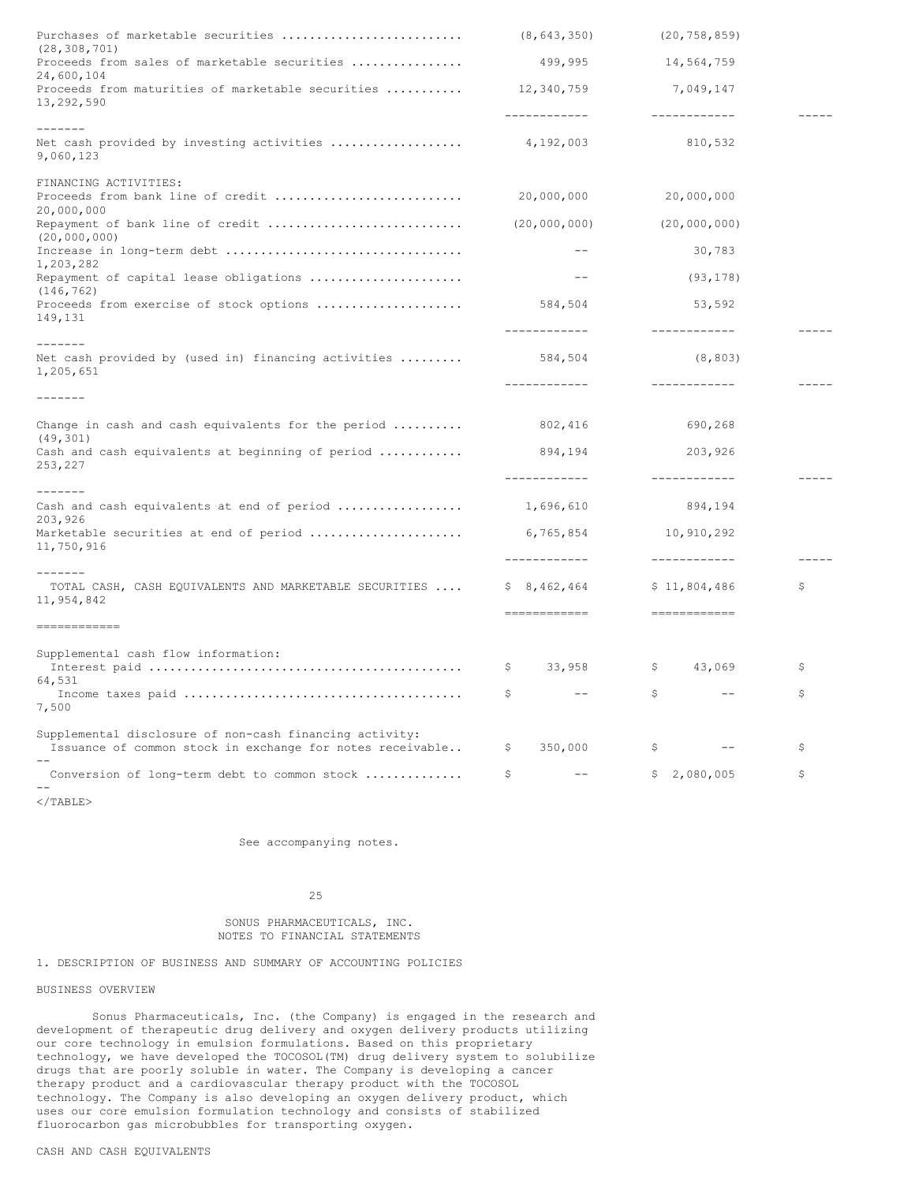| | | | |
|---|---|---|---|
| Purchases of marketable securities | (8,643,350) | (20,758,859) | (28,308,701) |
| Proceeds from sales of marketable securities | 499,995 | 14,564,759 | 24,600,104 |
| Proceeds from maturities of marketable securities | 12,340,759 | 7,049,147 | 13,292,590 |
| Net cash provided by investing activities | 4,192,003 | 810,532 | 9,060,123 |
| FINANCING ACTIVITIES: | | | |
| Proceeds from bank line of credit | 20,000,000 | 20,000,000 | 20,000,000 |
| Repayment of bank line of credit | (20,000,000) | (20,000,000) | (20,000,000) |
| Increase in long-term debt | -- | 30,783 | 1,203,282 |
| Repayment of capital lease obligations | -- | (93,178) | (146,762) |
| Proceeds from exercise of stock options | 584,504 | 53,592 | 149,131 |
| Net cash provided by (used in) financing activities | 584,504 | (8,803) | 1,205,651 |
| Change in cash and cash equivalents for the period | 802,416 | 690,268 | (49,301) |
| Cash and cash equivalents at beginning of period | 894,194 | 203,926 | 253,227 |
| Cash and cash equivalents at end of period | 1,696,610 | 894,194 | 203,926 |
| Marketable securities at end of period | 6,765,854 | 10,910,292 | 11,750,916 |
| TOTAL CASH, CASH EQUIVALENTS AND MARKETABLE SECURITIES | $ 8,462,464 | $ 11,804,486 | $ 11,954,842 |
| Supplemental cash flow information: | | | |
| Interest paid | $ 33,958 | $ 43,069 | $ 64,531 |
| Income taxes paid | $ -- | $ -- | $ 7,500 |
| Supplemental disclosure of non-cash financing activity: | | | |
| Issuance of common stock in exchange for notes receivable | $ 350,000 | $ -- | $ -- |
| Conversion of long-term debt to common stock | $ -- | $ 2,080,005 | $ -- |

See accompanying notes.

SONUS PHARMACEUTICALS, INC.
NOTES TO FINANCIAL STATEMENTS

## 1. DESCRIPTION OF BUSINESS AND SUMMARY OF ACCOUNTING POLICIES

### BUSINESS OVERVIEW

Sonus Pharmaceuticals, Inc. (the Company) is engaged in the research and development of therapeutic drug delivery and oxygen delivery products utilizing our core technology in emulsion formulations. Based on this proprietary technology, we have developed the TOCOSOL(TM) drug delivery system to solubilize drugs that are poorly soluble in water. The Company is developing a cancer therapy product and a cardiovascular therapy product with the TOCOSOL technology. The Company is also developing an oxygen delivery product, which uses our core emulsion formulation technology and consists of stabilized fluorocarbon gas microbubbles for transporting oxygen.

### CASH AND CASH EQUIVALENTS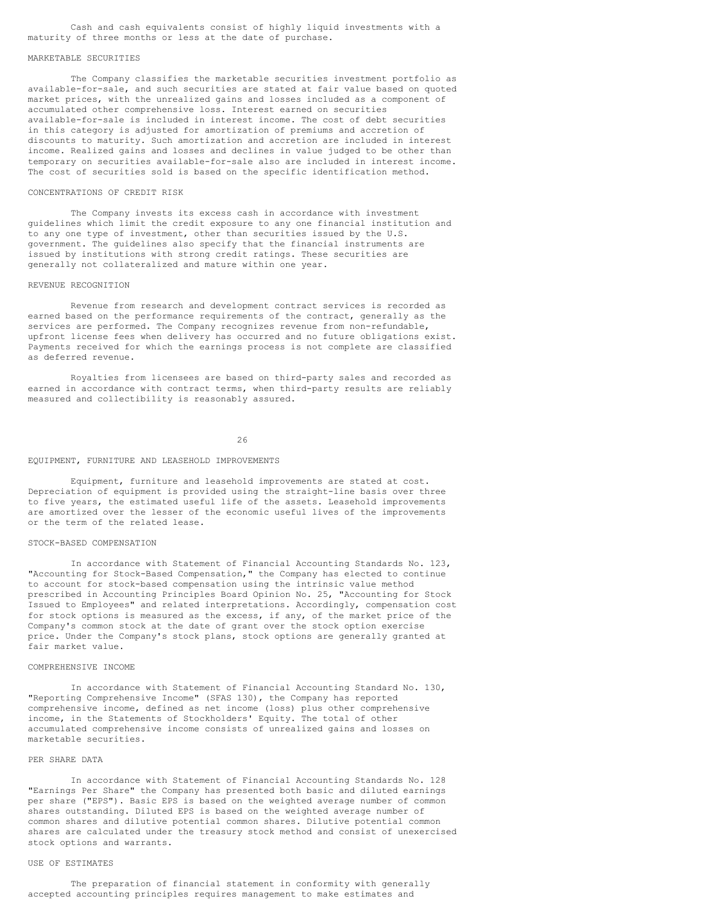Cash and cash equivalents consist of highly liquid investments with a maturity of three months or less at the date of purchase.

### MARKETABLE SECURITIES

The Company classifies the marketable securities investment portfolio as available-for-sale, and such securities are stated at fair value based on quoted market prices, with the unrealized gains and losses included as a component of accumulated other comprehensive loss. Interest earned on securities available-for-sale is included in interest income. The cost of debt securities in this category is adjusted for amortization of premiums and accretion of discounts to maturity. Such amortization and accretion are included in interest income. Realized gains and losses and declines in value judged to be other than temporary on securities available-for-sale also are included in interest income. The cost of securities sold is based on the specific identification method.

### CONCENTRATIONS OF CREDIT RISK

The Company invests its excess cash in accordance with investment guidelines which limit the credit exposure to any one financial institution and to any one type of investment, other than securities issued by the U.S. government. The guidelines also specify that the financial instruments are issued by institutions with strong credit ratings. These securities are generally not collateralized and mature within one year.

### REVENUE RECOGNITION

Revenue from research and development contract services is recorded as earned based on the performance requirements of the contract, generally as the services are performed. The Company recognizes revenue from non-refundable, upfront license fees when delivery has occurred and no future obligations exist. Payments received for which the earnings process is not complete are classified as deferred revenue.

Royalties from licensees are based on third-party sales and recorded as earned in accordance with contract terms, when third-party results are reliably measured and collectibility is reasonably assured.

### EQUIPMENT, FURNITURE AND LEASEHOLD IMPROVEMENTS

Equipment, furniture and leasehold improvements are stated at cost. Depreciation of equipment is provided using the straight-line basis over three to five years, the estimated useful life of the assets. Leasehold improvements are amortized over the lesser of the economic useful lives of the improvements or the term of the related lease.

### STOCK-BASED COMPENSATION

In accordance with Statement of Financial Accounting Standards No. 123, "Accounting for Stock-Based Compensation," the Company has elected to continue to account for stock-based compensation using the intrinsic value method prescribed in Accounting Principles Board Opinion No. 25, "Accounting for Stock Issued to Employees" and related interpretations. Accordingly, compensation cost for stock options is measured as the excess, if any, of the market price of the Company's common stock at the date of grant over the stock option exercise price. Under the Company's stock plans, stock options are generally granted at fair market value.

### COMPREHENSIVE INCOME

In accordance with Statement of Financial Accounting Standard No. 130, "Reporting Comprehensive Income" (SFAS 130), the Company has reported comprehensive income, defined as net income (loss) plus other comprehensive income, in the Statements of Stockholders' Equity. The total of other accumulated comprehensive income consists of unrealized gains and losses on marketable securities.

### PER SHARE DATA

In accordance with Statement of Financial Accounting Standards No. 128 "Earnings Per Share" the Company has presented both basic and diluted earnings per share ("EPS"). Basic EPS is based on the weighted average number of common shares outstanding. Diluted EPS is based on the weighted average number of common shares and dilutive potential common shares. Dilutive potential common shares are calculated under the treasury stock method and consist of unexercised stock options and warrants.

### USE OF ESTIMATES

The preparation of financial statement in conformity with generally accepted accounting principles requires management to make estimates and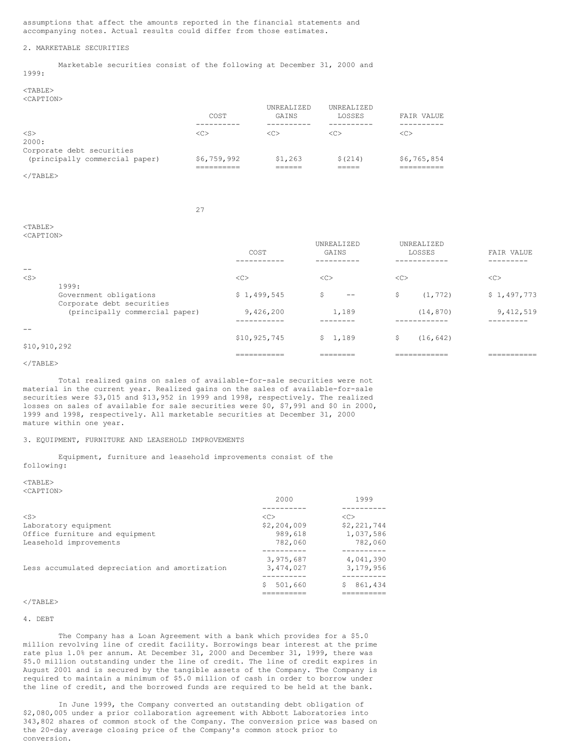assumptions that affect the amounts reported in the financial statements and accompanying notes. Actual results could differ from those estimates.

## 2. MARKETABLE SECURITIES

Marketable securities consist of the following at December 31, 2000 and 1999:

| | COST | UNREALIZED GAINS | UNREALIZED LOSSES | FAIR VALUE |
|---|---|---|---|---|
| 2000: | | | | |
| Corporate debt securities (principally commercial paper) | $6,759,992 | $1,263 | $(214) | $6,765,854 |

| | COST | UNREALIZED GAINS | UNREALIZED LOSSES | FAIR VALUE |
|---|---|---|---|---|
| 1999: | | | | |
| Government obligations | $ 1,499,545 | $ -- | $ (1,772) | $ 1,497,773 |
| Corporate debt securities (principally commercial paper) | 9,426,200 | 1,189 | (14,870) | 9,412,519 |
| | $10,925,745 | $ 1,189 | $ (16,642) | $10,910,292 |

Total realized gains on sales of available-for-sale securities were not material in the current year. Realized gains on the sales of available-for-sale securities were $3,015 and $13,952 in 1999 and 1998, respectively. The realized losses on sales of available for sale securities were $0, $7,991 and $0 in 2000, 1999 and 1998, respectively. All marketable securities at December 31, 2000 mature within one year.

## 3. EQUIPMENT, FURNITURE AND LEASEHOLD IMPROVEMENTS

Equipment, furniture and leasehold improvements consist of the following:

| | 2000 | 1999 |
|---|---|---|
| Laboratory equipment | $2,204,009 | $2,221,744 |
| Office furniture and equipment | 989,618 | 1,037,586 |
| Leasehold improvements | 782,060 | 782,060 |
| | 3,975,687 | 4,041,390 |
| Less accumulated depreciation and amortization | 3,474,027 | 3,179,956 |
| | $ 501,660 | $ 861,434 |

## 4. DEBT

The Company has a Loan Agreement with a bank which provides for a $5.0 million revolving line of credit facility. Borrowings bear interest at the prime rate plus 1.0% per annum. At December 31, 2000 and December 31, 1999, there was $5.0 million outstanding under the line of credit. The line of credit expires in August 2001 and is secured by the tangible assets of the Company. The Company is required to maintain a minimum of $5.0 million of cash in order to borrow under the line of credit, and the borrowed funds are required to be held at the bank.

In June 1999, the Company converted an outstanding debt obligation of $2,080,005 under a prior collaboration agreement with Abbott Laboratories into 343,802 shares of common stock of the Company. The conversion price was based on the 20-day average closing price of the Company's common stock prior to conversion.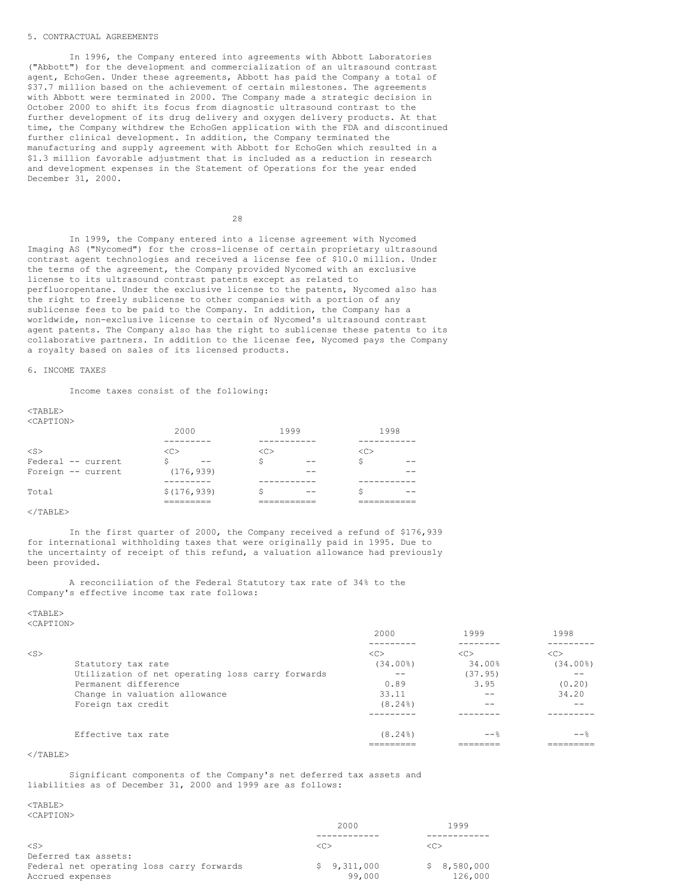5. CONTRACTUAL AGREEMENTS

In 1996, the Company entered into agreements with Abbott Laboratories ("Abbott") for the development and commercialization of an ultrasound contrast agent, EchoGen. Under these agreements, Abbott has paid the Company a total of $37.7 million based on the achievement of certain milestones. The agreements with Abbott were terminated in 2000. The Company made a strategic decision in October 2000 to shift its focus from diagnostic ultrasound contrast to the further development of its drug delivery and oxygen delivery products. At that time, the Company withdrew the EchoGen application with the FDA and discontinued further clinical development. In addition, the Company terminated the manufacturing and supply agreement with Abbott for EchoGen which resulted in a $1.3 million favorable adjustment that is included as a reduction in research and development expenses in the Statement of Operations for the year ended December 31, 2000.

In 1999, the Company entered into a license agreement with Nycomed Imaging AS ("Nycomed") for the cross-license of certain proprietary ultrasound contrast agent technologies and received a license fee of $10.0 million. Under the terms of the agreement, the Company provided Nycomed with an exclusive license to its ultrasound contrast patents except as related to perfluoropentane. Under the exclusive license to the patents, Nycomed also has the right to freely sublicense to other companies with a portion of any sublicense fees to be paid to the Company. In addition, the Company has a worldwide, non-exclusive license to certain of Nycomed's ultrasound contrast agent patents. The Company also has the right to sublicense these patents to its collaborative partners. In addition to the license fee, Nycomed pays the Company a royalty based on sales of its licensed products.

6. INCOME TAXES

Income taxes consist of the following:

| | 2000 | 1999 | 1998 |
|---|---|---|---|
| Federal -- current | $ -- | $ -- | $ -- |
| Foreign -- current | (176,939) | -- | -- |
| Total | $(176,939) | $ -- | $ -- |

In the first quarter of 2000, the Company received a refund of $176,939 for international withholding taxes that were originally paid in 1995. Due to the uncertainty of receipt of this refund, a valuation allowance had previously been provided.

A reconciliation of the Federal Statutory tax rate of 34% to the Company's effective income tax rate follows:

| | 2000 | 1999 | 1998 |
|---|---|---|---|
| Statutory tax rate | (34.00%) | 34.00% | (34.00%) |
| Utilization of net operating loss carry forwards | -- | (37.95) | -- |
| Permanent difference | 0.89 | 3.95 | (0.20) |
| Change in valuation allowance | 33.11 | -- | 34.20 |
| Foreign tax credit | (8.24%) | -- | -- |
| Effective tax rate | (8.24%) | --% | --% |

Significant components of the Company's net deferred tax assets and liabilities as of December 31, 2000 and 1999 are as follows:

| | 2000 | 1999 |
|---|---|---|
| Deferred tax assets: | | |
| Federal net operating loss carry forwards | $ 9,311,000 | $ 8,580,000 |
| Accrued expenses | 99,000 | 126,000 |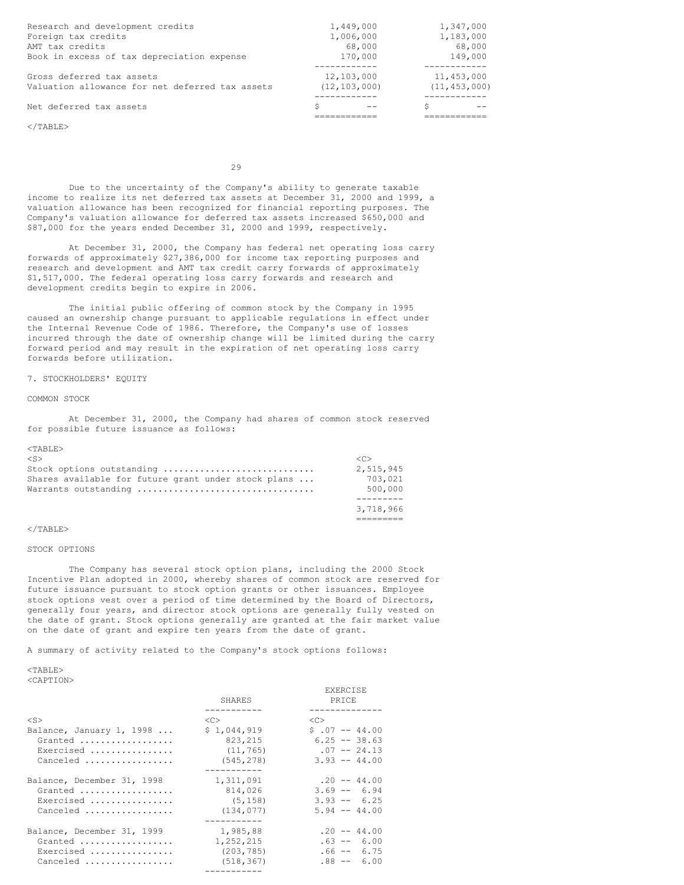| | | |
|---|---|---|
| Research and development credits | 1,449,000 | 1,347,000 |
| Foreign tax credits | 1,006,000 | 1,183,000 |
| AMT tax credits | 68,000 | 68,000 |
| Book in excess of tax depreciation expense | 170,000 | 149,000 |
| Gross deferred tax assets | 12,103,000 | 11,453,000 |
| Valuation allowance for net deferred tax assets | (12,103,000) | (11,453,000) |
| Net deferred tax assets | $ -- | $ -- |

Due to the uncertainty of the Company's ability to generate taxable income to realize its net deferred tax assets at December 31, 2000 and 1999, a valuation allowance has been recognized for financial reporting purposes. The Company's valuation allowance for deferred tax assets increased $650,000 and $87,000 for the years ended December 31, 2000 and 1999, respectively.

At December 31, 2000, the Company has federal net operating loss carry forwards of approximately $27,386,000 for income tax reporting purposes and research and development and AMT tax credit carry forwards of approximately $1,517,000. The federal operating loss carry forwards and research and development credits begin to expire in 2006.

The initial public offering of common stock by the Company in 1995 caused an ownership change pursuant to applicable regulations in effect under the Internal Revenue Code of 1986. Therefore, the Company's use of losses incurred through the date of ownership change will be limited during the carry forward period and may result in the expiration of net operating loss carry forwards before utilization.

## 7. STOCKHOLDERS' EQUITY

### COMMON STOCK

At December 31, 2000, the Company had shares of common stock reserved for possible future issuance as follows:

| | |
|---|---|
| Stock options outstanding | 2,515,945 |
| Shares available for future grant under stock plans | 703,021 |
| Warrants outstanding | 500,000 |
| | 3,718,966 |

### STOCK OPTIONS

The Company has several stock option plans, including the 2000 Stock Incentive Plan adopted in 2000, whereby shares of common stock are reserved for future issuance pursuant to stock option grants or other issuances. Employee stock options vest over a period of time determined by the Board of Directors, generally four years, and director stock options are generally fully vested on the date of grant. Stock options generally are granted at the fair market value on the date of grant and expire ten years from the date of grant.

A summary of activity related to the Company's stock options follows:

| | SHARES | EXERCISE PRICE |
|---|---|---|
| Balance, January 1, 1998 | $ 1,044,919 | $ .07 -- 44.00 |
| Granted | 823,215 | 6.25 -- 38.63 |
| Exercised | (11,765) | .07 -- 24.13 |
| Canceled | (545,278) | 3.93 -- 44.00 |
| Balance, December 31, 1998 | 1,311,091 | .20 -- 44.00 |
| Granted | 814,026 | 3.69 -- 6.94 |
| Exercised | (5,158) | 3.93 -- 6.25 |
| Canceled | (134,077) | 5.94 -- 44.00 |
| Balance, December 31, 1999 | 1,985,88 | .20 -- 44.00 |
| Granted | 1,252,215 | .63 -- 6.00 |
| Exercised | (203,785) | .66 -- 6.75 |
| Canceled | (518,367) | .88 -- 6.00 |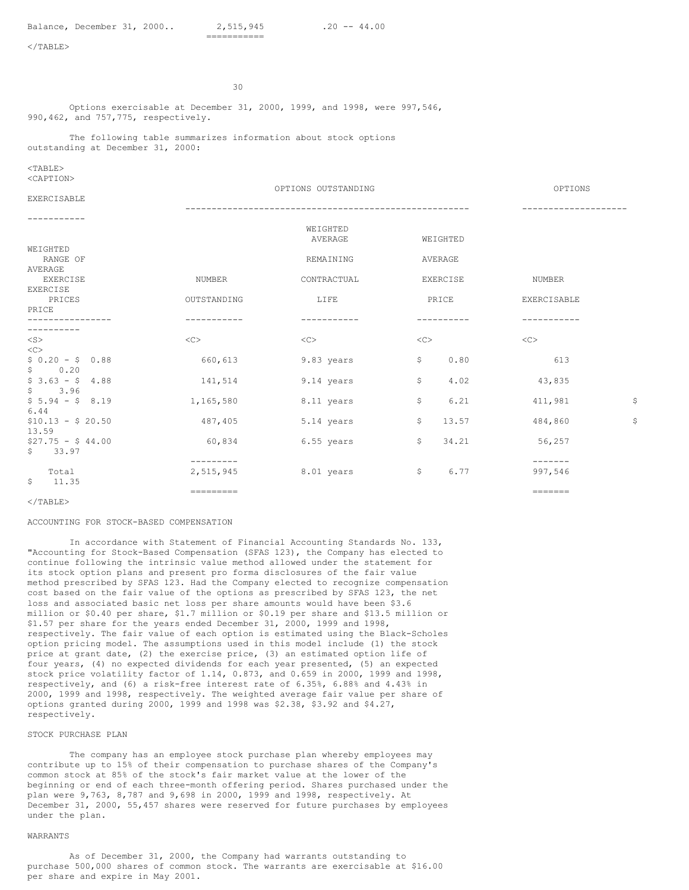| Balance, December 31, 2000.. | 2,515,945 | .20 -- 44.00 |
|---|---|---|

Options exercisable at December 31, 2000, 1999, and 1998, were 997,546, 990,462, and 757,775, respectively.

The following table summarizes information about stock options outstanding at December 31, 2000:

| | OPTIONS OUTSTANDING | | | OPTIONS EXERCISABLE | |
|---|---|---|---|---|---|
| RANGE OF EXERCISE PRICES | NUMBER OUTSTANDING | WEIGHTED AVERAGE REMAINING CONTRACTUAL LIFE | WEIGHTED AVERAGE EXERCISE PRICE | NUMBER EXERCISABLE | WEIGHTED AVERAGE EXERCISE PRICE |
| $ 0.20 - $ 0.88 | 660,613 | 9.83 years | $ 0.80 | 613 | $ 0.20 |
| $ 3.63 - $ 4.88 | 141,514 | 9.14 years | $ 4.02 | 43,835 | $ 3.96 |
| $ 5.94 - $ 8.19 | 1,165,580 | 8.11 years | $ 6.21 | 411,981 | $ 6.44 |
| $10.13 - $ 20.50 | 487,405 | 5.14 years | $ 13.57 | 484,860 | $ 13.59 |
| $27.75 - $ 44.00 | 60,834 | 6.55 years | $ 34.21 | 56,257 | $ 33.97 |
| Total | 2,515,945 | 8.01 years | $ 6.77 | 997,546 | $ 11.35 |

ACCOUNTING FOR STOCK-BASED COMPENSATION

In accordance with Statement of Financial Accounting Standards No. 133, "Accounting for Stock-Based Compensation (SFAS 123), the Company has elected to continue following the intrinsic value method allowed under the statement for its stock option plans and present pro forma disclosures of the fair value method prescribed by SFAS 123. Had the Company elected to recognize compensation cost based on the fair value of the options as prescribed by SFAS 123, the net loss and associated basic net loss per share amounts would have been $3.6 million or $0.40 per share, $1.7 million or $0.19 per share and $13.5 million or $1.57 per share for the years ended December 31, 2000, 1999 and 1998, respectively. The fair value of each option is estimated using the Black-Scholes option pricing model. The assumptions used in this model include (1) the stock price at grant date, (2) the exercise price, (3) an estimated option life of four years, (4) no expected dividends for each year presented, (5) an expected stock price volatility factor of 1.14, 0.873, and 0.659 in 2000, 1999 and 1998, respectively, and (6) a risk-free interest rate of 6.35%, 6.88% and 4.43% in 2000, 1999 and 1998, respectively. The weighted average fair value per share of options granted during 2000, 1999 and 1998 was $2.38, $3.92 and $4.27, respectively.

STOCK PURCHASE PLAN

The company has an employee stock purchase plan whereby employees may contribute up to 15% of their compensation to purchase shares of the Company's common stock at 85% of the stock's fair market value at the lower of the beginning or end of each three-month offering period. Shares purchased under the plan were 9,763, 8,787 and 9,698 in 2000, 1999 and 1998, respectively. At December 31, 2000, 55,457 shares were reserved for future purchases by employees under the plan.

WARRANTS

As of December 31, 2000, the Company had warrants outstanding to purchase 500,000 shares of common stock. The warrants are exercisable at $16.00 per share and expire in May 2001.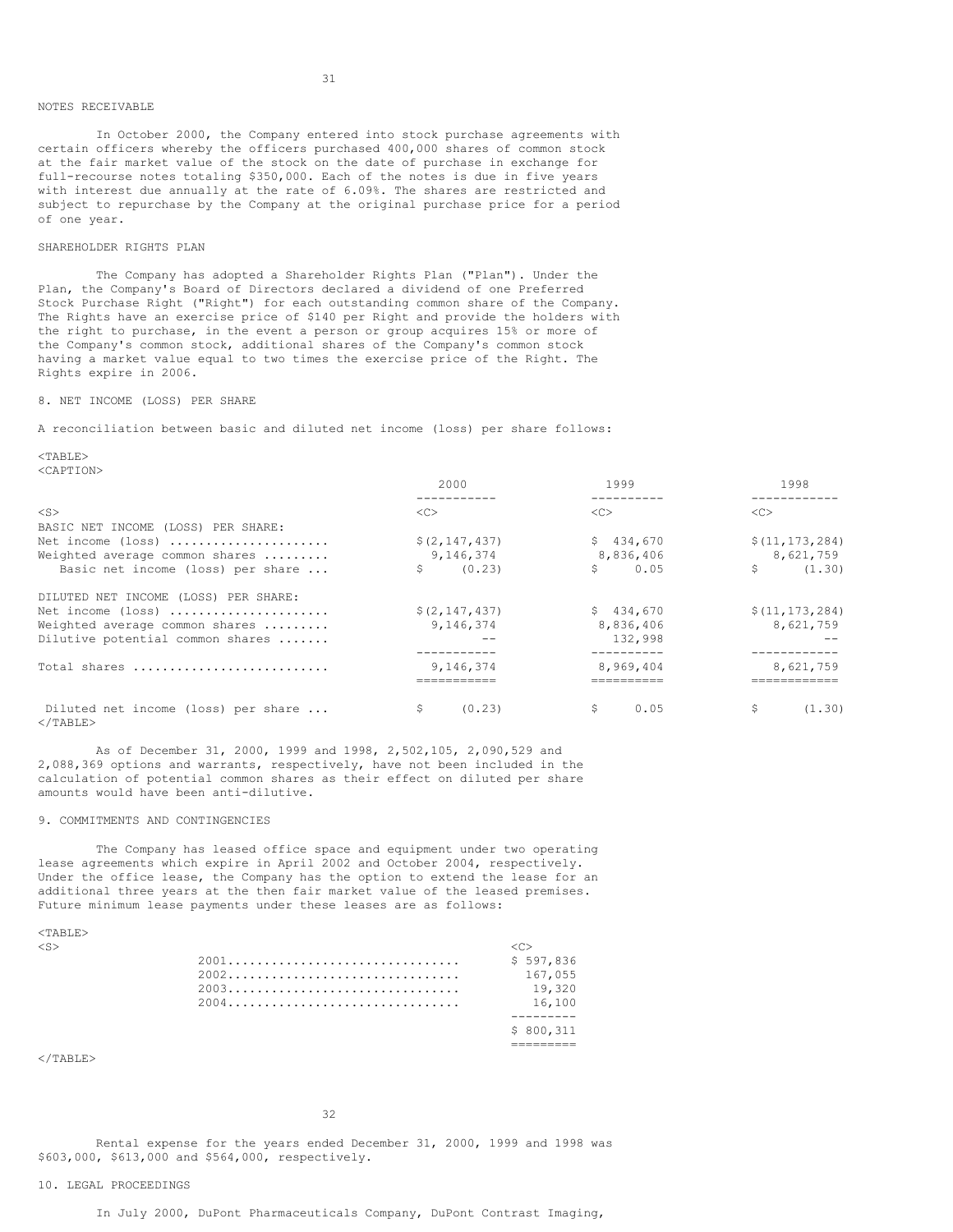## NOTES RECEIVABLE

In October 2000, the Company entered into stock purchase agreements with certain officers whereby the officers purchased 400,000 shares of common stock at the fair market value of the stock on the date of purchase in exchange for full-recourse notes totaling $350,000. Each of the notes is due in five years with interest due annually at the rate of 6.09%. The shares are restricted and subject to repurchase by the Company at the original purchase price for a period of one year.

## SHAREHOLDER RIGHTS PLAN

The Company has adopted a Shareholder Rights Plan ("Plan"). Under the Plan, the Company's Board of Directors declared a dividend of one Preferred Stock Purchase Right ("Right") for each outstanding common share of the Company. The Rights have an exercise price of $140 per Right and provide the holders with the right to purchase, in the event a person or group acquires 15% or more of the Company's common stock, additional shares of the Company's common stock having a market value equal to two times the exercise price of the Right. The Rights expire in 2006.

## 8. NET INCOME (LOSS) PER SHARE

A reconciliation between basic and diluted net income (loss) per share follows:

| | 2000 | 1999 | 1998 |
|---|---|---|---|
| BASIC NET INCOME (LOSS) PER SHARE: | | | |
| Net income (loss) | $(2,147,437) | $ 434,670 | $(11,173,284) |
| Weighted average common shares | 9,146,374 | 8,836,406 | 8,621,759 |
| Basic net income (loss) per share | $ (0.23) | $ 0.05 | $ (1.30) |
| DILUTED NET INCOME (LOSS) PER SHARE: | | | |
| Net income (loss) | $(2,147,437) | $ 434,670 | $(11,173,284) |
| Weighted average common shares | 9,146,374 | 8,836,406 | 8,621,759 |
| Dilutive potential common shares | -- | 132,998 | -- |
| Total shares | 9,146,374 | 8,969,404 | 8,621,759 |
| Diluted net income (loss) per share | $ (0.23) | $ 0.05 | $ (1.30) |

As of December 31, 2000, 1999 and 1998, 2,502,105, 2,090,529 and 2,088,369 options and warrants, respectively, have not been included in the calculation of potential common shares as their effect on diluted per share amounts would have been anti-dilutive.

## 9. COMMITMENTS AND CONTINGENCIES

The Company has leased office space and equipment under two operating lease agreements which expire in April 2002 and October 2004, respectively. Under the office lease, the Company has the option to extend the lease for an additional three years at the then fair market value of the leased premises. Future minimum lease payments under these leases are as follows:

| | |
|---|---|
| 2001 | $ 597,836 |
| 2002 | 167,055 |
| 2003 | 19,320 |
| 2004 | 16,100 |
| | $ 800,311 |

Rental expense for the years ended December 31, 2000, 1999 and 1998 was $603,000, $613,000 and $564,000, respectively.

## 10. LEGAL PROCEEDINGS

In July 2000, DuPont Pharmaceuticals Company, DuPont Contrast Imaging,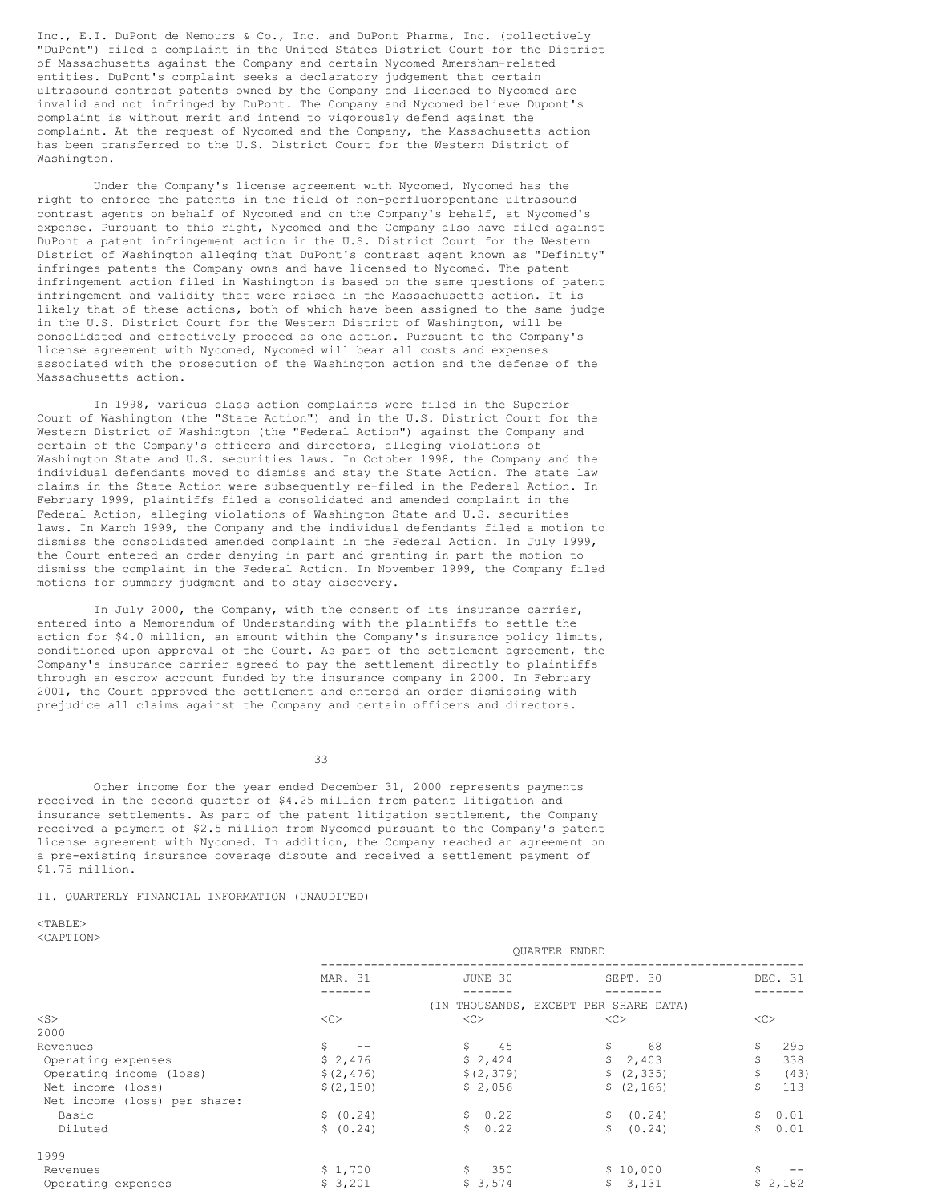Inc., E.I. DuPont de Nemours & Co., Inc. and DuPont Pharma, Inc. (collectively "DuPont") filed a complaint in the United States District Court for the District of Massachusetts against the Company and certain Nycomed Amersham-related entities. DuPont's complaint seeks a declaratory judgement that certain ultrasound contrast patents owned by the Company and licensed to Nycomed are invalid and not infringed by DuPont. The Company and Nycomed believe Dupont's complaint is without merit and intend to vigorously defend against the complaint. At the request of Nycomed and the Company, the Massachusetts action has been transferred to the U.S. District Court for the Western District of Washington.

Under the Company's license agreement with Nycomed, Nycomed has the right to enforce the patents in the field of non-perfluoropentane ultrasound contrast agents on behalf of Nycomed and on the Company's behalf, at Nycomed's expense. Pursuant to this right, Nycomed and the Company also have filed against DuPont a patent infringement action in the U.S. District Court for the Western District of Washington alleging that DuPont's contrast agent known as "Definity" infringes patents the Company owns and have licensed to Nycomed. The patent infringement action filed in Washington is based on the same questions of patent infringement and validity that were raised in the Massachusetts action. It is likely that of these actions, both of which have been assigned to the same judge in the U.S. District Court for the Western District of Washington, will be consolidated and effectively proceed as one action. Pursuant to the Company's license agreement with Nycomed, Nycomed will bear all costs and expenses associated with the prosecution of the Washington action and the defense of the Massachusetts action.

In 1998, various class action complaints were filed in the Superior Court of Washington (the "State Action") and in the U.S. District Court for the Western District of Washington (the "Federal Action") against the Company and certain of the Company's officers and directors, alleging violations of Washington State and U.S. securities laws. In October 1998, the Company and the individual defendants moved to dismiss and stay the State Action. The state law claims in the State Action were subsequently re-filed in the Federal Action. In February 1999, plaintiffs filed a consolidated and amended complaint in the Federal Action, alleging violations of Washington State and U.S. securities laws. In March 1999, the Company and the individual defendants filed a motion to dismiss the consolidated amended complaint in the Federal Action. In July 1999, the Court entered an order denying in part and granting in part the motion to dismiss the complaint in the Federal Action. In November 1999, the Company filed motions for summary judgment and to stay discovery.

In July 2000, the Company, with the consent of its insurance carrier, entered into a Memorandum of Understanding with the plaintiffs to settle the action for $4.0 million, an amount within the Company's insurance policy limits, conditioned upon approval of the Court. As part of the settlement agreement, the Company's insurance carrier agreed to pay the settlement directly to plaintiffs through an escrow account funded by the insurance company in 2000. In February 2001, the Court approved the settlement and entered an order dismissing with prejudice all claims against the Company and certain officers and directors.

Other income for the year ended December 31, 2000 represents payments received in the second quarter of $4.25 million from patent litigation and insurance settlements. As part of the patent litigation settlement, the Company received a payment of $2.5 million from Nycomed pursuant to the Company's patent license agreement with Nycomed. In addition, the Company reached an agreement on a pre-existing insurance coverage dispute and received a settlement payment of $1.75 million.

## 11. QUARTERLY FINANCIAL INFORMATION (UNAUDITED)

| | QUARTER ENDED | | | |
|---|---|---|---|---|
| | MAR. 31 | JUNE 30 | SEPT. 30 | DEC. 31 |
| | (IN THOUSANDS, EXCEPT PER SHARE DATA) | | | |
| **2000** | | | | |
| Revenues | $ -- | $ 45 | $ 68 | $ 295 |
| Operating expenses | $ 2,476 | $ 2,424 | $ 2,403 | $ 338 |
| Operating income (loss) | $(2,476) | $(2,379) | $ (2,335) | $ (43) |
| Net income (loss) | $(2,150) | $ 2,056 | $ (2,166) | $ 113 |
| Net income (loss) per share: | | | | |
| Basic | $ (0.24) | $ 0.22 | $ (0.24) | $ 0.01 |
| Diluted | $ (0.24) | $ 0.22 | $ (0.24) | $ 0.01 |
| **1999** | | | | |
| Revenues | $ 1,700 | $ 350 | $ 10,000 | $ -- |
| Operating expenses | $ 3,201 | $ 3,574 | $ 3,131 | $ 2,182 |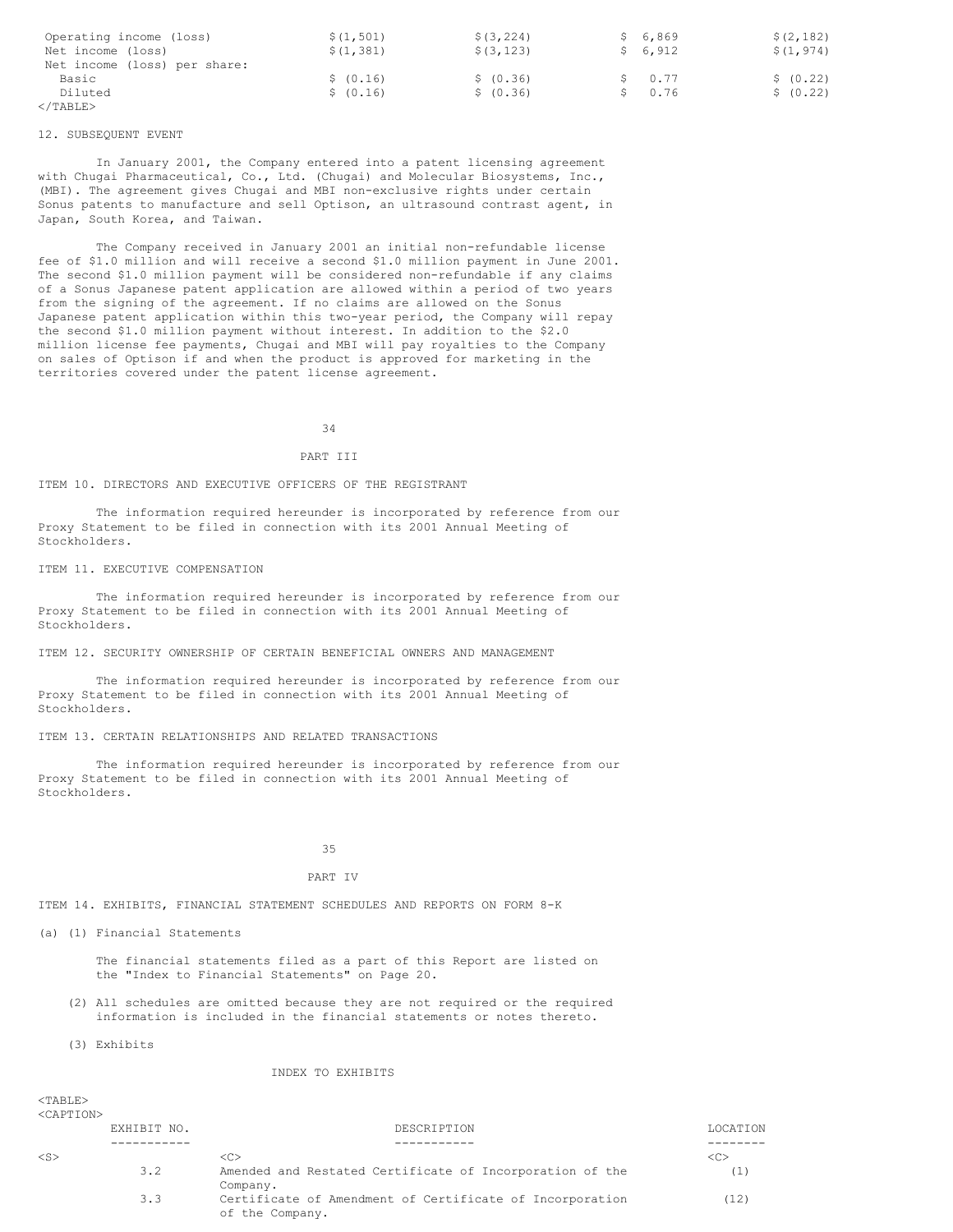| | | | | |
|---|---|---|---|---|
| Operating income (loss) | $(1,501) | $(3,224) | $ 6,869 | $(2,182) |
| Net income (loss) | $(1,381) | $(3,123) | $ 6,912 | $(1,974) |
| Net income (loss) per share: | | | | |
| Basic | $ (0.16) | $ (0.36) | $ 0.77 | $ (0.22) |
| Diluted | $ (0.16) | $ (0.36) | $ 0.76 | $ (0.22) |

12. SUBSEQUENT EVENT

In January 2001, the Company entered into a patent licensing agreement with Chugai Pharmaceutical, Co., Ltd. (Chugai) and Molecular Biosystems, Inc., (MBI). The agreement gives Chugai and MBI non-exclusive rights under certain Sonus patents to manufacture and sell Optison, an ultrasound contrast agent, in Japan, South Korea, and Taiwan.

The Company received in January 2001 an initial non-refundable license fee of $1.0 million and will receive a second $1.0 million payment in June 2001. The second $1.0 million payment will be considered non-refundable if any claims of a Sonus Japanese patent application are allowed within a period of two years from the signing of the agreement. If no claims are allowed on the Sonus Japanese patent application within this two-year period, the Company will repay the second $1.0 million payment without interest. In addition to the $2.0 million license fee payments, Chugai and MBI will pay royalties to the Company on sales of Optison if and when the product is approved for marketing in the territories covered under the patent license agreement.

# PART III

## ITEM 10. DIRECTORS AND EXECUTIVE OFFICERS OF THE REGISTRANT

The information required hereunder is incorporated by reference from our Proxy Statement to be filed in connection with its 2001 Annual Meeting of Stockholders.

## ITEM 11. EXECUTIVE COMPENSATION

The information required hereunder is incorporated by reference from our Proxy Statement to be filed in connection with its 2001 Annual Meeting of Stockholders.

## ITEM 12. SECURITY OWNERSHIP OF CERTAIN BENEFICIAL OWNERS AND MANAGEMENT

The information required hereunder is incorporated by reference from our Proxy Statement to be filed in connection with its 2001 Annual Meeting of Stockholders.

## ITEM 13. CERTAIN RELATIONSHIPS AND RELATED TRANSACTIONS

The information required hereunder is incorporated by reference from our Proxy Statement to be filed in connection with its 2001 Annual Meeting of Stockholders.

# PART IV

## ITEM 14. EXHIBITS, FINANCIAL STATEMENT SCHEDULES AND REPORTS ON FORM 8-K

(a) (1) Financial Statements

The financial statements filed as a part of this Report are listed on the "Index to Financial Statements" on Page 20.

(2) All schedules are omitted because they are not required or the required information is included in the financial statements or notes thereto.

(3) Exhibits

INDEX TO EXHIBITS

| EXHIBIT NO. | DESCRIPTION | LOCATION |
|---|---|---|
| 3.2 | Amended and Restated Certificate of Incorporation of the Company. | (1) |
| 3.3 | Certificate of Amendment of Certificate of Incorporation of the Company. | (12) |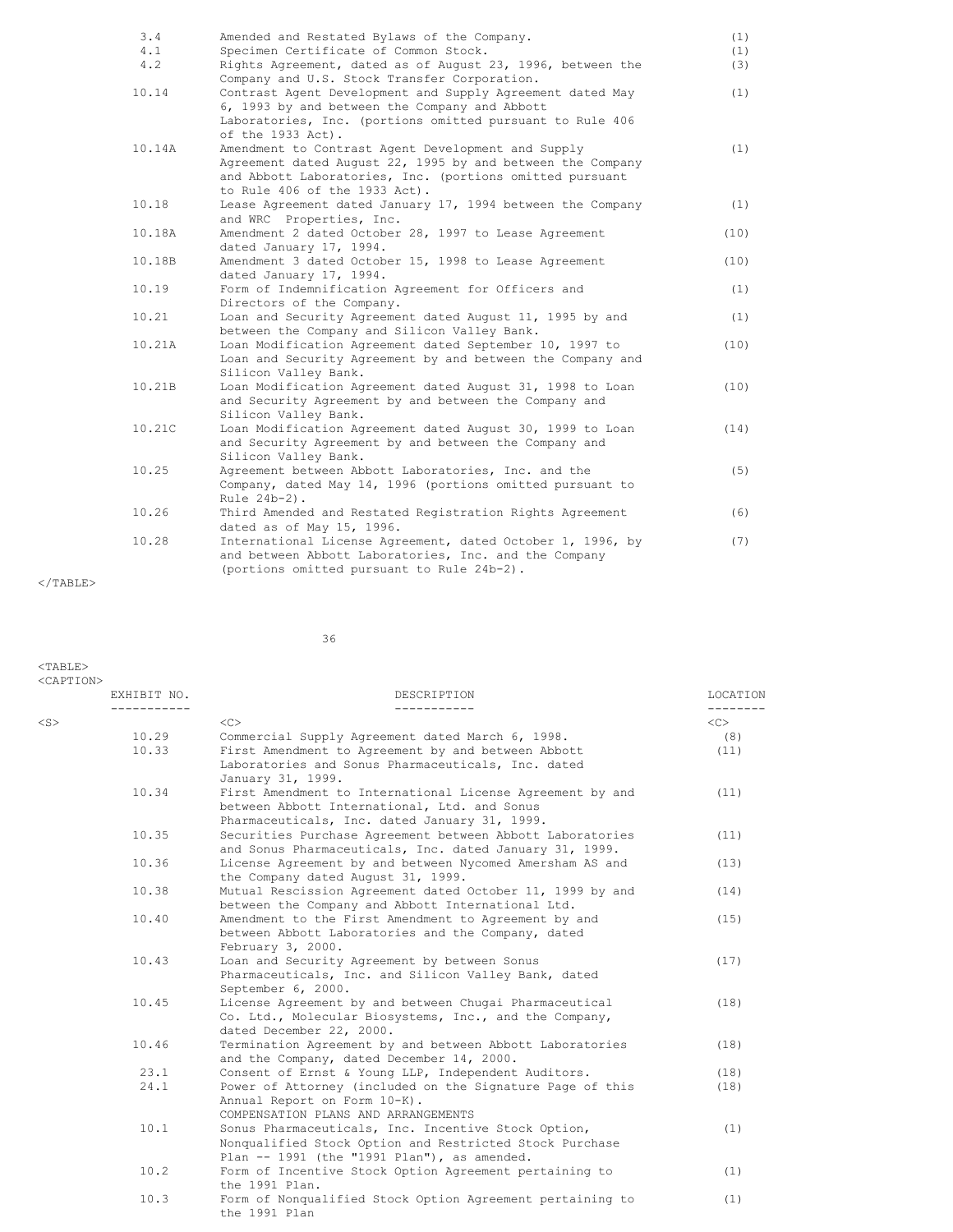| EXHIBIT NO. | DESCRIPTION | LOCATION |
|---|---|---|
| 3.4 | Amended and Restated Bylaws of the Company. | (1) |
| 4.1 | Specimen Certificate of Common Stock. | (1) |
| 4.2 | Rights Agreement, dated as of August 23, 1996, between the Company and U.S. Stock Transfer Corporation. | (3) |
| 10.14 | Contrast Agent Development and Supply Agreement dated May 6, 1993 by and between the Company and Abbott Laboratories, Inc. (portions omitted pursuant to Rule 406 of the 1933 Act). | (1) |
| 10.14A | Amendment to Contrast Agent Development and Supply Agreement dated August 22, 1995 by and between the Company and Abbott Laboratories, Inc. (portions omitted pursuant to Rule 406 of the 1933 Act). | (1) |
| 10.18 | Lease Agreement dated January 17, 1994 between the Company and WRC Properties, Inc. | (1) |
| 10.18A | Amendment 2 dated October 28, 1997 to Lease Agreement dated January 17, 1994. | (10) |
| 10.18B | Amendment 3 dated October 15, 1998 to Lease Agreement dated January 17, 1994. | (10) |
| 10.19 | Form of Indemnification Agreement for Officers and Directors of the Company. | (1) |
| 10.21 | Loan and Security Agreement dated August 11, 1995 by and between the Company and Silicon Valley Bank. | (1) |
| 10.21A | Loan Modification Agreement dated September 10, 1997 to Loan and Security Agreement by and between the Company and Silicon Valley Bank. | (10) |
| 10.21B | Loan Modification Agreement dated August 31, 1998 to Loan and Security Agreement by and between the Company and Silicon Valley Bank. | (10) |
| 10.21C | Loan Modification Agreement dated August 30, 1999 to Loan and Security Agreement by and between the Company and Silicon Valley Bank. | (14) |
| 10.25 | Agreement between Abbott Laboratories, Inc. and the Company, dated May 14, 1996 (portions omitted pursuant to Rule 24b-2). | (5) |
| 10.26 | Third Amended and Restated Registration Rights Agreement dated as of May 15, 1996. | (6) |
| 10.28 | International License Agreement, dated October 1, 1996, by and between Abbott Laboratories, Inc. and the Company (portions omitted pursuant to Rule 24b-2). | (7) |
| 10.29 | Commercial Supply Agreement dated March 6, 1998. | (8) |
| 10.33 | First Amendment to Agreement by and between Abbott Laboratories and Sonus Pharmaceuticals, Inc. dated January 31, 1999. | (11) |
| 10.34 | First Amendment to International License Agreement by and between Abbott International, Ltd. and Sonus Pharmaceuticals, Inc. dated January 31, 1999. | (11) |
| 10.35 | Securities Purchase Agreement between Abbott Laboratories and Sonus Pharmaceuticals, Inc. dated January 31, 1999. | (11) |
| 10.36 | License Agreement by and between Nycomed Amersham AS and the Company dated August 31, 1999. | (13) |
| 10.38 | Mutual Rescission Agreement dated October 11, 1999 by and between the Company and Abbott International Ltd. | (14) |
| 10.40 | Amendment to the First Amendment to Agreement by and between Abbott Laboratories and the Company, dated February 3, 2000. | (15) |
| 10.43 | Loan and Security Agreement by between Sonus Pharmaceuticals, Inc. and Silicon Valley Bank, dated September 6, 2000. | (17) |
| 10.45 | License Agreement by and between Chugai Pharmaceutical Co. Ltd., Molecular Biosystems, Inc., and the Company, dated December 22, 2000. | (18) |
| 10.46 | Termination Agreement by and between Abbott Laboratories and the Company, dated December 14, 2000. | (18) |
| 23.1 | Consent of Ernst & Young LLP, Independent Auditors. | (18) |
| 24.1 | Power of Attorney (included on the Signature Page of this Annual Report on Form 10-K). | (18) |
| | COMPENSATION PLANS AND ARRANGEMENTS | |
| 10.1 | Sonus Pharmaceuticals, Inc. Incentive Stock Option, Nonqualified Stock Option and Restricted Stock Purchase Plan -- 1991 (the "1991 Plan"), as amended. | (1) |
| 10.2 | Form of Incentive Stock Option Agreement pertaining to the 1991 Plan. | (1) |
| 10.3 | Form of Nonqualified Stock Option Agreement pertaining to the 1991 Plan | (1) |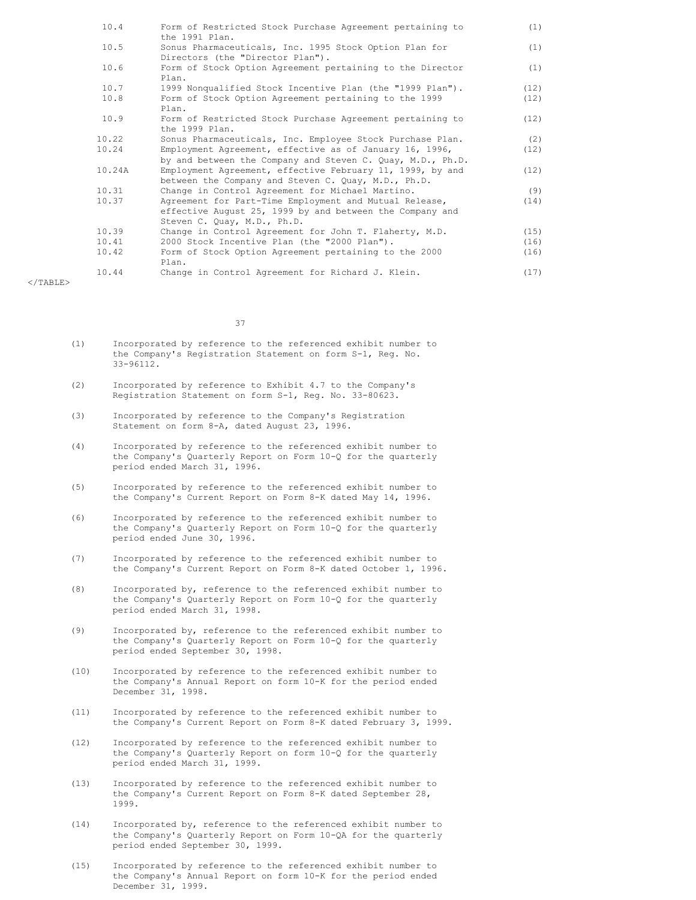| | | |
|---|---|---|
| 10.4 | Form of Restricted Stock Purchase Agreement pertaining to the 1991 Plan. | (1) |
| 10.5 | Sonus Pharmaceuticals, Inc. 1995 Stock Option Plan for Directors (the "Director Plan"). | (1) |
| 10.6 | Form of Stock Option Agreement pertaining to the Director Plan. | (1) |
| 10.7 | 1999 Nonqualified Stock Incentive Plan (the "1999 Plan"). | (12) |
| 10.8 | Form of Stock Option Agreement pertaining to the 1999 Plan. | (12) |
| 10.9 | Form of Restricted Stock Purchase Agreement pertaining to the 1999 Plan. | (12) |
| 10.22 | Sonus Pharmaceuticals, Inc. Employee Stock Purchase Plan. | (2) |
| 10.24 | Employment Agreement, effective as of January 16, 1996, by and between the Company and Steven C. Quay, M.D., Ph.D. | (12) |
| 10.24A | Employment Agreement, effective February 11, 1999, by and between the Company and Steven C. Quay, M.D., Ph.D. | (12) |
| 10.31 | Change in Control Agreement for Michael Martino. | (9) |
| 10.37 | Agreement for Part-Time Employment and Mutual Release, effective August 25, 1999 by and between the Company and Steven C. Quay, M.D., Ph.D. | (14) |
| 10.39 | Change in Control Agreement for John T. Flaherty, M.D. | (15) |
| 10.41 | 2000 Stock Incentive Plan (the "2000 Plan"). | (16) |
| 10.42 | Form of Stock Option Agreement pertaining to the 2000 Plan. | (16) |
| 10.44 | Change in Control Agreement for Richard J. Klein. | (17) |

(1) Incorporated by reference to the referenced exhibit number to the Company's Registration Statement on form S-1, Reg. No. 33-96112.

(2) Incorporated by reference to Exhibit 4.7 to the Company's Registration Statement on form S-1, Reg. No. 33-80623.

(3) Incorporated by reference to the Company's Registration Statement on form 8-A, dated August 23, 1996.

(4) Incorporated by reference to the referenced exhibit number to the Company's Quarterly Report on Form 10-Q for the quarterly period ended March 31, 1996.

(5) Incorporated by reference to the referenced exhibit number to the Company's Current Report on Form 8-K dated May 14, 1996.

(6) Incorporated by reference to the referenced exhibit number to the Company's Quarterly Report on Form 10-Q for the quarterly period ended June 30, 1996.

(7) Incorporated by reference to the referenced exhibit number to the Company's Current Report on Form 8-K dated October 1, 1996.

(8) Incorporated by, reference to the referenced exhibit number to the Company's Quarterly Report on Form 10-Q for the quarterly period ended March 31, 1998.

(9) Incorporated by, reference to the referenced exhibit number to the Company's Quarterly Report on Form 10-Q for the quarterly period ended September 30, 1998.

(10) Incorporated by reference to the referenced exhibit number to the Company's Annual Report on form 10-K for the period ended December 31, 1998.

(11) Incorporated by reference to the referenced exhibit number to the Company's Current Report on Form 8-K dated February 3, 1999.

(12) Incorporated by reference to the referenced exhibit number to the Company's Quarterly Report on form 10-Q for the quarterly period ended March 31, 1999.

(13) Incorporated by reference to the referenced exhibit number to the Company's Current Report on Form 8-K dated September 28, 1999.

(14) Incorporated by, reference to the referenced exhibit number to the Company's Quarterly Report on Form 10-QA for the quarterly period ended September 30, 1999.

(15) Incorporated by reference to the referenced exhibit number to the Company's Annual Report on form 10-K for the period ended December 31, 1999.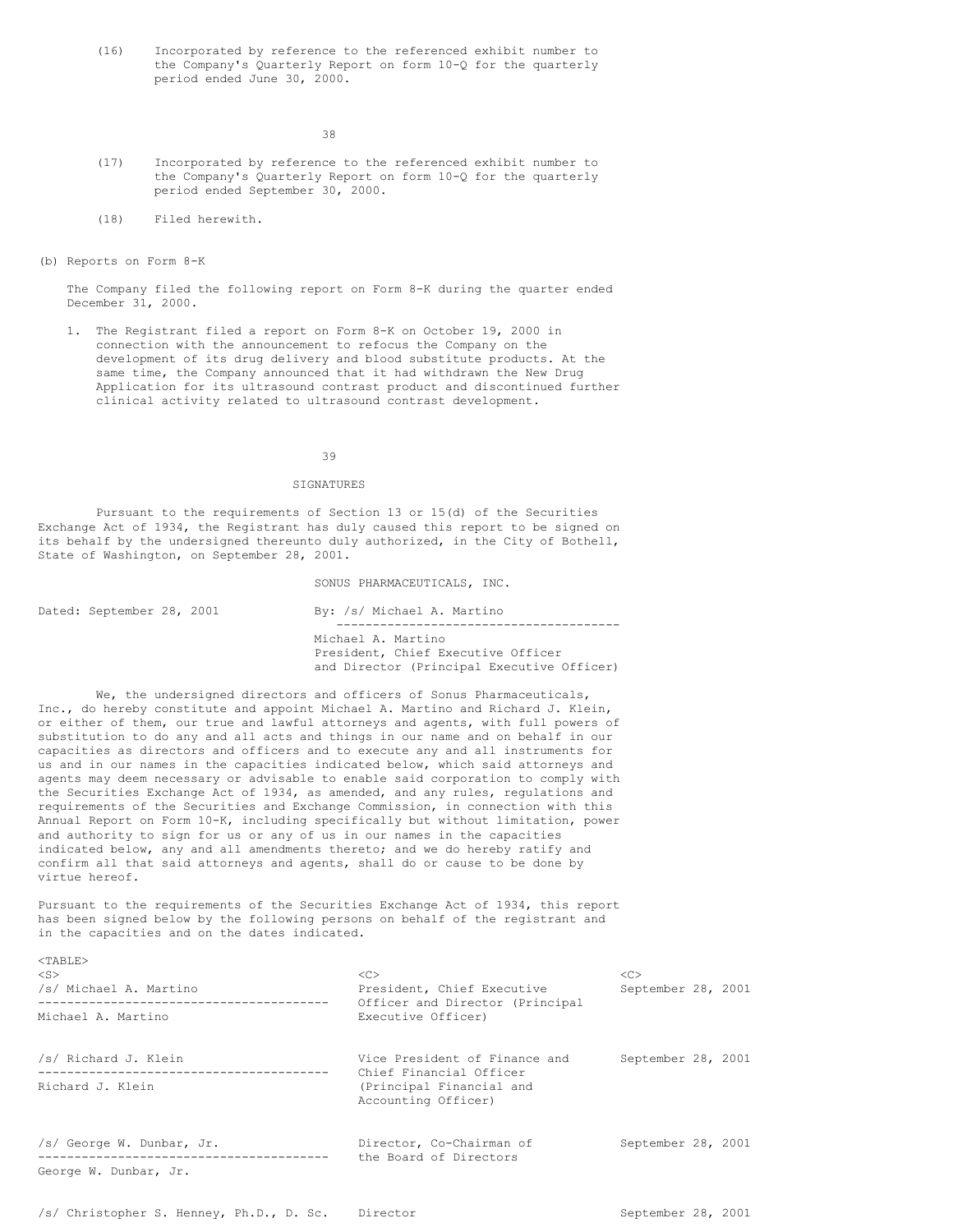(16) Incorporated by reference to the referenced exhibit number to the Company's Quarterly Report on form 10-Q for the quarterly period ended June 30, 2000.

(17) Incorporated by reference to the referenced exhibit number to the Company's Quarterly Report on form 10-Q for the quarterly period ended September 30, 2000.

(18) Filed herewith.

(b) Reports on Form 8-K

The Company filed the following report on Form 8-K during the quarter ended December 31, 2000.

1. The Registrant filed a report on Form 8-K on October 19, 2000 in connection with the announcement to refocus the Company on the development of its drug delivery and blood substitute products. At the same time, the Company announced that it had withdrawn the New Drug Application for its ultrasound contrast product and discontinued further clinical activity related to ultrasound contrast development.

## SIGNATURES

Pursuant to the requirements of Section 13 or 15(d) of the Securities Exchange Act of 1934, the Registrant has duly caused this report to be signed on its behalf by the undersigned thereunto duly authorized, in the City of Bothell, State of Washington, on September 28, 2001.

SONUS PHARMACEUTICALS, INC.

Dated: September 28, 2001

By: /s/ Michael A. Martino

Michael A. Martino
President, Chief Executive Officer
and Director (Principal Executive Officer)

We, the undersigned directors and officers of Sonus Pharmaceuticals, Inc., do hereby constitute and appoint Michael A. Martino and Richard J. Klein, or either of them, our true and lawful attorneys and agents, with full powers of substitution to do any and all acts and things in our name and on behalf in our capacities as directors and officers and to execute any and all instruments for us and in our names in the capacities indicated below, which said attorneys and agents may deem necessary or advisable to enable said corporation to comply with the Securities Exchange Act of 1934, as amended, and any rules, regulations and requirements of the Securities and Exchange Commission, in connection with this Annual Report on Form 10-K, including specifically but without limitation, power and authority to sign for us or any of us in our names in the capacities indicated below, any and all amendments thereto; and we do hereby ratify and confirm all that said attorneys and agents, shall do or cause to be done by virtue hereof.

Pursuant to the requirements of the Securities Exchange Act of 1934, this report has been signed below by the following persons on behalf of the registrant and in the capacities and on the dates indicated.

| Signature | Title | Date |
|---|---|---|
| /s/ Michael A. Martino<br>Michael A. Martino | President, Chief Executive Officer and Director (Principal Executive Officer) | September 28, 2001 |
| /s/ Richard J. Klein<br>Richard J. Klein | Vice President of Finance and Chief Financial Officer (Principal Financial and Accounting Officer) | September 28, 2001 |
| /s/ George W. Dunbar, Jr.<br>George W. Dunbar, Jr. | Director, Co-Chairman of the Board of Directors | September 28, 2001 |
| /s/ Christopher S. Henney, Ph.D., D. Sc. | Director | September 28, 2001 |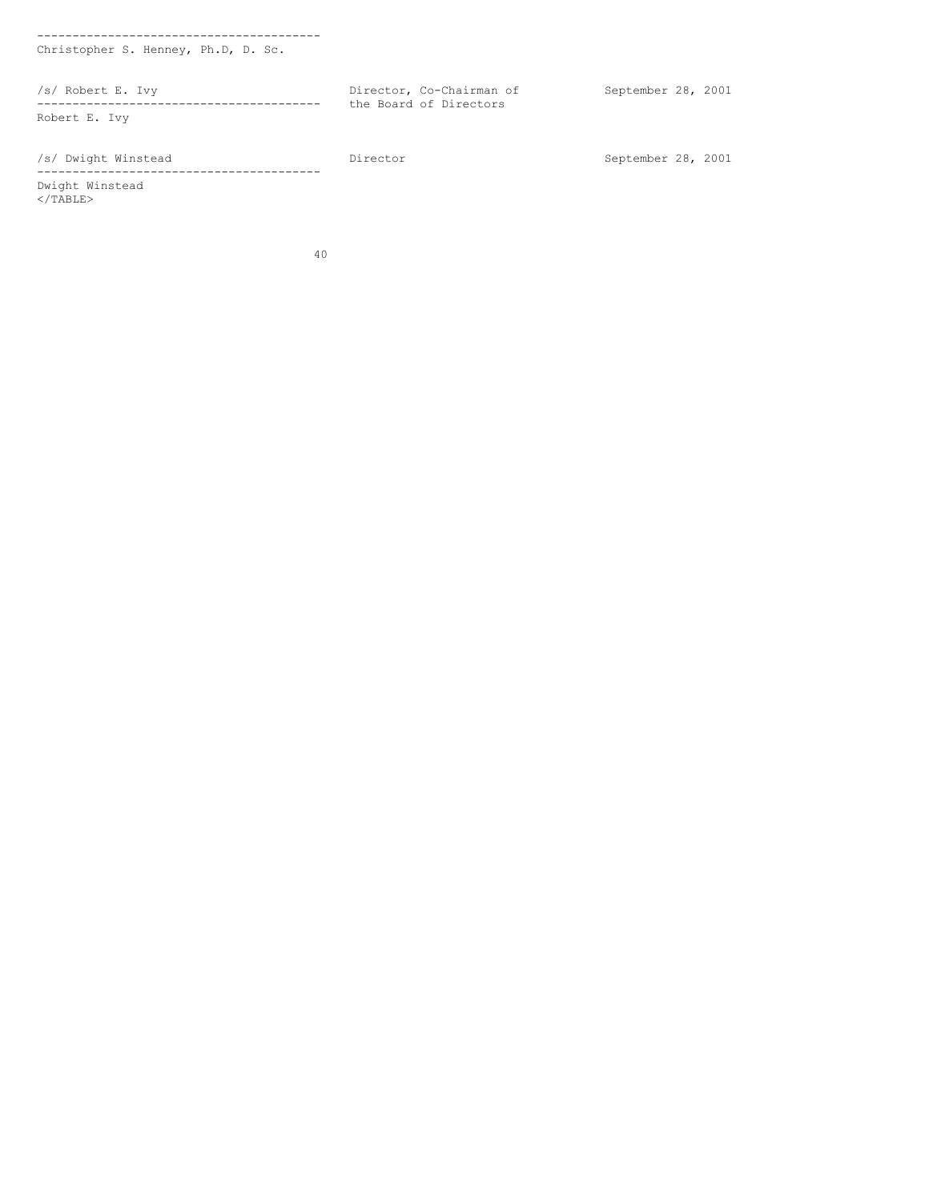| | | |
|---|---|---|
| Christopher S. Henney, Ph.D, D. Sc. | | |
| /s/ Robert E. Ivy | Director, Co-Chairman of the Board of Directors | September 28, 2001 |
| Robert E. Ivy | | |
| /s/ Dwight Winstead | Director | September 28, 2001 |
| Dwight Winstead | | |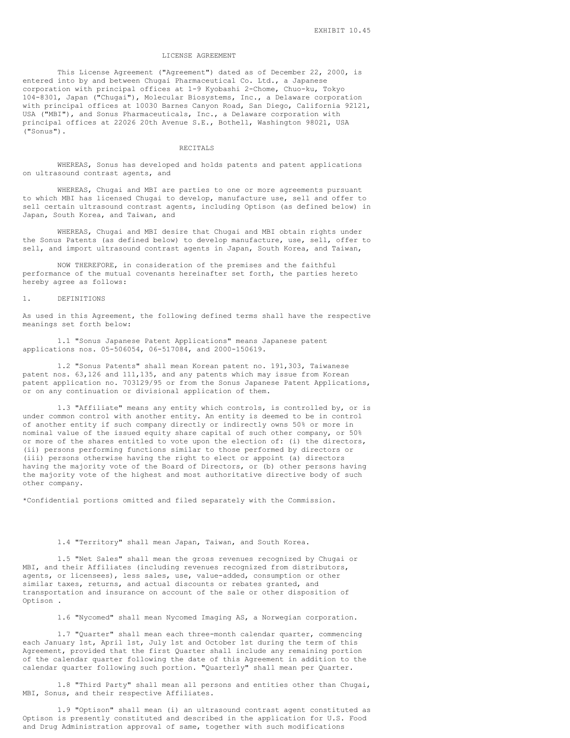EXHIBIT 10.45

# LICENSE AGREEMENT

This License Agreement ("Agreement") dated as of December 22, 2000, is entered into by and between Chugai Pharmaceutical Co. Ltd., a Japanese corporation with principal offices at 1-9 Kyobashi 2-Chome, Chuo-ku, Tokyo 104-8301, Japan ("Chugai"), Molecular Biosystems, Inc., a Delaware corporation with principal offices at 10030 Barnes Canyon Road, San Diego, California 92121, USA ("MBI"), and Sonus Pharmaceuticals, Inc., a Delaware corporation with principal offices at 22026 20th Avenue S.E., Bothell, Washington 98021, USA ("Sonus").

## RECITALS

WHEREAS, Sonus has developed and holds patents and patent applications on ultrasound contrast agents, and

WHEREAS, Chugai and MBI are parties to one or more agreements pursuant to which MBI has licensed Chugai to develop, manufacture use, sell and offer to sell certain ultrasound contrast agents, including Optison (as defined below) in Japan, South Korea, and Taiwan, and

WHEREAS, Chugai and MBI desire that Chugai and MBI obtain rights under the Sonus Patents (as defined below) to develop manufacture, use, sell, offer to sell, and import ultrasound contrast agents in Japan, South Korea, and Taiwan,

NOW THEREFORE, in consideration of the premises and the faithful performance of the mutual covenants hereinafter set forth, the parties hereto hereby agree as follows:

## 1. DEFINITIONS

As used in this Agreement, the following defined terms shall have the respective meanings set forth below:

1.1 "Sonus Japanese Patent Applications" means Japanese patent applications nos. 05-506054, 06-517084, and 2000-150619.

1.2 "Sonus Patents" shall mean Korean patent no. 191,303, Taiwanese patent nos. 63,126 and 111,135, and any patents which may issue from Korean patent application no. 703129/95 or from the Sonus Japanese Patent Applications, or on any continuation or divisional application of them.

1.3 "Affiliate" means any entity which controls, is controlled by, or is under common control with another entity. An entity is deemed to be in control of another entity if such company directly or indirectly owns 50% or more in nominal value of the issued equity share capital of such other company, or 50% or more of the shares entitled to vote upon the election of: (i) the directors, (ii) persons performing functions similar to those performed by directors or (iii) persons otherwise having the right to elect or appoint (a) directors having the majority vote of the Board of Directors, or (b) other persons having the majority vote of the highest and most authoritative directive body of such other company.

*Confidential portions omitted and filed separately with the Commission.

1.4 "Territory" shall mean Japan, Taiwan, and South Korea.

1.5 "Net Sales" shall mean the gross revenues recognized by Chugai or MBI, and their Affiliates (including revenues recognized from distributors, agents, or licensees), less sales, use, value-added, consumption or other similar taxes, returns, and actual discounts or rebates granted, and transportation and insurance on account of the sale or other disposition of Optison .

1.6 "Nycomed" shall mean Nycomed Imaging AS, a Norwegian corporation.

1.7 "Quarter" shall mean each three-month calendar quarter, commencing each January 1st, April 1st, July 1st and October 1st during the term of this Agreement, provided that the first Quarter shall include any remaining portion of the calendar quarter following the date of this Agreement in addition to the calendar quarter following such portion. "Quarterly" shall mean per Quarter.

1.8 "Third Party" shall mean all persons and entities other than Chugai, MBI, Sonus, and their respective Affiliates.

1.9 "Optison" shall mean (i) an ultrasound contrast agent constituted as Optison is presently constituted and described in the application for U.S. Food and Drug Administration approval of same, together with such modifications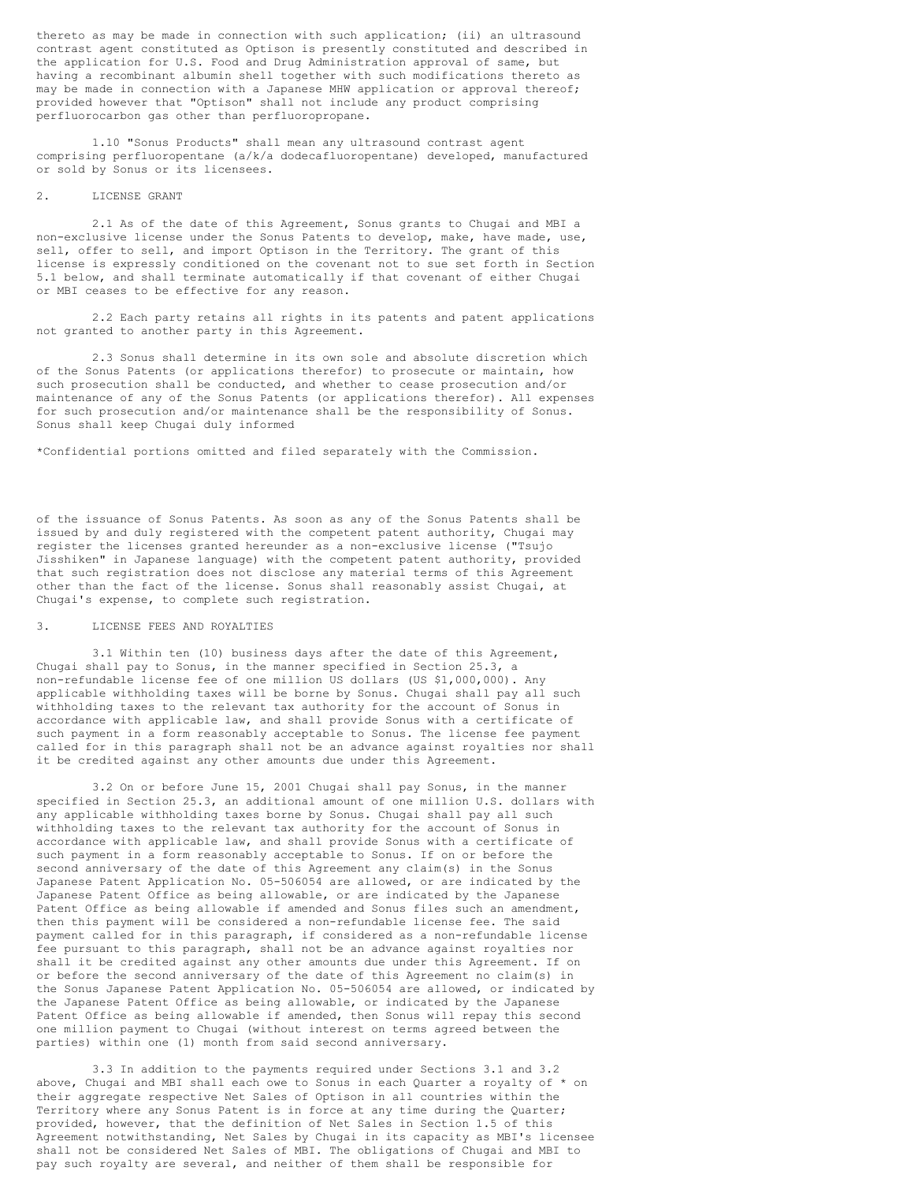thereto as may be made in connection with such application; (ii) an ultrasound contrast agent constituted as Optison is presently constituted and described in the application for U.S. Food and Drug Administration approval of same, but having a recombinant albumin shell together with such modifications thereto as may be made in connection with a Japanese MHW application or approval thereof; provided however that "Optison" shall not include any product comprising perfluorocarbon gas other than perfluoropropane.

1.10 "Sonus Products" shall mean any ultrasound contrast agent comprising perfluoropentane (a/k/a dodecafluoropentane) developed, manufactured or sold by Sonus or its licensees.

## 2. LICENSE GRANT

2.1 As of the date of this Agreement, Sonus grants to Chugai and MBI a non-exclusive license under the Sonus Patents to develop, make, have made, use, sell, offer to sell, and import Optison in the Territory. The grant of this license is expressly conditioned on the covenant not to sue set forth in Section 5.1 below, and shall terminate automatically if that covenant of either Chugai or MBI ceases to be effective for any reason.

2.2 Each party retains all rights in its patents and patent applications not granted to another party in this Agreement.

2.3 Sonus shall determine in its own sole and absolute discretion which of the Sonus Patents (or applications therefor) to prosecute or maintain, how such prosecution shall be conducted, and whether to cease prosecution and/or maintenance of any of the Sonus Patents (or applications therefor). All expenses for such prosecution and/or maintenance shall be the responsibility of Sonus. Sonus shall keep Chugai duly informed

*Confidential portions omitted and filed separately with the Commission.

of the issuance of Sonus Patents. As soon as any of the Sonus Patents shall be issued by and duly registered with the competent patent authority, Chugai may register the licenses granted hereunder as a non-exclusive license ("Tsujo Jisshiken" in Japanese language) with the competent patent authority, provided that such registration does not disclose any material terms of this Agreement other than the fact of the license. Sonus shall reasonably assist Chugai, at Chugai's expense, to complete such registration.

## 3. LICENSE FEES AND ROYALTIES

3.1 Within ten (10) business days after the date of this Agreement, Chugai shall pay to Sonus, in the manner specified in Section 25.3, a non-refundable license fee of one million US dollars (US $1,000,000). Any applicable withholding taxes will be borne by Sonus. Chugai shall pay all such withholding taxes to the relevant tax authority for the account of Sonus in accordance with applicable law, and shall provide Sonus with a certificate of such payment in a form reasonably acceptable to Sonus. The license fee payment called for in this paragraph shall not be an advance against royalties nor shall it be credited against any other amounts due under this Agreement.

3.2 On or before June 15, 2001 Chugai shall pay Sonus, in the manner specified in Section 25.3, an additional amount of one million U.S. dollars with any applicable withholding taxes borne by Sonus. Chugai shall pay all such withholding taxes to the relevant tax authority for the account of Sonus in accordance with applicable law, and shall provide Sonus with a certificate of such payment in a form reasonably acceptable to Sonus. If on or before the second anniversary of the date of this Agreement any claim(s) in the Sonus Japanese Patent Application No. 05-506054 are allowed, or are indicated by the Japanese Patent Office as being allowable, or are indicated by the Japanese Patent Office as being allowable if amended and Sonus files such an amendment, then this payment will be considered a non-refundable license fee. The said payment called for in this paragraph, if considered as a non-refundable license fee pursuant to this paragraph, shall not be an advance against royalties nor shall it be credited against any other amounts due under this Agreement. If on or before the second anniversary of the date of this Agreement no claim(s) in the Sonus Japanese Patent Application No. 05-506054 are allowed, or indicated by the Japanese Patent Office as being allowable, or indicated by the Japanese Patent Office as being allowable if amended, then Sonus will repay this second one million payment to Chugai (without interest on terms agreed between the parties) within one (1) month from said second anniversary.

3.3 In addition to the payments required under Sections 3.1 and 3.2 above, Chugai and MBI shall each owe to Sonus in each Quarter a royalty of * on their aggregate respective Net Sales of Optison in all countries within the Territory where any Sonus Patent is in force at any time during the Quarter; provided, however, that the definition of Net Sales in Section 1.5 of this Agreement notwithstanding, Net Sales by Chugai in its capacity as MBI's licensee shall not be considered Net Sales of MBI. The obligations of Chugai and MBI to pay such royalty are several, and neither of them shall be responsible for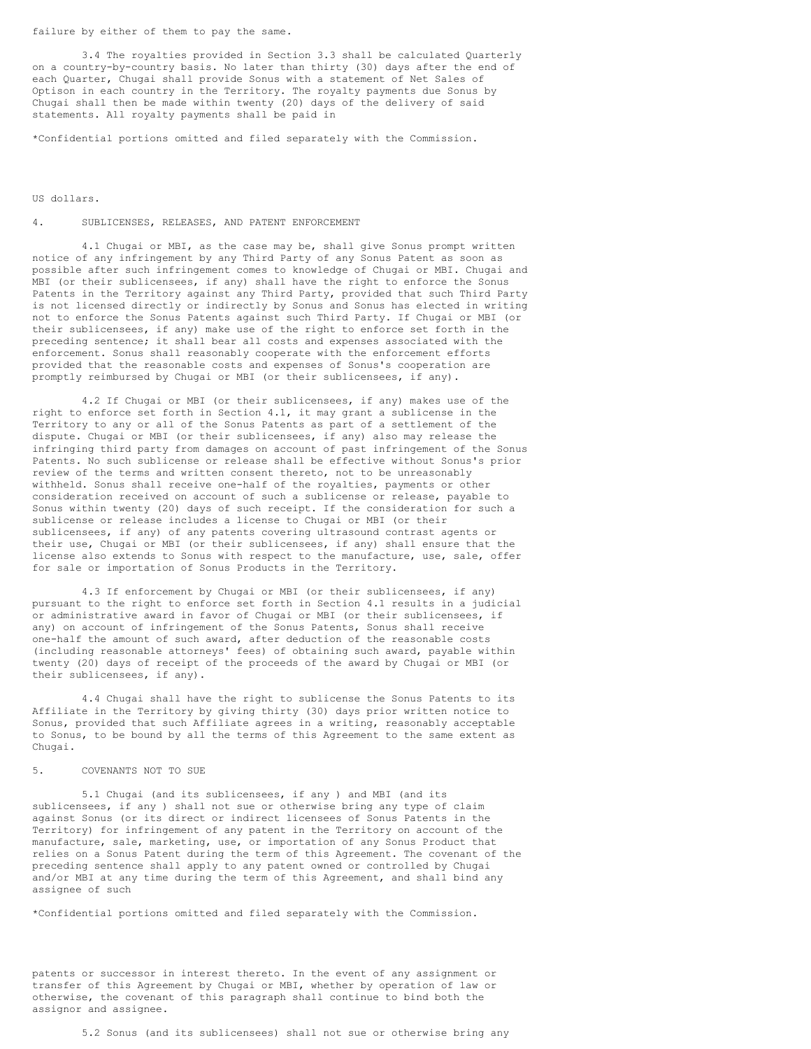failure by either of them to pay the same.

3.4 The royalties provided in Section 3.3 shall be calculated Quarterly on a country-by-country basis. No later than thirty (30) days after the end of each Quarter, Chugai shall provide Sonus with a statement of Net Sales of Optison in each country in the Territory. The royalty payments due Sonus by Chugai shall then be made within twenty (20) days of the delivery of said statements. All royalty payments shall be paid in

*Confidential portions omitted and filed separately with the Commission.

US dollars.

4. SUBLICENSES, RELEASES, AND PATENT ENFORCEMENT

4.1 Chugai or MBI, as the case may be, shall give Sonus prompt written notice of any infringement by any Third Party of any Sonus Patent as soon as possible after such infringement comes to knowledge of Chugai or MBI. Chugai and MBI (or their sublicensees, if any) shall have the right to enforce the Sonus Patents in the Territory against any Third Party, provided that such Third Party is not licensed directly or indirectly by Sonus and Sonus has elected in writing not to enforce the Sonus Patents against such Third Party. If Chugai or MBI (or their sublicensees, if any) make use of the right to enforce set forth in the preceding sentence; it shall bear all costs and expenses associated with the enforcement. Sonus shall reasonably cooperate with the enforcement efforts provided that the reasonable costs and expenses of Sonus's cooperation are promptly reimbursed by Chugai or MBI (or their sublicensees, if any).

4.2 If Chugai or MBI (or their sublicensees, if any) makes use of the right to enforce set forth in Section 4.1, it may grant a sublicense in the Territory to any or all of the Sonus Patents as part of a settlement of the dispute. Chugai or MBI (or their sublicensees, if any) also may release the infringing third party from damages on account of past infringement of the Sonus Patents. No such sublicense or release shall be effective without Sonus's prior review of the terms and written consent thereto, not to be unreasonably withheld. Sonus shall receive one-half of the royalties, payments or other consideration received on account of such a sublicense or release, payable to Sonus within twenty (20) days of such receipt. If the consideration for such a sublicense or release includes a license to Chugai or MBI (or their sublicensees, if any) of any patents covering ultrasound contrast agents or their use, Chugai or MBI (or their sublicensees, if any) shall ensure that the license also extends to Sonus with respect to the manufacture, use, sale, offer for sale or importation of Sonus Products in the Territory.

4.3 If enforcement by Chugai or MBI (or their sublicensees, if any) pursuant to the right to enforce set forth in Section 4.1 results in a judicial or administrative award in favor of Chugai or MBI (or their sublicensees, if any) on account of infringement of the Sonus Patents, Sonus shall receive one-half the amount of such award, after deduction of the reasonable costs (including reasonable attorneys' fees) of obtaining such award, payable within twenty (20) days of receipt of the proceeds of the award by Chugai or MBI (or their sublicensees, if any).

4.4 Chugai shall have the right to sublicense the Sonus Patents to its Affiliate in the Territory by giving thirty (30) days prior written notice to Sonus, provided that such Affiliate agrees in a writing, reasonably acceptable to Sonus, to be bound by all the terms of this Agreement to the same extent as Chugai.

5. COVENANTS NOT TO SUE

5.1 Chugai (and its sublicensees, if any ) and MBI (and its sublicensees, if any ) shall not sue or otherwise bring any type of claim against Sonus (or its direct or indirect licensees of Sonus Patents in the Territory) for infringement of any patent in the Territory on account of the manufacture, sale, marketing, use, or importation of any Sonus Product that relies on a Sonus Patent during the term of this Agreement. The covenant of the preceding sentence shall apply to any patent owned or controlled by Chugai and/or MBI at any time during the term of this Agreement, and shall bind any assignee of such

*Confidential portions omitted and filed separately with the Commission.

patents or successor in interest thereto. In the event of any assignment or transfer of this Agreement by Chugai or MBI, whether by operation of law or otherwise, the covenant of this paragraph shall continue to bind both the assignor and assignee.

5.2 Sonus (and its sublicensees) shall not sue or otherwise bring any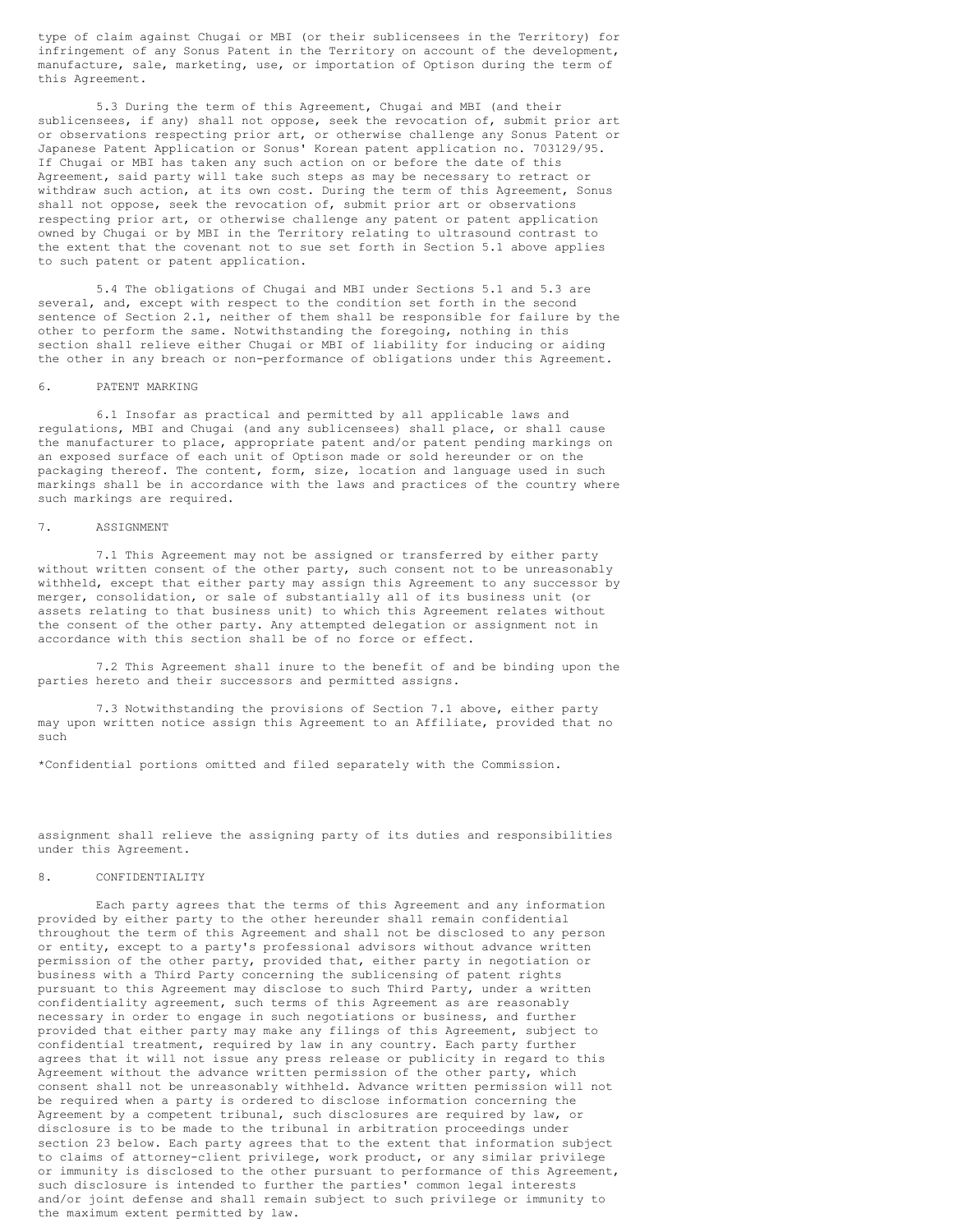type of claim against Chugai or MBI (or their sublicensees in the Territory) for infringement of any Sonus Patent in the Territory on account of the development, manufacture, sale, marketing, use, or importation of Optison during the term of this Agreement.

5.3 During the term of this Agreement, Chugai and MBI (and their sublicensees, if any) shall not oppose, seek the revocation of, submit prior art or observations respecting prior art, or otherwise challenge any Sonus Patent or Japanese Patent Application or Sonus' Korean patent application no. 703129/95. If Chugai or MBI has taken any such action on or before the date of this Agreement, said party will take such steps as may be necessary to retract or withdraw such action, at its own cost. During the term of this Agreement, Sonus shall not oppose, seek the revocation of, submit prior art or observations respecting prior art, or otherwise challenge any patent or patent application owned by Chugai or by MBI in the Territory relating to ultrasound contrast to the extent that the covenant not to sue set forth in Section 5.1 above applies to such patent or patent application.

5.4 The obligations of Chugai and MBI under Sections 5.1 and 5.3 are several, and, except with respect to the condition set forth in the second sentence of Section 2.1, neither of them shall be responsible for failure by the other to perform the same. Notwithstanding the foregoing, nothing in this section shall relieve either Chugai or MBI of liability for inducing or aiding the other in any breach or non-performance of obligations under this Agreement.

## 6. PATENT MARKING

6.1 Insofar as practical and permitted by all applicable laws and regulations, MBI and Chugai (and any sublicensees) shall place, or shall cause the manufacturer to place, appropriate patent and/or patent pending markings on an exposed surface of each unit of Optison made or sold hereunder or on the packaging thereof. The content, form, size, location and language used in such markings shall be in accordance with the laws and practices of the country where such markings are required.

## 7. ASSIGNMENT

7.1 This Agreement may not be assigned or transferred by either party without written consent of the other party, such consent not to be unreasonably withheld, except that either party may assign this Agreement to any successor by merger, consolidation, or sale of substantially all of its business unit (or assets relating to that business unit) to which this Agreement relates without the consent of the other party. Any attempted delegation or assignment not in accordance with this section shall be of no force or effect.

7.2 This Agreement shall inure to the benefit of and be binding upon the parties hereto and their successors and permitted assigns.

7.3 Notwithstanding the provisions of Section 7.1 above, either party may upon written notice assign this Agreement to an Affiliate, provided that no such

*Confidential portions omitted and filed separately with the Commission.

assignment shall relieve the assigning party of its duties and responsibilities under this Agreement.

## 8. CONFIDENTIALITY

Each party agrees that the terms of this Agreement and any information provided by either party to the other hereunder shall remain confidential throughout the term of this Agreement and shall not be disclosed to any person or entity, except to a party's professional advisors without advance written permission of the other party, provided that, either party in negotiation or business with a Third Party concerning the sublicensing of patent rights pursuant to this Agreement may disclose to such Third Party, under a written confidentiality agreement, such terms of this Agreement as are reasonably necessary in order to engage in such negotiations or business, and further provided that either party may make any filings of this Agreement, subject to confidential treatment, required by law in any country. Each party further agrees that it will not issue any press release or publicity in regard to this Agreement without the advance written permission of the other party, which consent shall not be unreasonably withheld. Advance written permission will not be required when a party is ordered to disclose information concerning the Agreement by a competent tribunal, such disclosures are required by law, or disclosure is to be made to the tribunal in arbitration proceedings under section 23 below. Each party agrees that to the extent that information subject to claims of attorney-client privilege, work product, or any similar privilege or immunity is disclosed to the other pursuant to performance of this Agreement, such disclosure is intended to further the parties' common legal interests and/or joint defense and shall remain subject to such privilege or immunity to the maximum extent permitted by law.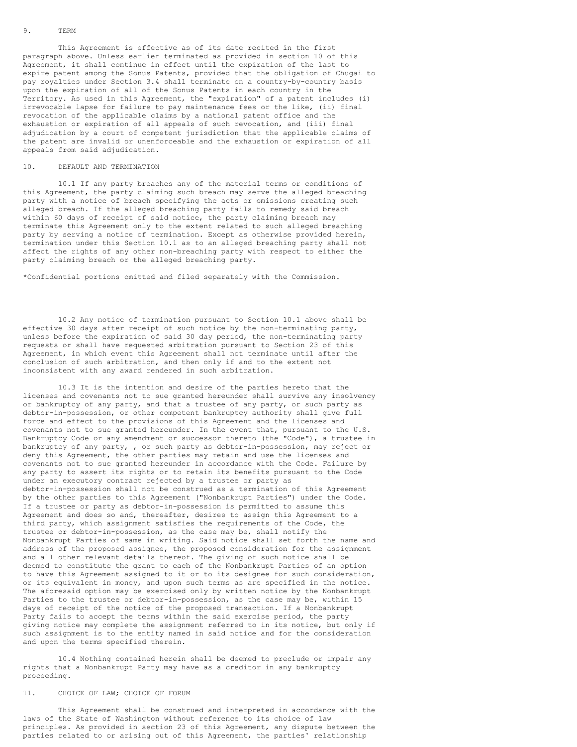## 9. TERM

This Agreement is effective as of its date recited in the first paragraph above. Unless earlier terminated as provided in section 10 of this Agreement, it shall continue in effect until the expiration of the last to expire patent among the Sonus Patents, provided that the obligation of Chugai to pay royalties under Section 3.4 shall terminate on a country-by-country basis upon the expiration of all of the Sonus Patents in each country in the Territory. As used in this Agreement, the "expiration" of a patent includes (i) irrevocable lapse for failure to pay maintenance fees or the like, (ii) final revocation of the applicable claims by a national patent office and the exhaustion or expiration of all appeals of such revocation, and (iii) final adjudication by a court of competent jurisdiction that the applicable claims of the patent are invalid or unenforceable and the exhaustion or expiration of all appeals from said adjudication.

## 10. DEFAULT AND TERMINATION

10.1 If any party breaches any of the material terms or conditions of this Agreement, the party claiming such breach may serve the alleged breaching party with a notice of breach specifying the acts or omissions creating such alleged breach. If the alleged breaching party fails to remedy said breach within 60 days of receipt of said notice, the party claiming breach may terminate this Agreement only to the extent related to such alleged breaching party by serving a notice of termination. Except as otherwise provided herein, termination under this Section 10.1 as to an alleged breaching party shall not affect the rights of any other non-breaching party with respect to either the party claiming breach or the alleged breaching party.

*Confidential portions omitted and filed separately with the Commission.

10.2 Any notice of termination pursuant to Section 10.1 above shall be effective 30 days after receipt of such notice by the non-terminating party, unless before the expiration of said 30 day period, the non-terminating party requests or shall have requested arbitration pursuant to Section 23 of this Agreement, in which event this Agreement shall not terminate until after the conclusion of such arbitration, and then only if and to the extent not inconsistent with any award rendered in such arbitration.

10.3 It is the intention and desire of the parties hereto that the licenses and covenants not to sue granted hereunder shall survive any insolvency or bankruptcy of any party, and that a trustee of any party, or such party as debtor-in-possession, or other competent bankruptcy authority shall give full force and effect to the provisions of this Agreement and the licenses and covenants not to sue granted hereunder. In the event that, pursuant to the U.S. Bankruptcy Code or any amendment or successor thereto (the "Code"), a trustee in bankruptcy of any party, , or such party as debtor-in-possession, may reject or deny this Agreement, the other parties may retain and use the licenses and covenants not to sue granted hereunder in accordance with the Code. Failure by any party to assert its rights or to retain its benefits pursuant to the Code under an executory contract rejected by a trustee or party as debtor-in-possession shall not be construed as a termination of this Agreement by the other parties to this Agreement ("Nonbankrupt Parties") under the Code. If a trustee or party as debtor-in-possession is permitted to assume this Agreement and does so and, thereafter, desires to assign this Agreement to a third party, which assignment satisfies the requirements of the Code, the trustee or debtor-in-possession, as the case may be, shall notify the Nonbankrupt Parties of same in writing. Said notice shall set forth the name and address of the proposed assignee, the proposed consideration for the assignment and all other relevant details thereof. The giving of such notice shall be deemed to constitute the grant to each of the Nonbankrupt Parties of an option to have this Agreement assigned to it or to its designee for such consideration, or its equivalent in money, and upon such terms as are specified in the notice. The aforesaid option may be exercised only by written notice by the Nonbankrupt Parties to the trustee or debtor-in-possession, as the case may be, within 15 days of receipt of the notice of the proposed transaction. If a Nonbankrupt Party fails to accept the terms within the said exercise period, the party giving notice may complete the assignment referred to in its notice, but only if such assignment is to the entity named in said notice and for the consideration and upon the terms specified therein.

10.4 Nothing contained herein shall be deemed to preclude or impair any rights that a Nonbankrupt Party may have as a creditor in any bankruptcy proceeding.

## 11. CHOICE OF LAW; CHOICE OF FORUM

This Agreement shall be construed and interpreted in accordance with the laws of the State of Washington without reference to its choice of law principles. As provided in section 23 of this Agreement, any dispute between the parties related to or arising out of this Agreement, the parties' relationship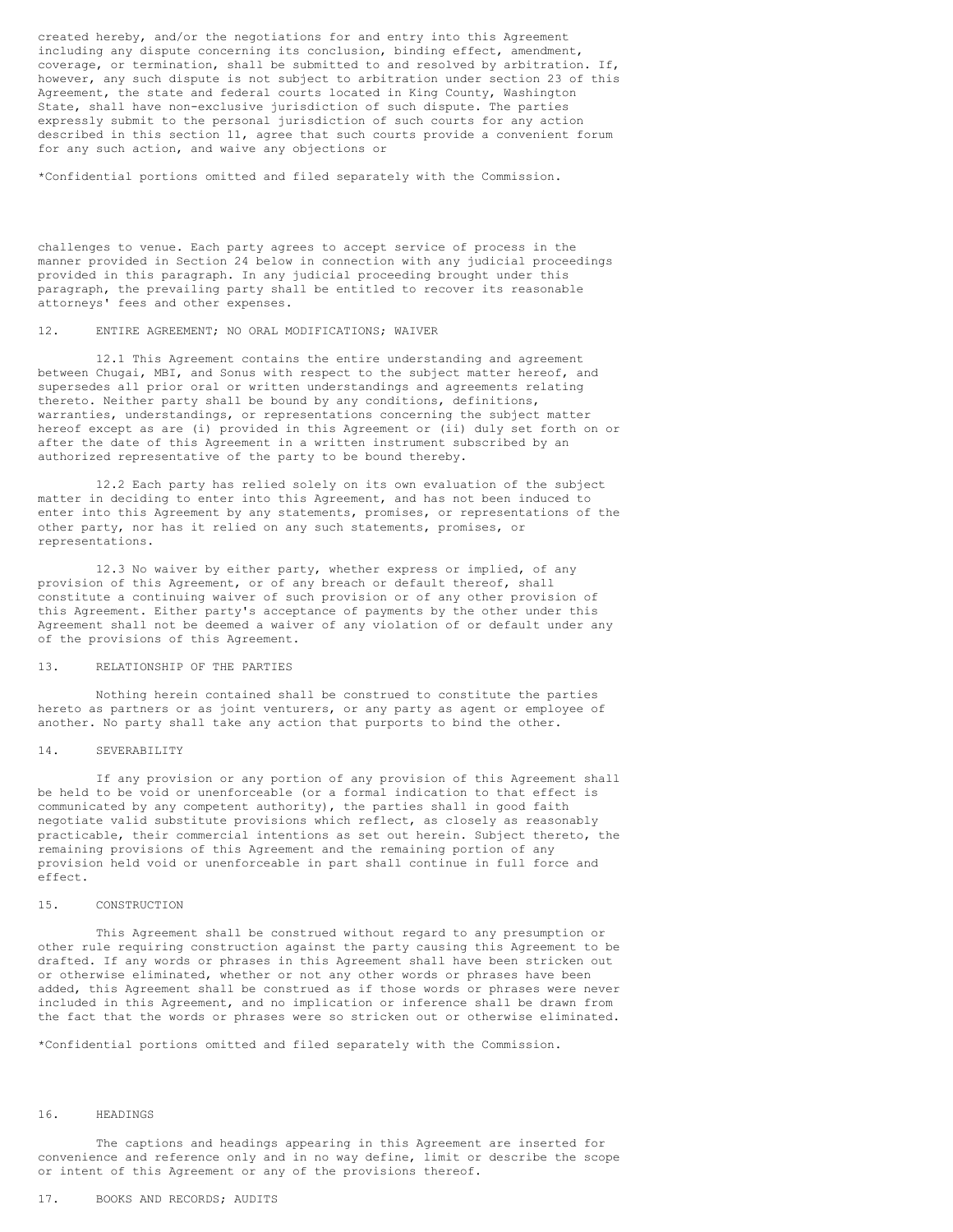created hereby, and/or the negotiations for and entry into this Agreement including any dispute concerning its conclusion, binding effect, amendment, coverage, or termination, shall be submitted to and resolved by arbitration. If, however, any such dispute is not subject to arbitration under section 23 of this Agreement, the state and federal courts located in King County, Washington State, shall have non-exclusive jurisdiction of such dispute. The parties expressly submit to the personal jurisdiction of such courts for any action described in this section 11, agree that such courts provide a convenient forum for any such action, and waive any objections or

*Confidential portions omitted and filed separately with the Commission.

challenges to venue. Each party agrees to accept service of process in the manner provided in Section 24 below in connection with any judicial proceedings provided in this paragraph. In any judicial proceeding brought under this paragraph, the prevailing party shall be entitled to recover its reasonable attorneys' fees and other expenses.

## 12. ENTIRE AGREEMENT; NO ORAL MODIFICATIONS; WAIVER

12.1 This Agreement contains the entire understanding and agreement between Chugai, MBI, and Sonus with respect to the subject matter hereof, and supersedes all prior oral or written understandings and agreements relating thereto. Neither party shall be bound by any conditions, definitions, warranties, understandings, or representations concerning the subject matter hereof except as are (i) provided in this Agreement or (ii) duly set forth on or after the date of this Agreement in a written instrument subscribed by an authorized representative of the party to be bound thereby.

12.2 Each party has relied solely on its own evaluation of the subject matter in deciding to enter into this Agreement, and has not been induced to enter into this Agreement by any statements, promises, or representations of the other party, nor has it relied on any such statements, promises, or representations.

12.3 No waiver by either party, whether express or implied, of any provision of this Agreement, or of any breach or default thereof, shall constitute a continuing waiver of such provision or of any other provision of this Agreement. Either party's acceptance of payments by the other under this Agreement shall not be deemed a waiver of any violation of or default under any of the provisions of this Agreement.

## 13. RELATIONSHIP OF THE PARTIES

Nothing herein contained shall be construed to constitute the parties hereto as partners or as joint venturers, or any party as agent or employee of another. No party shall take any action that purports to bind the other.

## 14. SEVERABILITY

If any provision or any portion of any provision of this Agreement shall be held to be void or unenforceable (or a formal indication to that effect is communicated by any competent authority), the parties shall in good faith negotiate valid substitute provisions which reflect, as closely as reasonably practicable, their commercial intentions as set out herein. Subject thereto, the remaining provisions of this Agreement and the remaining portion of any provision held void or unenforceable in part shall continue in full force and effect.

## 15. CONSTRUCTION

This Agreement shall be construed without regard to any presumption or other rule requiring construction against the party causing this Agreement to be drafted. If any words or phrases in this Agreement shall have been stricken out or otherwise eliminated, whether or not any other words or phrases have been added, this Agreement shall be construed as if those words or phrases were never included in this Agreement, and no implication or inference shall be drawn from the fact that the words or phrases were so stricken out or otherwise eliminated.

*Confidential portions omitted and filed separately with the Commission.

## 16. HEADINGS

The captions and headings appearing in this Agreement are inserted for convenience and reference only and in no way define, limit or describe the scope or intent of this Agreement or any of the provisions thereof.

## 17. BOOKS AND RECORDS; AUDITS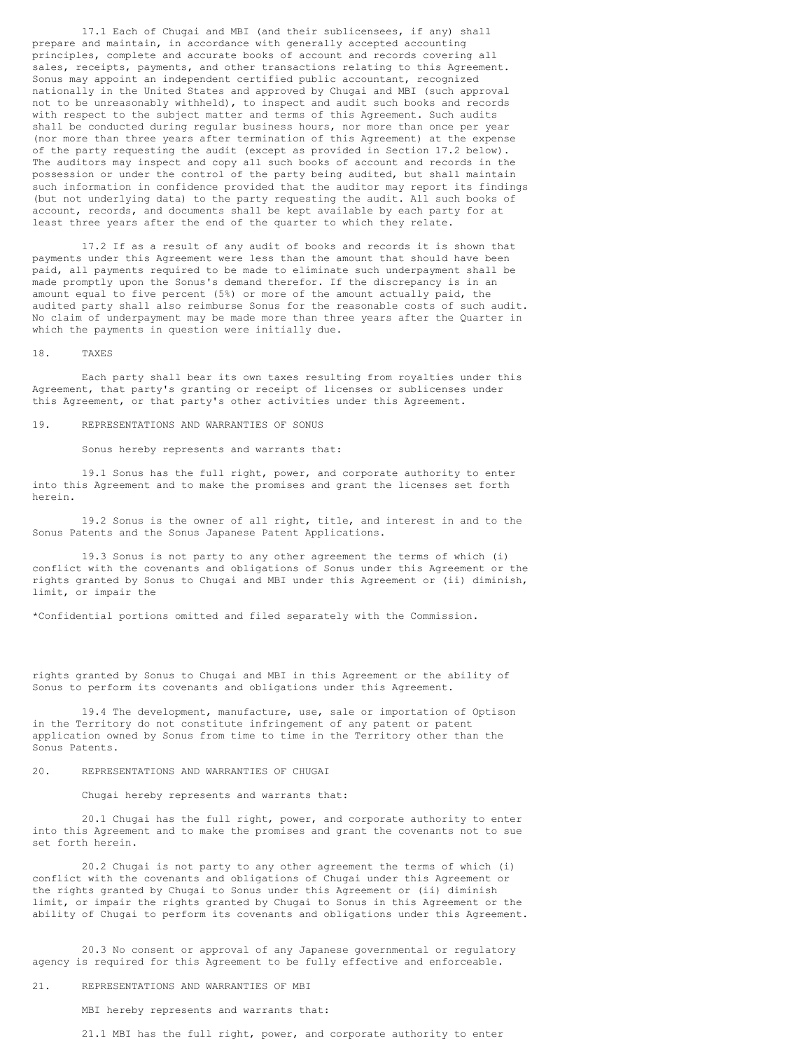17.1 Each of Chugai and MBI (and their sublicensees, if any) shall prepare and maintain, in accordance with generally accepted accounting principles, complete and accurate books of account and records covering all sales, receipts, payments, and other transactions relating to this Agreement. Sonus may appoint an independent certified public accountant, recognized nationally in the United States and approved by Chugai and MBI (such approval not to be unreasonably withheld), to inspect and audit such books and records with respect to the subject matter and terms of this Agreement. Such audits shall be conducted during regular business hours, nor more than once per year (nor more than three years after termination of this Agreement) at the expense of the party requesting the audit (except as provided in Section 17.2 below). The auditors may inspect and copy all such books of account and records in the possession or under the control of the party being audited, but shall maintain such information in confidence provided that the auditor may report its findings (but not underlying data) to the party requesting the audit. All such books of account, records, and documents shall be kept available by each party for at least three years after the end of the quarter to which they relate.

17.2 If as a result of any audit of books and records it is shown that payments under this Agreement were less than the amount that should have been paid, all payments required to be made to eliminate such underpayment shall be made promptly upon the Sonus's demand therefor. If the discrepancy is in an amount equal to five percent (5%) or more of the amount actually paid, the audited party shall also reimburse Sonus for the reasonable costs of such audit. No claim of underpayment may be made more than three years after the Quarter in which the payments in question were initially due.

18. TAXES

Each party shall bear its own taxes resulting from royalties under this Agreement, that party's granting or receipt of licenses or sublicenses under this Agreement, or that party's other activities under this Agreement.

19. REPRESENTATIONS AND WARRANTIES OF SONUS

Sonus hereby represents and warrants that:

19.1 Sonus has the full right, power, and corporate authority to enter into this Agreement and to make the promises and grant the licenses set forth herein.

19.2 Sonus is the owner of all right, title, and interest in and to the Sonus Patents and the Sonus Japanese Patent Applications.

19.3 Sonus is not party to any other agreement the terms of which (i) conflict with the covenants and obligations of Sonus under this Agreement or the rights granted by Sonus to Chugai and MBI under this Agreement or (ii) diminish, limit, or impair the

*Confidential portions omitted and filed separately with the Commission.

rights granted by Sonus to Chugai and MBI in this Agreement or the ability of Sonus to perform its covenants and obligations under this Agreement.

19.4 The development, manufacture, use, sale or importation of Optison in the Territory do not constitute infringement of any patent or patent application owned by Sonus from time to time in the Territory other than the Sonus Patents.

20. REPRESENTATIONS AND WARRANTIES OF CHUGAI

Chugai hereby represents and warrants that:

20.1 Chugai has the full right, power, and corporate authority to enter into this Agreement and to make the promises and grant the covenants not to sue set forth herein.

20.2 Chugai is not party to any other agreement the terms of which (i) conflict with the covenants and obligations of Chugai under this Agreement or the rights granted by Chugai to Sonus under this Agreement or (ii) diminish limit, or impair the rights granted by Chugai to Sonus in this Agreement or the ability of Chugai to perform its covenants and obligations under this Agreement.

20.3 No consent or approval of any Japanese governmental or regulatory agency is required for this Agreement to be fully effective and enforceable.

21. REPRESENTATIONS AND WARRANTIES OF MBI

MBI hereby represents and warrants that:

21.1 MBI has the full right, power, and corporate authority to enter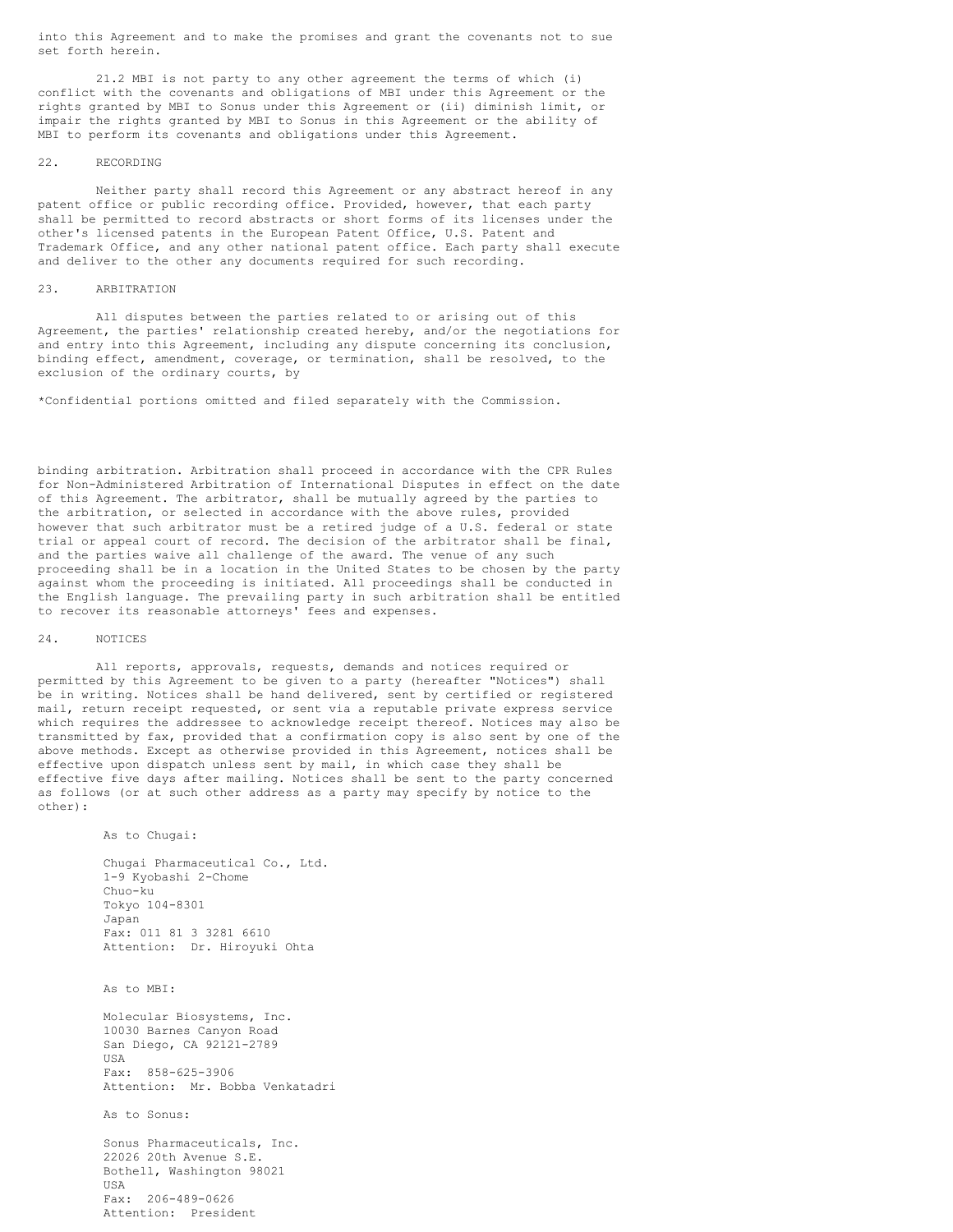into this Agreement and to make the promises and grant the covenants not to sue set forth herein.

21.2 MBI is not party to any other agreement the terms of which (i) conflict with the covenants and obligations of MBI under this Agreement or the rights granted by MBI to Sonus under this Agreement or (ii) diminish limit, or impair the rights granted by MBI to Sonus in this Agreement or the ability of MBI to perform its covenants and obligations under this Agreement.

## 22. RECORDING

Neither party shall record this Agreement or any abstract hereof in any patent office or public recording office. Provided, however, that each party shall be permitted to record abstracts or short forms of its licenses under the other's licensed patents in the European Patent Office, U.S. Patent and Trademark Office, and any other national patent office. Each party shall execute and deliver to the other any documents required for such recording.

## 23. ARBITRATION

All disputes between the parties related to or arising out of this Agreement, the parties' relationship created hereby, and/or the negotiations for and entry into this Agreement, including any dispute concerning its conclusion, binding effect, amendment, coverage, or termination, shall be resolved, to the exclusion of the ordinary courts, by

*Confidential portions omitted and filed separately with the Commission.

binding arbitration. Arbitration shall proceed in accordance with the CPR Rules for Non-Administered Arbitration of International Disputes in effect on the date of this Agreement. The arbitrator, shall be mutually agreed by the parties to the arbitration, or selected in accordance with the above rules, provided however that such arbitrator must be a retired judge of a U.S. federal or state trial or appeal court of record. The decision of the arbitrator shall be final, and the parties waive all challenge of the award. The venue of any such proceeding shall be in a location in the United States to be chosen by the party against whom the proceeding is initiated. All proceedings shall be conducted in the English language. The prevailing party in such arbitration shall be entitled to recover its reasonable attorneys' fees and expenses.

## 24. NOTICES

All reports, approvals, requests, demands and notices required or permitted by this Agreement to be given to a party (hereafter "Notices") shall be in writing. Notices shall be hand delivered, sent by certified or registered mail, return receipt requested, or sent via a reputable private express service which requires the addressee to acknowledge receipt thereof. Notices may also be transmitted by fax, provided that a confirmation copy is also sent by one of the above methods. Except as otherwise provided in this Agreement, notices shall be effective upon dispatch unless sent by mail, in which case they shall be effective five days after mailing. Notices shall be sent to the party concerned as follows (or at such other address as a party may specify by notice to the other):

As to Chugai:

Chugai Pharmaceutical Co., Ltd.
1-9 Kyobashi 2-Chome
Chuo-ku
Tokyo 104-8301
Japan
Fax: 011 81 3 3281 6610
Attention: Dr. Hiroyuki Ohta

As to MBI:

Molecular Biosystems, Inc.
10030 Barnes Canyon Road
San Diego, CA 92121-2789
USA
Fax: 858-625-3906
Attention: Mr. Bobba Venkatadri

As to Sonus:

Sonus Pharmaceuticals, Inc.
22026 20th Avenue S.E.
Bothell, Washington 98021
USA
Fax: 206-489-0626
Attention: President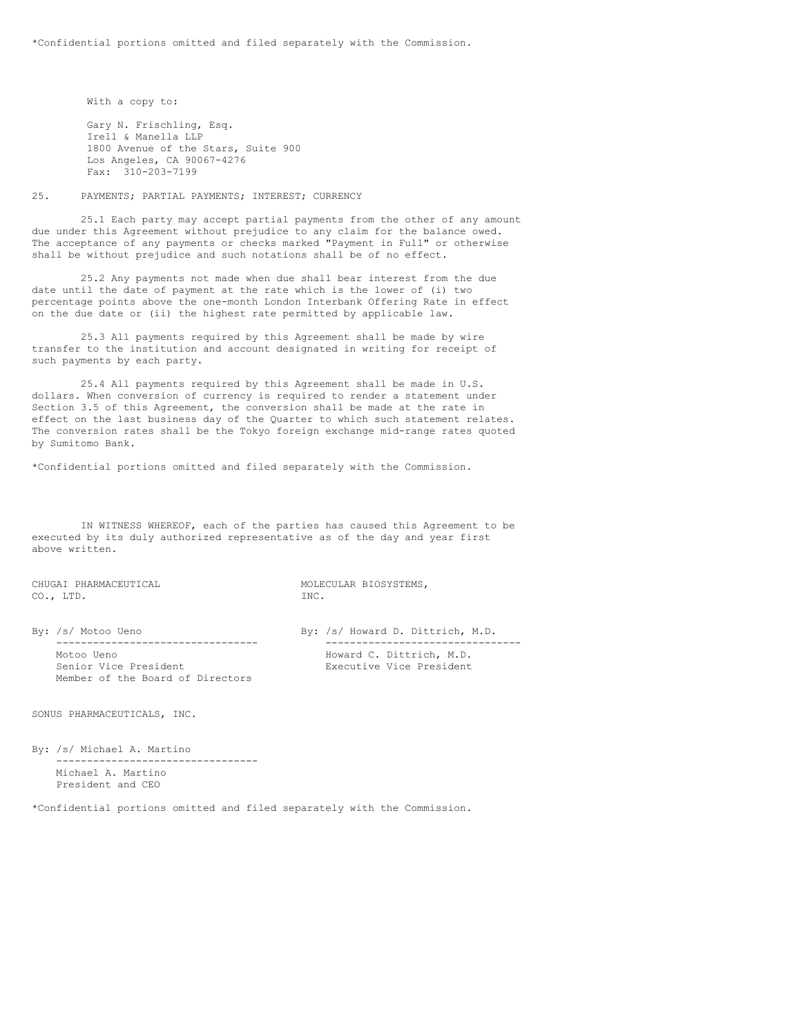*Confidential portions omitted and filed separately with the Commission.

With a copy to:

Gary N. Frischling, Esq.
Irell & Manella LLP
1800 Avenue of the Stars, Suite 900
Los Angeles, CA 90067-4276
Fax: 310-203-7199

25. PAYMENTS; PARTIAL PAYMENTS; INTEREST; CURRENCY

25.1 Each party may accept partial payments from the other of any amount due under this Agreement without prejudice to any claim for the balance owed. The acceptance of any payments or checks marked "Payment in Full" or otherwise shall be without prejudice and such notations shall be of no effect.

25.2 Any payments not made when due shall bear interest from the due date until the date of payment at the rate which is the lower of (i) two percentage points above the one-month London Interbank Offering Rate in effect on the due date or (ii) the highest rate permitted by applicable law.

25.3 All payments required by this Agreement shall be made by wire transfer to the institution and account designated in writing for receipt of such payments by each party.

25.4 All payments required by this Agreement shall be made in U.S. dollars. When conversion of currency is required to render a statement under Section 3.5 of this Agreement, the conversion shall be made at the rate in effect on the last business day of the Quarter to which such statement relates. The conversion rates shall be the Tokyo foreign exchange mid-range rates quoted by Sumitomo Bank.

*Confidential portions omitted and filed separately with the Commission.

IN WITNESS WHEREOF, each of the parties has caused this Agreement to be executed by its duly authorized representative as of the day and year first above written.

CHUGAI PHARMACEUTICAL CO., LTD.

By: /s/ Motoo Ueno
Motoo Ueno
Senior Vice President
Member of the Board of Directors

MOLECULAR BIOSYSTEMS, INC.

By: /s/ Howard D. Dittrich, M.D.
Howard C. Dittrich, M.D.
Executive Vice President

SONUS PHARMACEUTICALS, INC.

By: /s/ Michael A. Martino
Michael A. Martino
President and CEO

*Confidential portions omitted and filed separately with the Commission.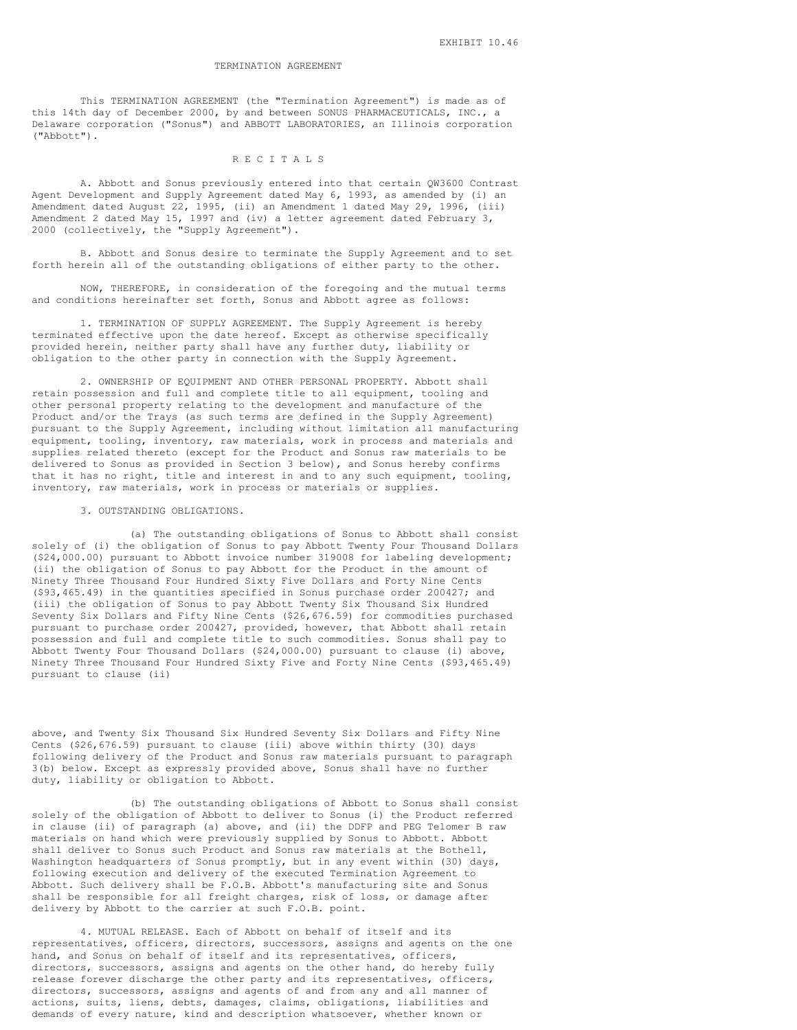EXHIBIT 10.46

# TERMINATION AGREEMENT

This TERMINATION AGREEMENT (the "Termination Agreement") is made as of this 14th day of December 2000, by and between SONUS PHARMACEUTICALS, INC., a Delaware corporation ("Sonus") and ABBOTT LABORATORIES, an Illinois corporation ("Abbott").

## R E C I T A L S

A. Abbott and Sonus previously entered into that certain QW3600 Contrast Agent Development and Supply Agreement dated May 6, 1993, as amended by (i) an Amendment dated August 22, 1995, (ii) an Amendment 1 dated May 29, 1996, (iii) Amendment 2 dated May 15, 1997 and (iv) a letter agreement dated February 3, 2000 (collectively, the "Supply Agreement").

B. Abbott and Sonus desire to terminate the Supply Agreement and to set forth herein all of the outstanding obligations of either party to the other.

NOW, THEREFORE, in consideration of the foregoing and the mutual terms and conditions hereinafter set forth, Sonus and Abbott agree as follows:

1. TERMINATION OF SUPPLY AGREEMENT. The Supply Agreement is hereby terminated effective upon the date hereof. Except as otherwise specifically provided herein, neither party shall have any further duty, liability or obligation to the other party in connection with the Supply Agreement.

2. OWNERSHIP OF EQUIPMENT AND OTHER PERSONAL PROPERTY. Abbott shall retain possession and full and complete title to all equipment, tooling and other personal property relating to the development and manufacture of the Product and/or the Trays (as such terms are defined in the Supply Agreement) pursuant to the Supply Agreement, including without limitation all manufacturing equipment, tooling, inventory, raw materials, work in process and materials and supplies related thereto (except for the Product and Sonus raw materials to be delivered to Sonus as provided in Section 3 below), and Sonus hereby confirms that it has no right, title and interest in and to any such equipment, tooling, inventory, raw materials, work in process or materials or supplies.

3. OUTSTANDING OBLIGATIONS.

(a) The outstanding obligations of Sonus to Abbott shall consist solely of (i) the obligation of Sonus to pay Abbott Twenty Four Thousand Dollars ($24,000.00) pursuant to Abbott invoice number 319008 for labeling development; (ii) the obligation of Sonus to pay Abbott for the Product in the amount of Ninety Three Thousand Four Hundred Sixty Five Dollars and Forty Nine Cents ($93,465.49) in the quantities specified in Sonus purchase order 200427; and (iii) the obligation of Sonus to pay Abbott Twenty Six Thousand Six Hundred Seventy Six Dollars and Fifty Nine Cents ($26,676.59) for commodities purchased pursuant to purchase order 200427, provided, however, that Abbott shall retain possession and full and complete title to such commodities. Sonus shall pay to Abbott Twenty Four Thousand Dollars ($24,000.00) pursuant to clause (i) above, Ninety Three Thousand Four Hundred Sixty Five and Forty Nine Cents ($93,465.49) pursuant to clause (ii) above, and Twenty Six Thousand Six Hundred Seventy Six Dollars and Fifty Nine Cents ($26,676.59) pursuant to clause (iii) above within thirty (30) days following delivery of the Product and Sonus raw materials pursuant to paragraph 3(b) below. Except as expressly provided above, Sonus shall have no further duty, liability or obligation to Abbott.

(b) The outstanding obligations of Abbott to Sonus shall consist solely of the obligation of Abbott to deliver to Sonus (i) the Product referred in clause (ii) of paragraph (a) above, and (ii) the DDFP and PEG Telomer B raw materials on hand which were previously supplied by Sonus to Abbott. Abbott shall deliver to Sonus such Product and Sonus raw materials at the Bothell, Washington headquarters of Sonus promptly, but in any event within (30) days, following execution and delivery of the executed Termination Agreement to Abbott. Such delivery shall be F.O.B. Abbott's manufacturing site and Sonus shall be responsible for all freight charges, risk of loss, or damage after delivery by Abbott to the carrier at such F.O.B. point.

4. MUTUAL RELEASE. Each of Abbott on behalf of itself and its representatives, officers, directors, successors, assigns and agents on the one hand, and Sonus on behalf of itself and its representatives, officers, directors, successors, assigns and agents on the other hand, do hereby fully release forever discharge the other party and its representatives, officers, directors, successors, assigns and agents of and from any and all manner of actions, suits, liens, debts, damages, claims, obligations, liabilities and demands of every nature, kind and description whatsoever, whether known or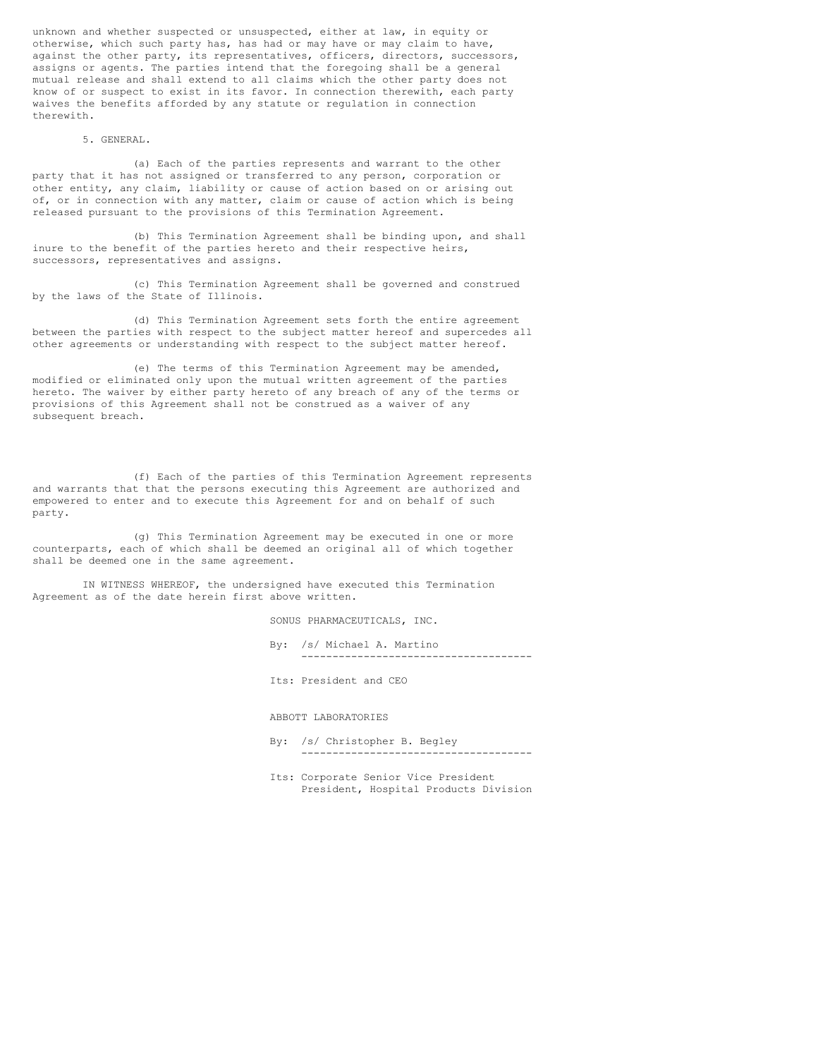unknown and whether suspected or unsuspected, either at law, in equity or otherwise, which such party has, has had or may have or may claim to have, against the other party, its representatives, officers, directors, successors, assigns or agents. The parties intend that the foregoing shall be a general mutual release and shall extend to all claims which the other party does not know of or suspect to exist in its favor. In connection therewith, each party waives the benefits afforded by any statute or regulation in connection therewith.

5. GENERAL.

(a) Each of the parties represents and warrant to the other party that it has not assigned or transferred to any person, corporation or other entity, any claim, liability or cause of action based on or arising out of, or in connection with any matter, claim or cause of action which is being released pursuant to the provisions of this Termination Agreement.

(b) This Termination Agreement shall be binding upon, and shall inure to the benefit of the parties hereto and their respective heirs, successors, representatives and assigns.

(c) This Termination Agreement shall be governed and construed by the laws of the State of Illinois.

(d) This Termination Agreement sets forth the entire agreement between the parties with respect to the subject matter hereof and supercedes all other agreements or understanding with respect to the subject matter hereof.

(e) The terms of this Termination Agreement may be amended, modified or eliminated only upon the mutual written agreement of the parties hereto. The waiver by either party hereto of any breach of any of the terms or provisions of this Agreement shall not be construed as a waiver of any subsequent breach.

(f) Each of the parties of this Termination Agreement represents and warrants that that the persons executing this Agreement are authorized and empowered to enter and to execute this Agreement for and on behalf of such party.

(g) This Termination Agreement may be executed in one or more counterparts, each of which shall be deemed an original all of which together shall be deemed one in the same agreement.

IN WITNESS WHEREOF, the undersigned have executed this Termination Agreement as of the date herein first above written.

SONUS PHARMACEUTICALS, INC.

By: /s/ Michael A. Martino

Its: President and CEO

ABBOTT LABORATORIES

By: /s/ Christopher B. Begley

Its: Corporate Senior Vice President
President, Hospital Products Division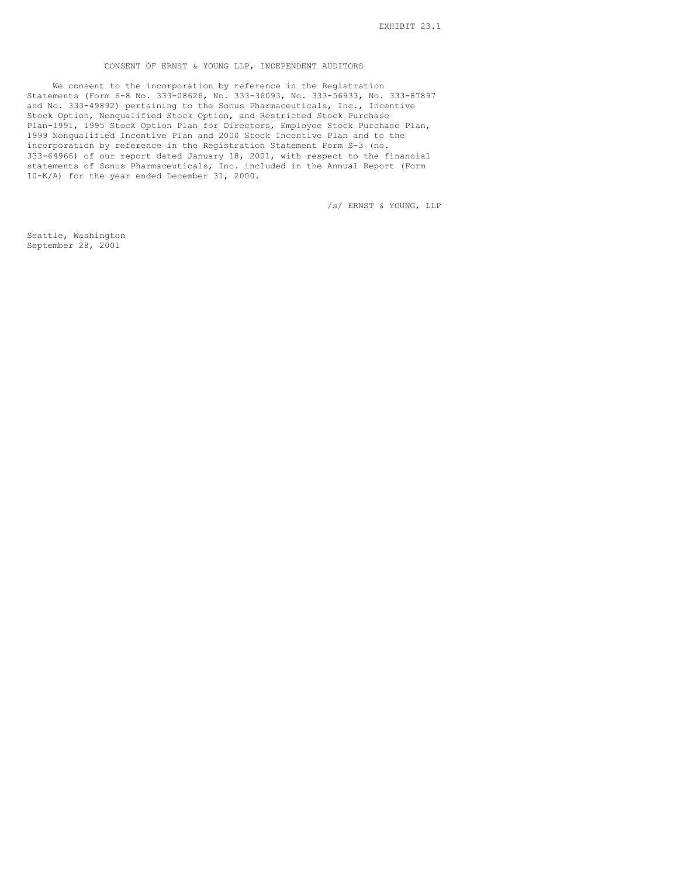EXHIBIT 23.1

# CONSENT OF ERNST & YOUNG LLP, INDEPENDENT AUDITORS

We consent to the incorporation by reference in the Registration Statements (Form S-8 No. 333-08626, No. 333-36093, No. 333-56933, No. 333-87897 and No. 333-49892) pertaining to the Sonus Pharmaceuticals, Inc., Incentive Stock Option, Nonqualified Stock Option, and Restricted Stock Purchase Plan-1991, 1995 Stock Option Plan for Directors, Employee Stock Purchase Plan, 1999 Nonqualified Incentive Plan and 2000 Stock Incentive Plan and to the incorporation by reference in the Registration Statement Form S-3 (no. 333-64966) of our report dated January 18, 2001, with respect to the financial statements of Sonus Pharmaceuticals, Inc. included in the Annual Report (Form 10-K/A) for the year ended December 31, 2000.

/s/ ERNST & YOUNG, LLP

Seattle, Washington
September 28, 2001